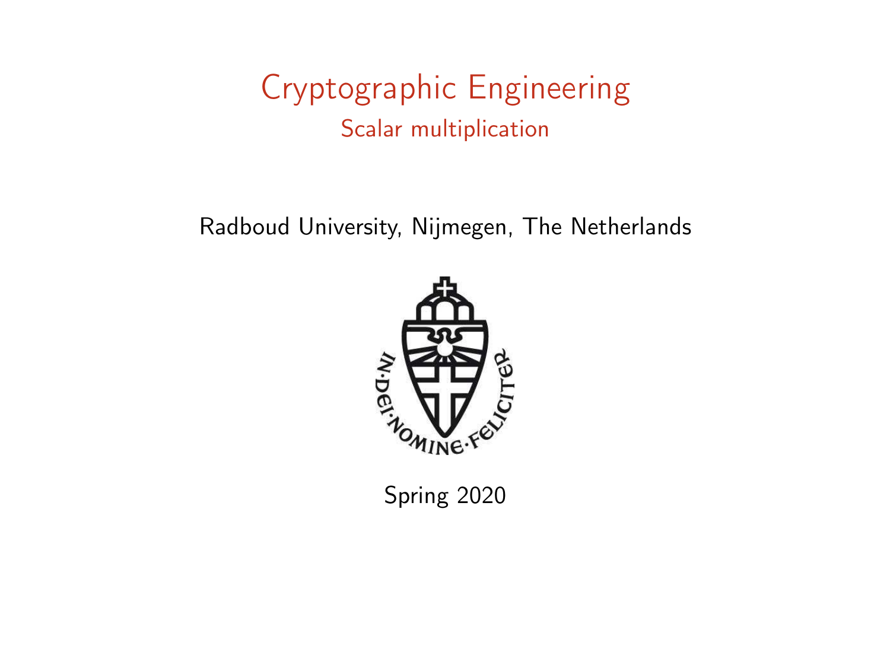# Cryptographic Engineering

## Scalar multiplication

Radboud University, Nijmegen, The Netherlands

Spring 2020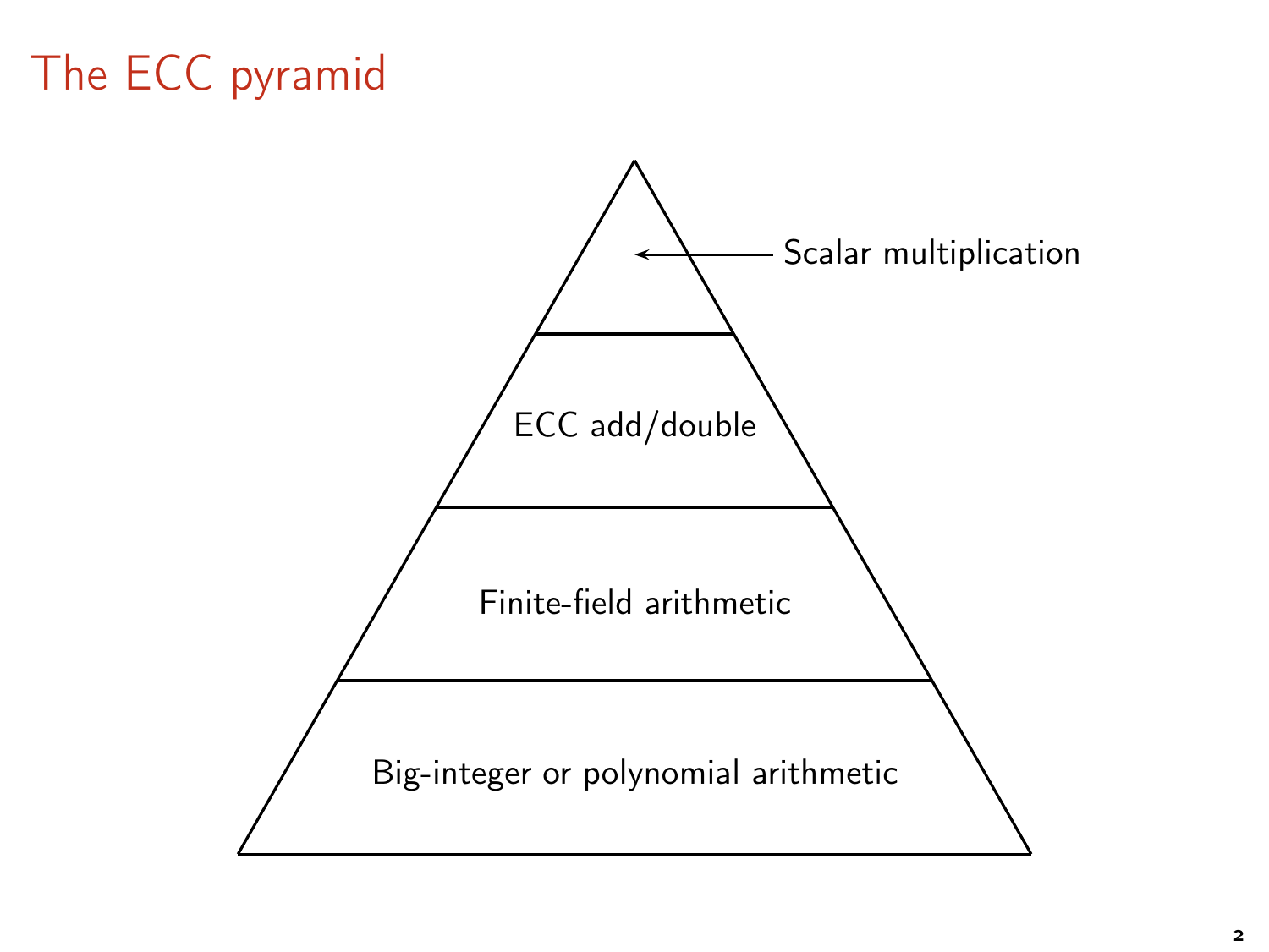# The ECC pyramid

- Scalar multiplication
- ECC add/double
- Finite-field arithmetic
- Big-integer or polynomial arithmetic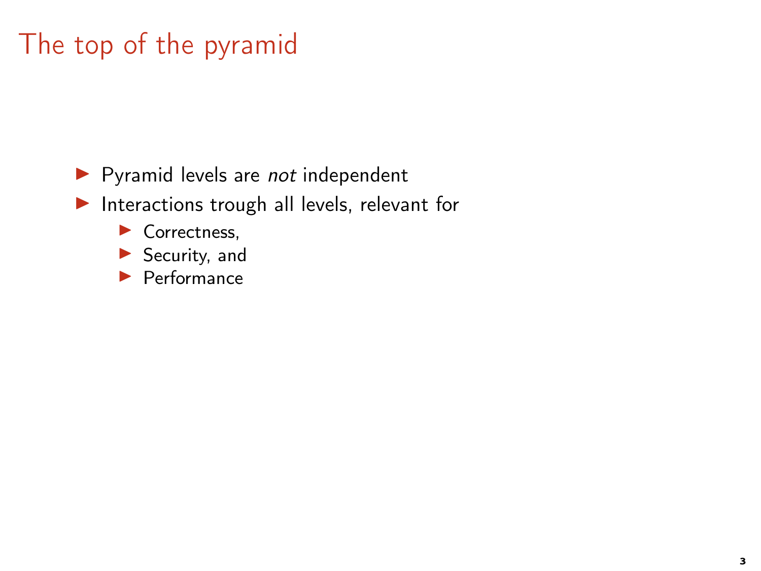# The top of the pyramid

- Pyramid levels are *not* independent
- Interactions trough all levels, relevant for
  - Correctness,
  - Security, and
  - Performance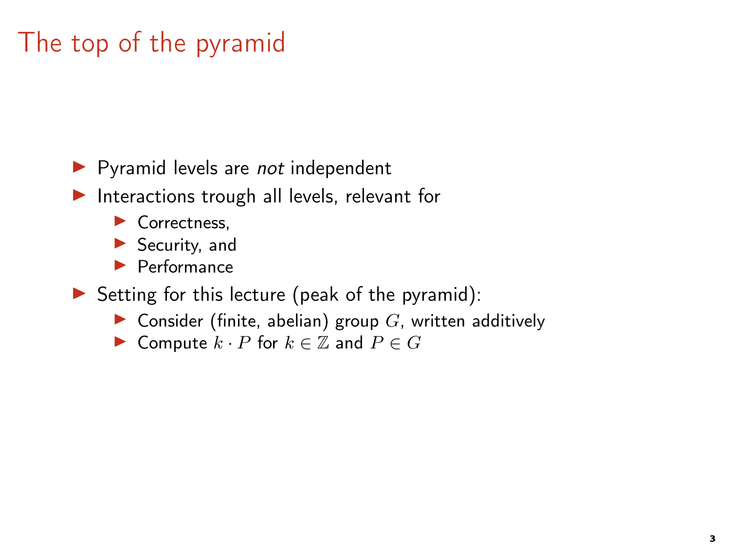# The top of the pyramid

- Pyramid levels are *not* independent
- Interactions trough all levels, relevant for
  - Correctness,
  - Security, and
  - Performance
- Setting for this lecture (peak of the pyramid):
  - Consider (finite, abelian) group $G$, written additively
  - Compute $k \cdot P$ for $k \in \mathbb{Z}$ and $P \in G$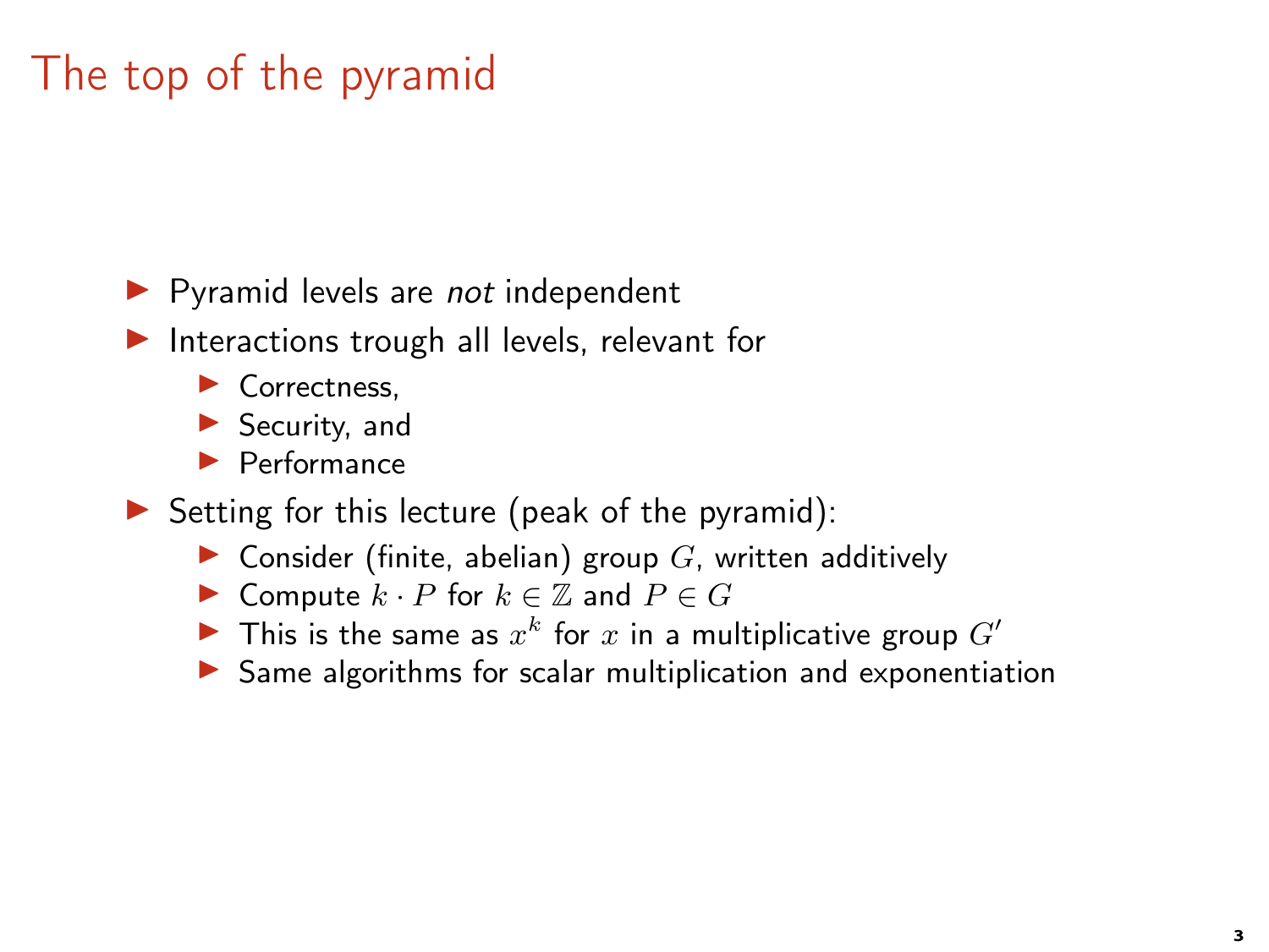# The top of the pyramid

- Pyramid levels are *not* independent
- Interactions trough all levels, relevant for
  - Correctness,
  - Security, and
  - Performance
- Setting for this lecture (peak of the pyramid):
  - Consider (finite, abelian) group $G$, written additively
  - Compute $k \cdot P$ for $k \in \mathbb{Z}$ and $P \in G$
  - This is the same as $x^k$ for $x$ in a multiplicative group $G'$
  - Same algorithms for scalar multiplication and exponentiation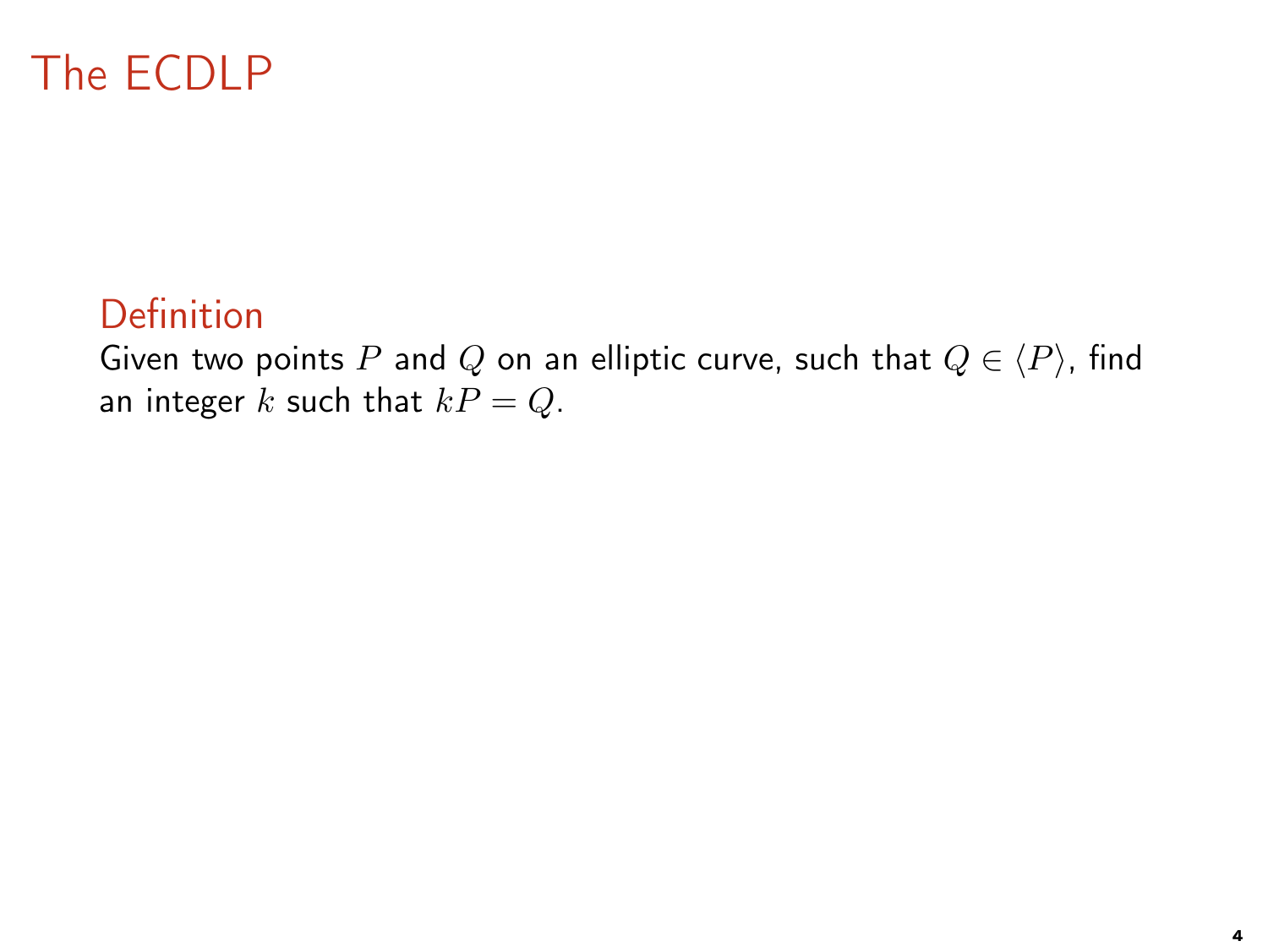# The ECDLP

## Definition

Given two points $P$ and $Q$ on an elliptic curve, such that $Q \in \langle P \rangle$, find an integer $k$ such that $kP = Q$.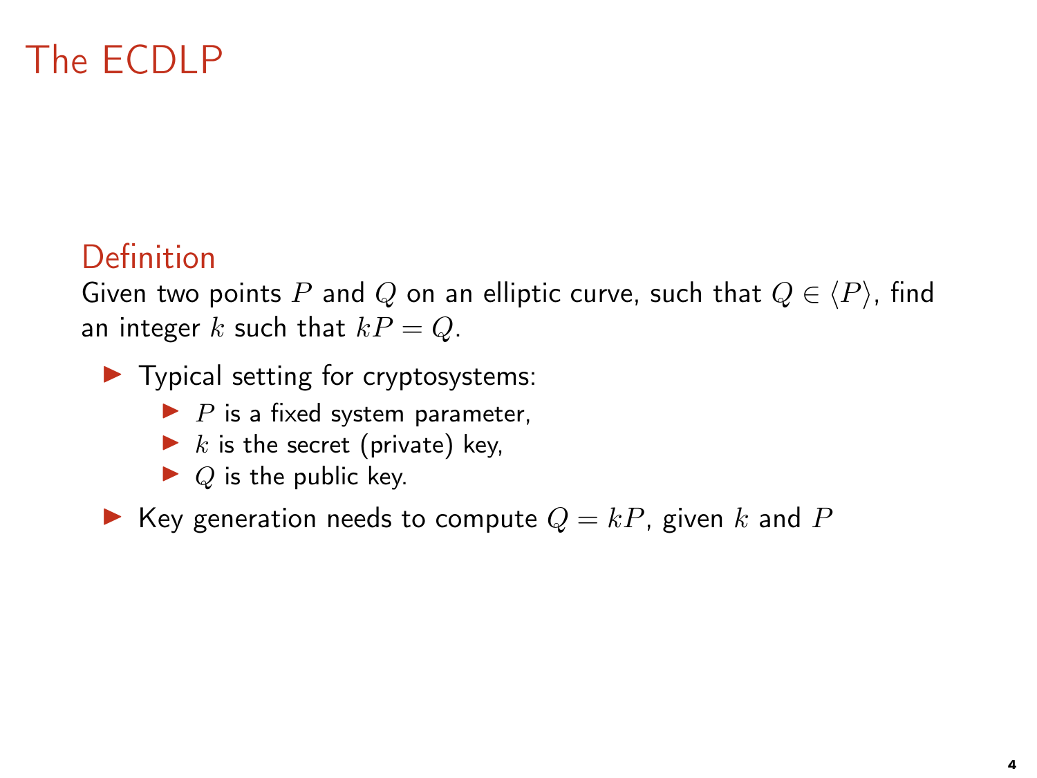# The ECDLP

## Definition

Given two points $P$ and $Q$ on an elliptic curve, such that $Q \in \langle P \rangle$, find an integer $k$ such that $kP = Q$.

- Typical setting for cryptosystems:
  - $P$ is a fixed system parameter,
  - $k$ is the secret (private) key,
  - $Q$ is the public key.
- Key generation needs to compute $Q = kP$, given $k$ and $P$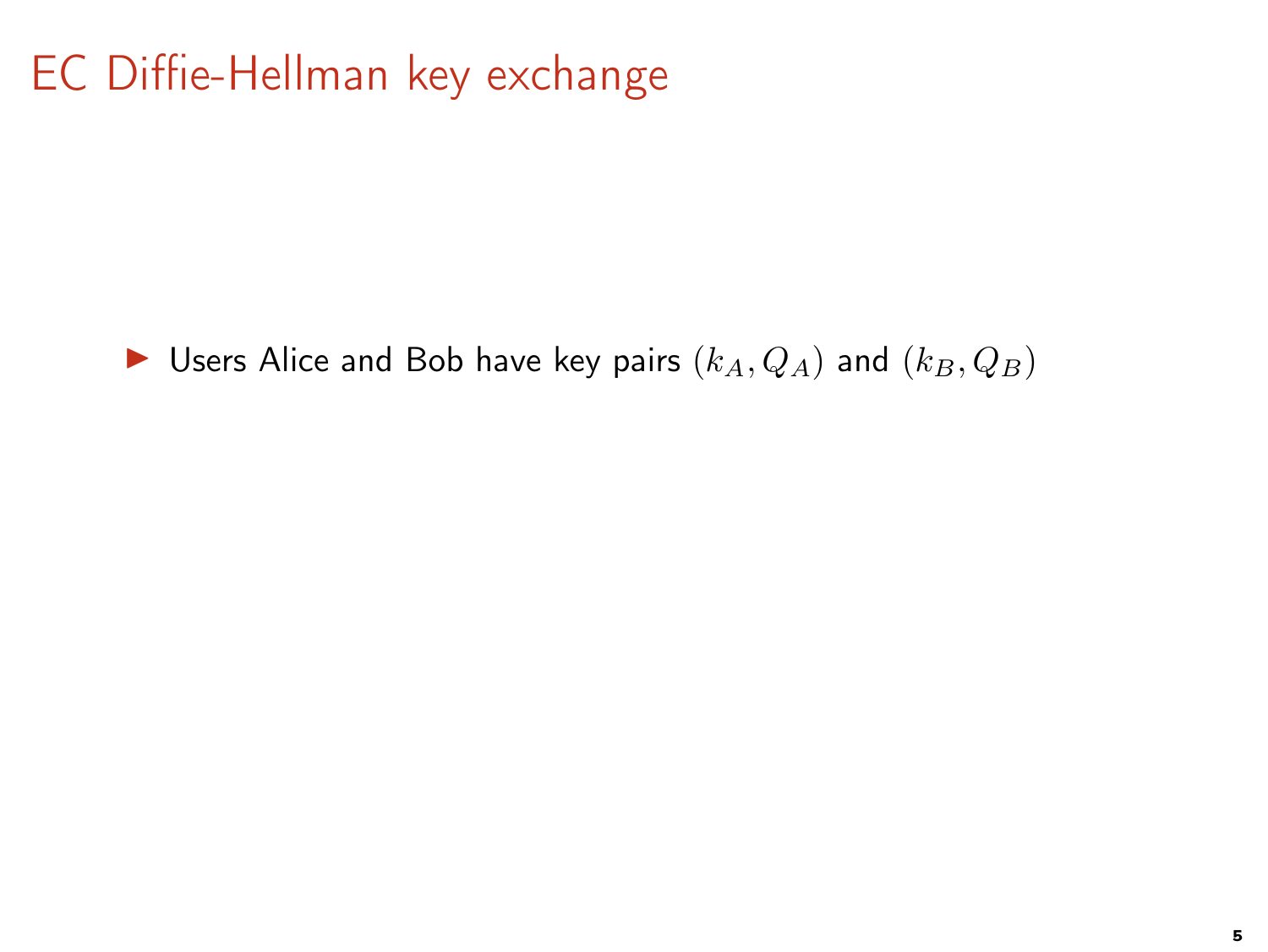# EC Diffie-Hellman key exchange

- Users Alice and Bob have key pairs $(k_A, Q_A)$ and $(k_B, Q_B)$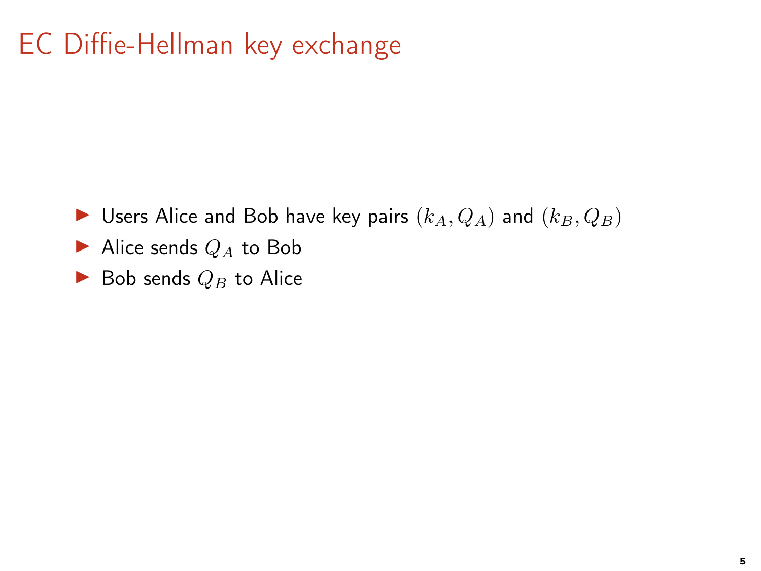# EC Diffie-Hellman key exchange

- Users Alice and Bob have key pairs $(k_A, Q_A)$ and $(k_B, Q_B)$
- Alice sends $Q_A$ to Bob
- Bob sends $Q_B$ to Alice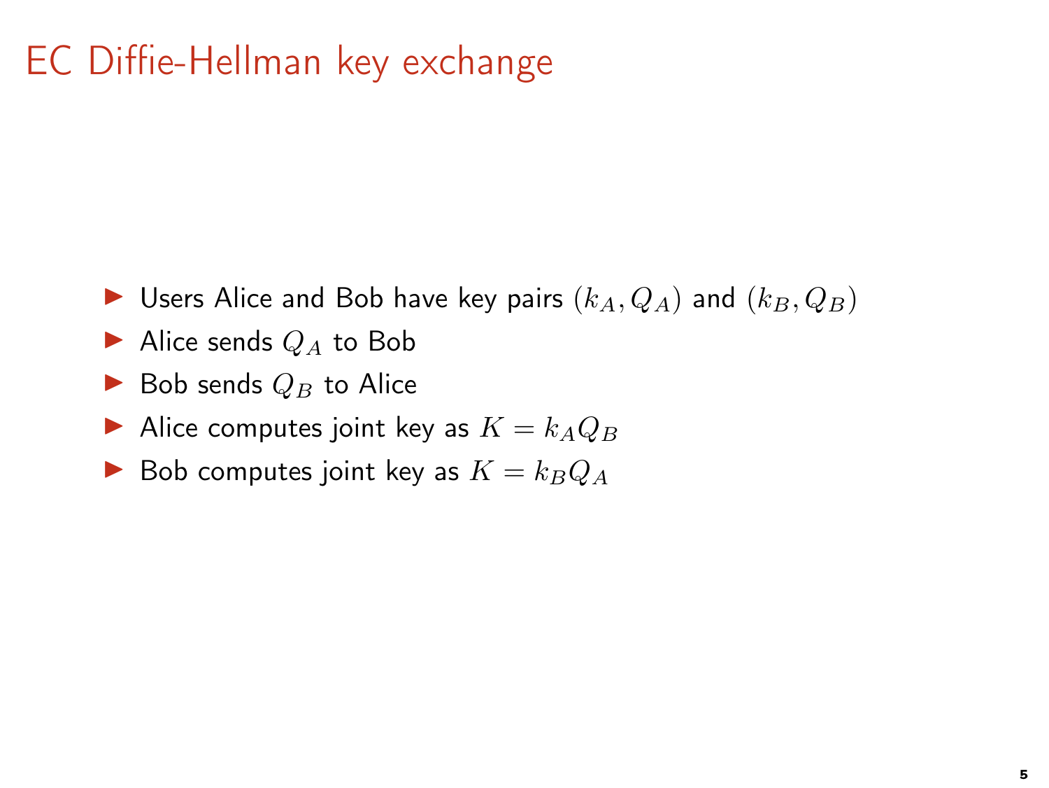# EC Diffie-Hellman key exchange

- Users Alice and Bob have key pairs $(k_A, Q_A)$ and $(k_B, Q_B)$
- Alice sends $Q_A$ to Bob
- Bob sends $Q_B$ to Alice
- Alice computes joint key as $K = k_A Q_B$
- Bob computes joint key as $K = k_B Q_A$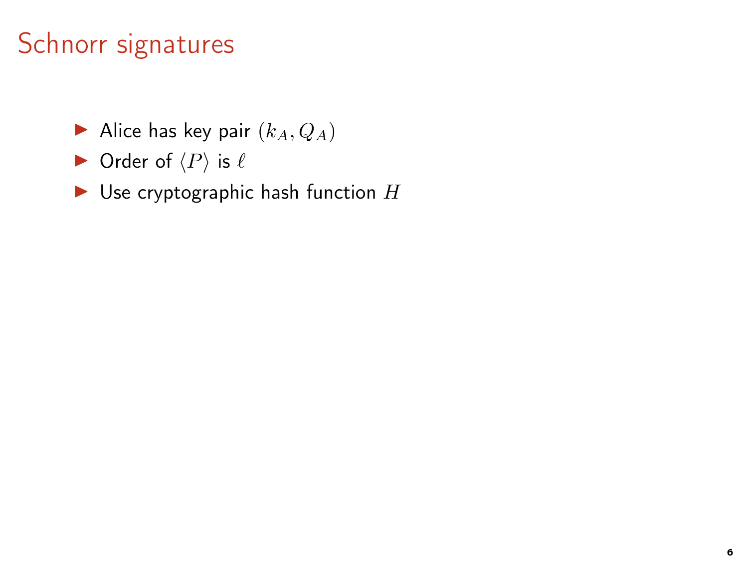# Schnorr signatures

- Alice has key pair $(k_A, Q_A)$
- Order of $\langle P \rangle$ is $\ell$
- Use cryptographic hash function $H$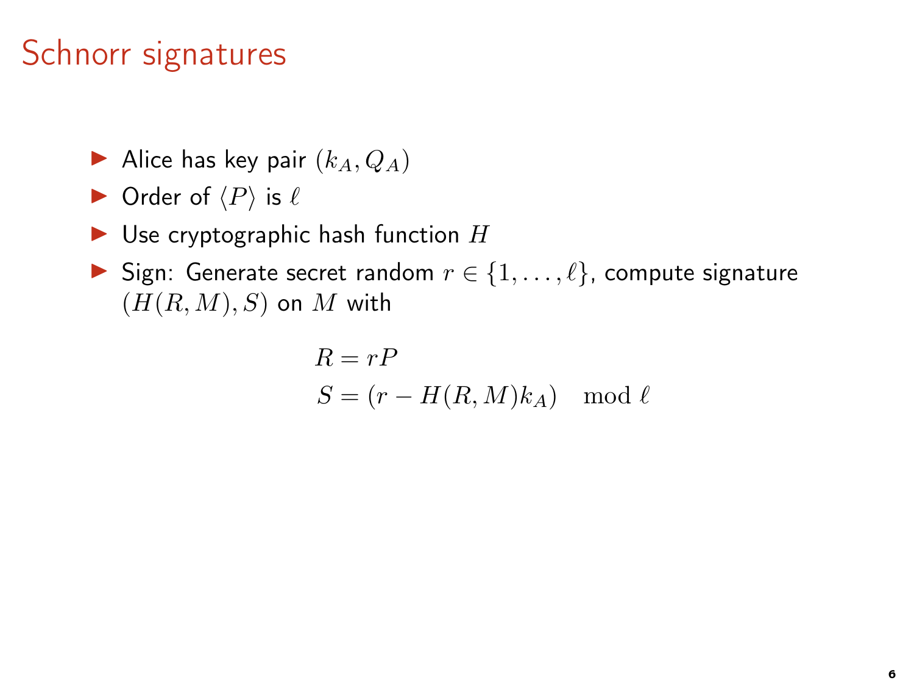# Schnorr signatures

- Alice has key pair $(k_A, Q_A)$
- Order of $\langle P \rangle$ is $\ell$
- Use cryptographic hash function $H$
- Sign: Generate secret random $r \in \{1, \dots, \ell\}$, compute signature $(H(R, M), S)$ on $M$ with

$$
\begin{aligned}
R &= rP \\
S &= (r - H(R, M)k_A) \mod \ell
\end{aligned}
$$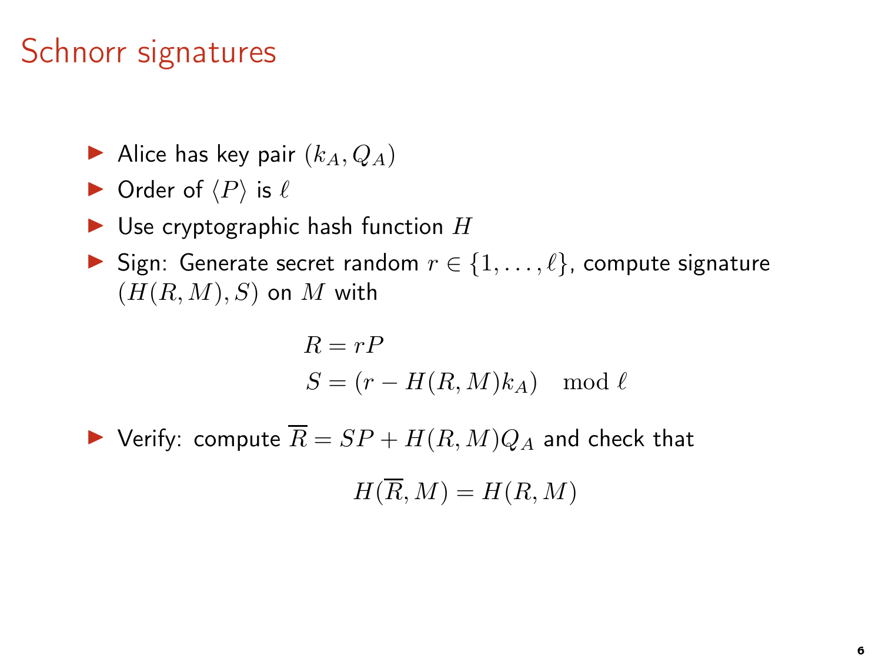# Schnorr signatures

- Alice has key pair $(k_A, Q_A)$
- Order of $\langle P \rangle$ is $\ell$
- Use cryptographic hash function $H$
- Sign: Generate secret random $r \in \{1, \ldots, \ell\}$, compute signature $(H(R, M), S)$ on $M$ with

$$
\begin{aligned}
R &= rP \\
S &= (r - H(R, M)k_A) \mod \ell
\end{aligned}
$$

- Verify: compute $\overline{R} = SP + H(R, M)Q_A$ and check that

$$H(\overline{R}, M) = H(R, M)$$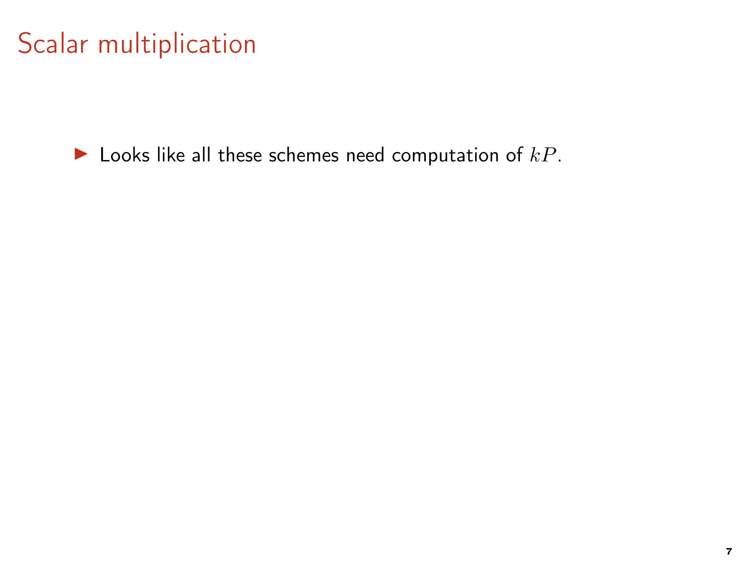# Scalar multiplication

- Looks like all these schemes need computation of $kP$.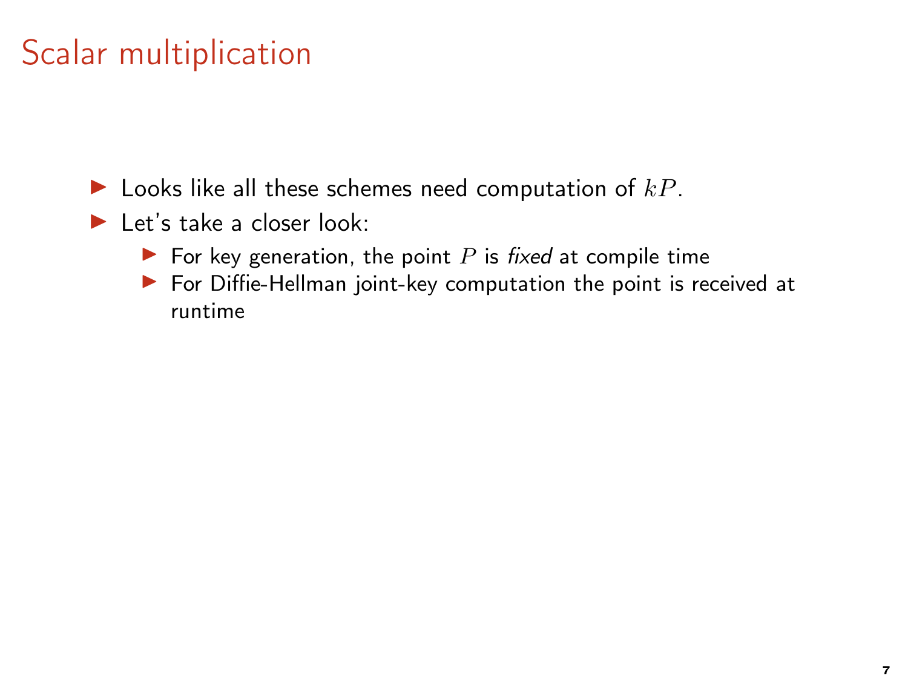# Scalar multiplication

- Looks like all these schemes need computation of $kP$.
- Let's take a closer look:
  - For key generation, the point $P$ is *fixed* at compile time
  - For Diffie-Hellman joint-key computation the point is received at runtime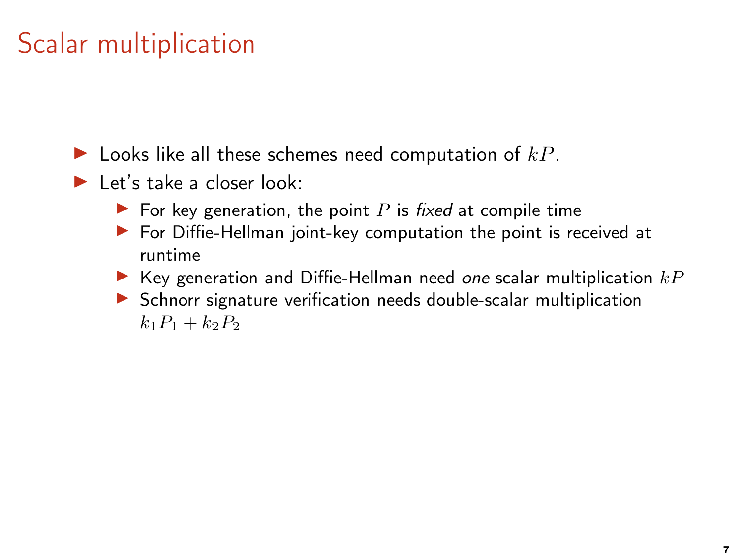# Scalar multiplication

- Looks like all these schemes need computation of $kP$.
- Let's take a closer look:
  - For key generation, the point $P$ is *fixed* at compile time
  - For Diffie-Hellman joint-key computation the point is received at runtime
  - Key generation and Diffie-Hellman need *one* scalar multiplication $kP$
  - Schnorr signature verification needs double-scalar multiplication $k_1P_1 + k_2P_2$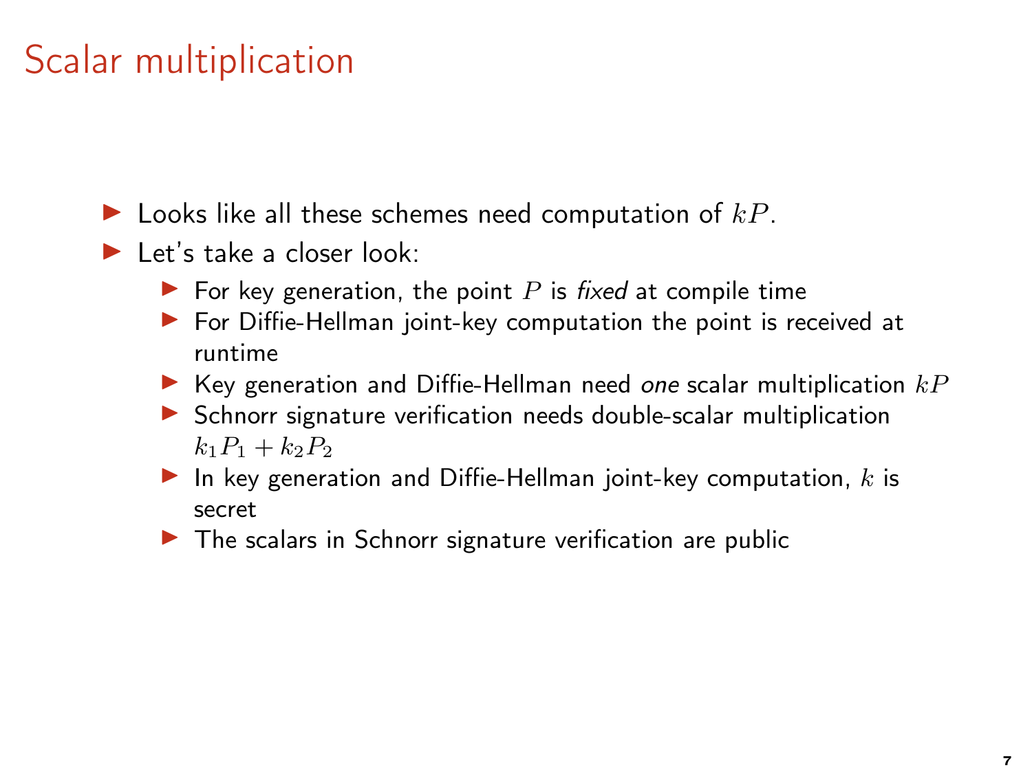# Scalar multiplication

- Looks like all these schemes need computation of $kP$.
- Let's take a closer look:
  - For key generation, the point $P$ is *fixed* at compile time
  - For Diffie-Hellman joint-key computation the point is received at runtime
  - Key generation and Diffie-Hellman need *one* scalar multiplication $kP$
  - Schnorr signature verification needs double-scalar multiplication $k_1P_1 + k_2P_2$
  - In key generation and Diffie-Hellman joint-key computation, $k$ is secret
  - The scalars in Schnorr signature verification are public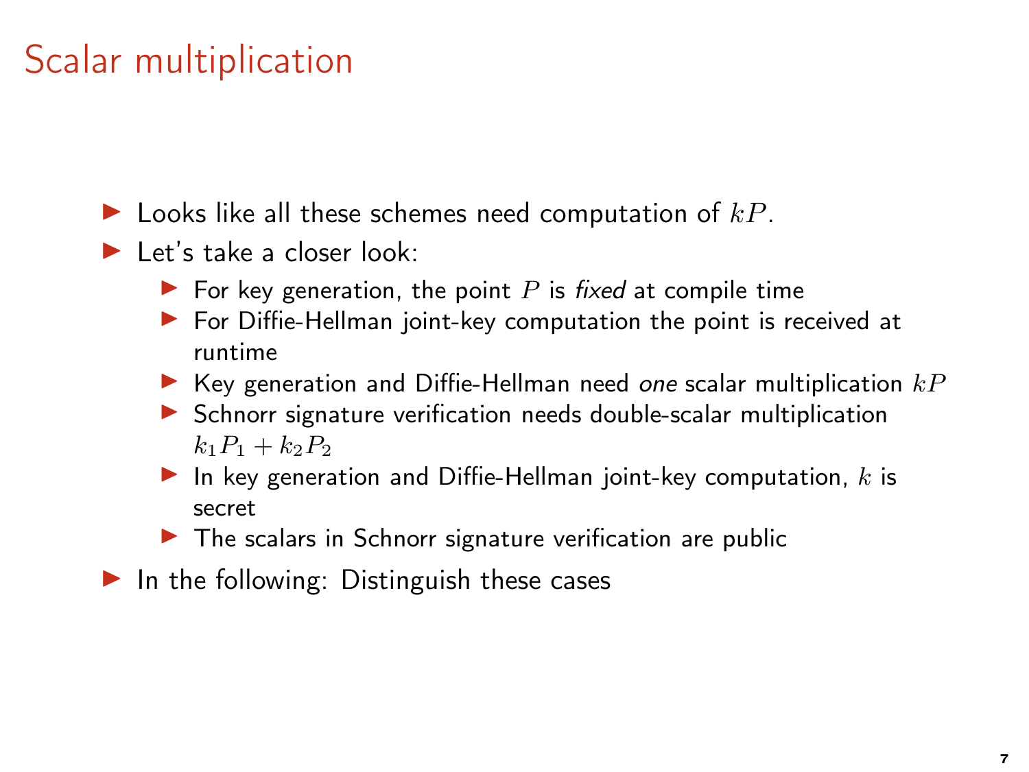# Scalar multiplication

- Looks like all these schemes need computation of $kP$.
- Let's take a closer look:
  - For key generation, the point $P$ is *fixed* at compile time
  - For Diffie-Hellman joint-key computation the point is received at runtime
  - Key generation and Diffie-Hellman need *one* scalar multiplication $kP$
  - Schnorr signature verification needs double-scalar multiplication $k_1P_1 + k_2P_2$
  - In key generation and Diffie-Hellman joint-key computation, $k$ is secret
  - The scalars in Schnorr signature verification are public
- In the following: Distinguish these cases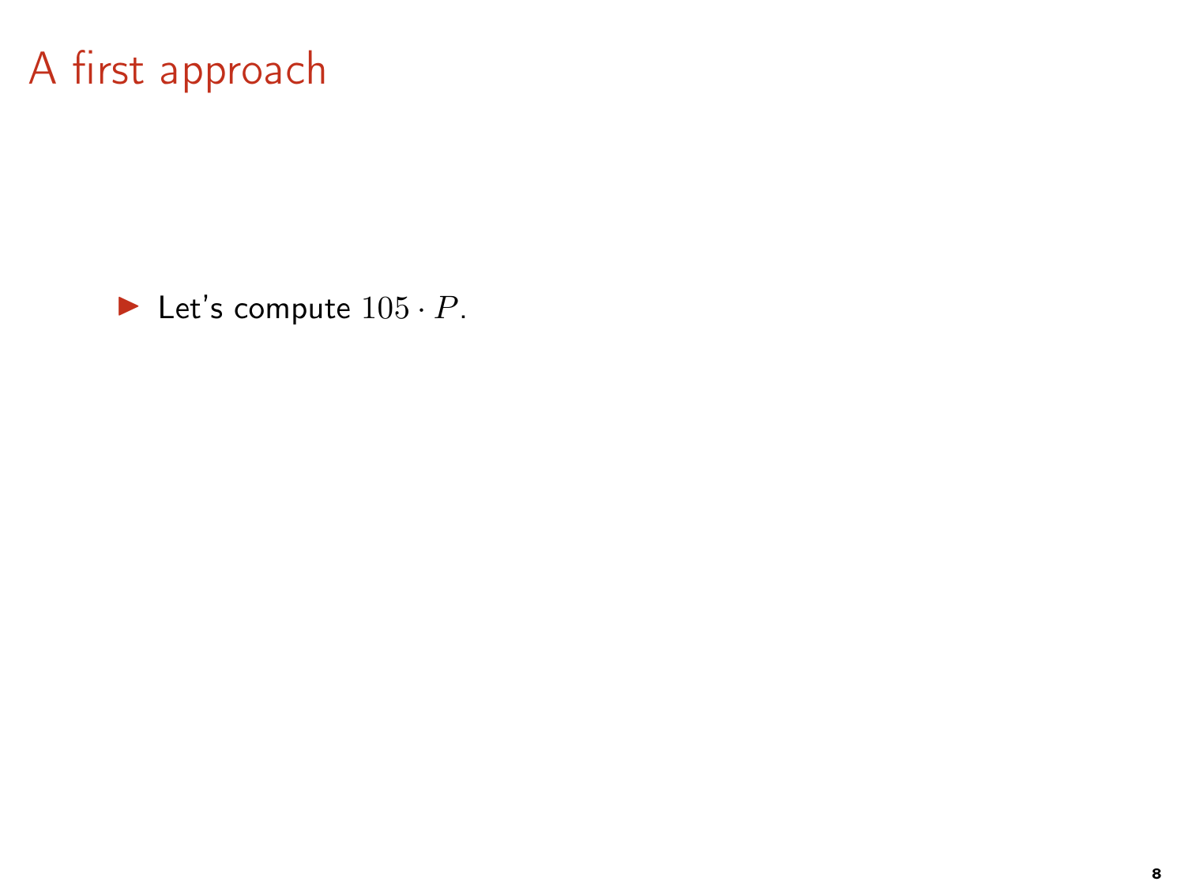# A first approach

- Let's compute $105 \cdot P$.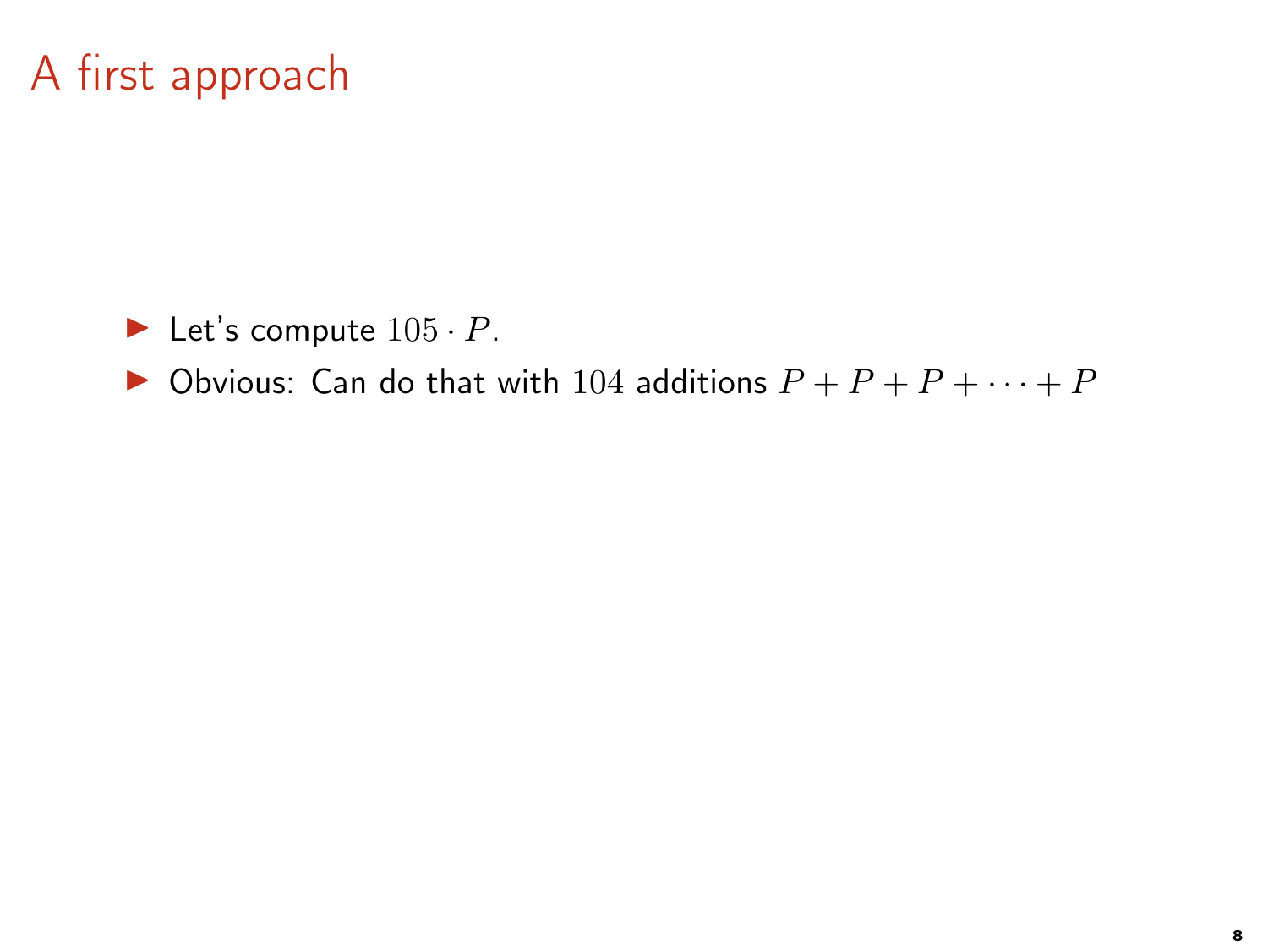# A first approach

- Let's compute $105 \cdot P$.
- Obvious: Can do that with $104$ additions $P + P + P + \cdots + P$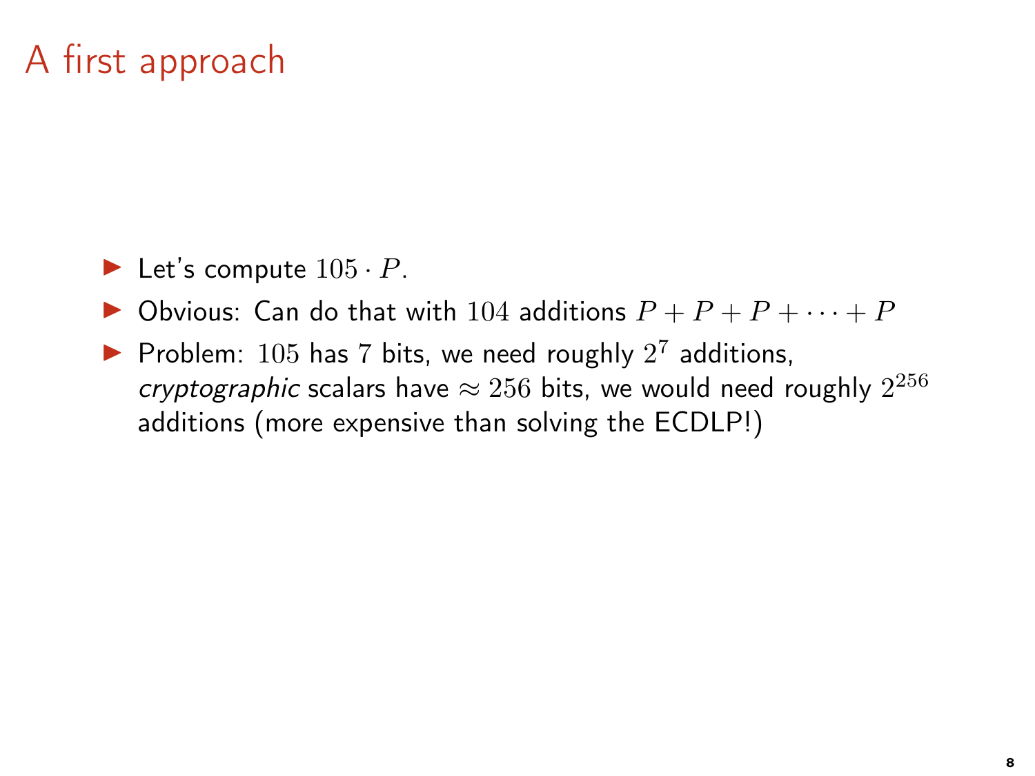# A first approach

- Let's compute $105 \cdot P$.
- Obvious: Can do that with $104$ additions $P + P + P + \cdots + P$
- Problem: $105$ has $7$ bits, we need roughly $2^7$ additions, *cryptographic* scalars have $\approx 256$ bits, we would need roughly $2^{256}$ additions (more expensive than solving the ECDLP!)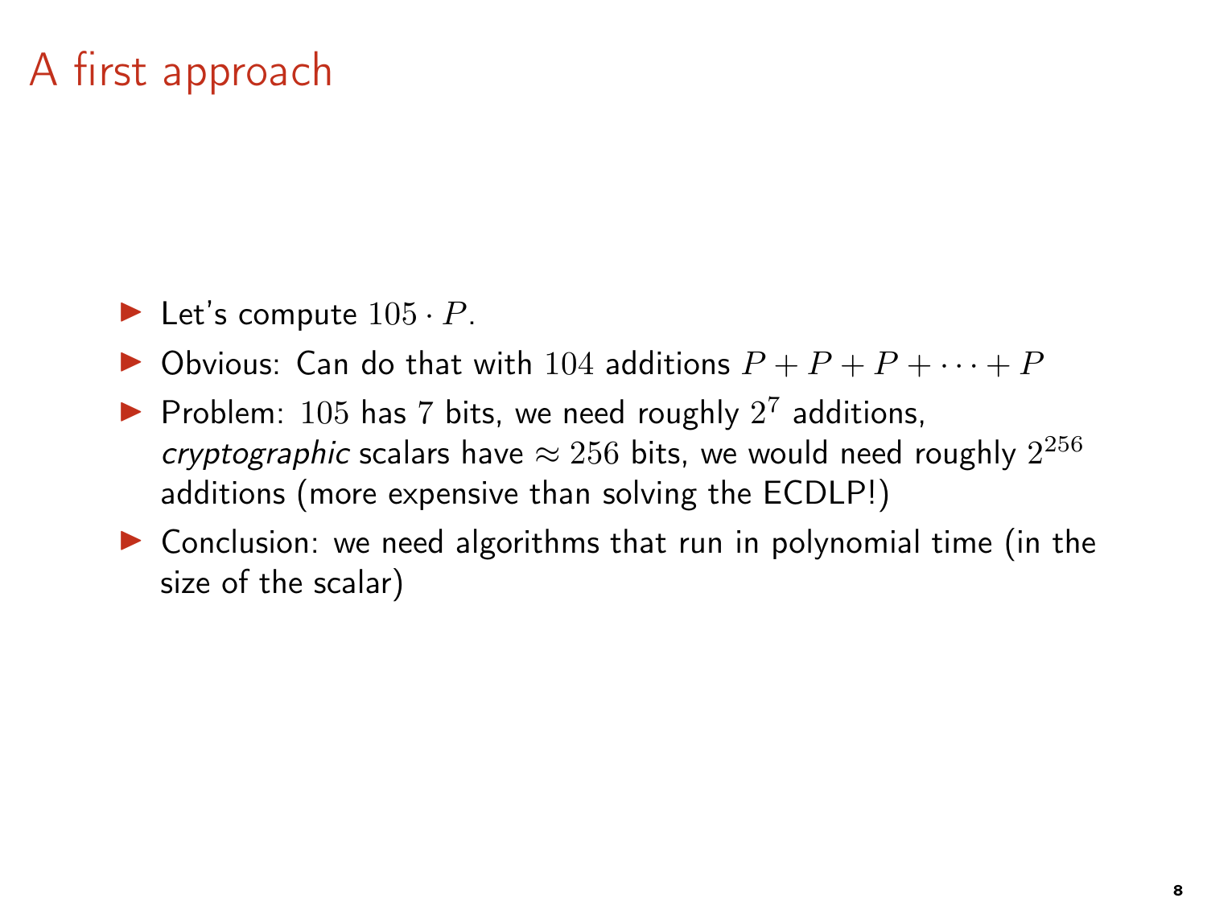# A first approach

- Let's compute $105 \cdot P$.
- Obvious: Can do that with $104$ additions $P + P + P + \cdots + P$
- Problem: $105$ has $7$ bits, we need roughly $2^7$ additions, *cryptographic* scalars have $\approx 256$ bits, we would need roughly $2^{256}$ additions (more expensive than solving the ECDLP!)
- Conclusion: we need algorithms that run in polynomial time (in the size of the scalar)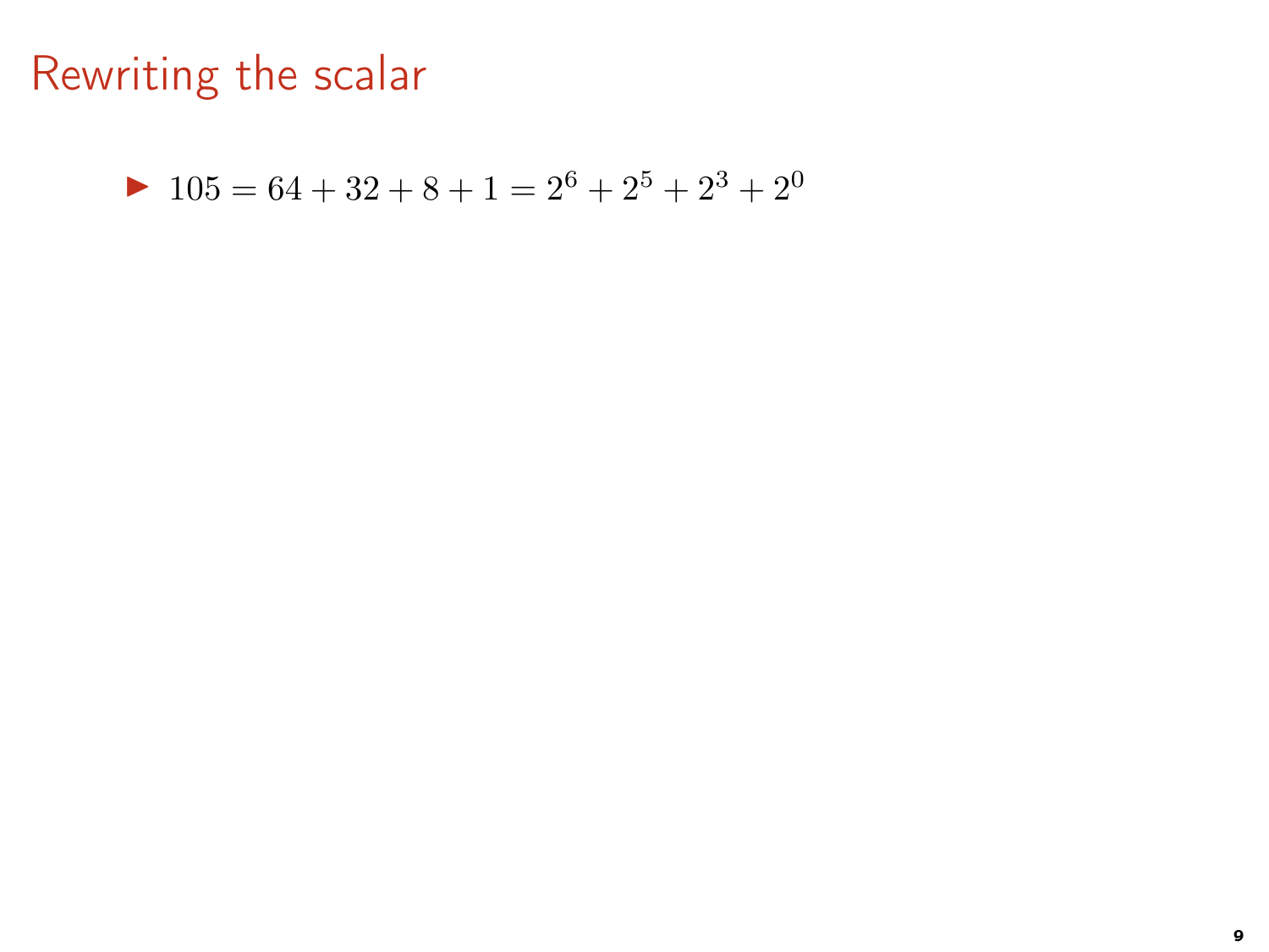# Rewriting the scalar

- $105 = 64 + 32 + 8 + 1 = 2^6 + 2^5 + 2^3 + 2^0$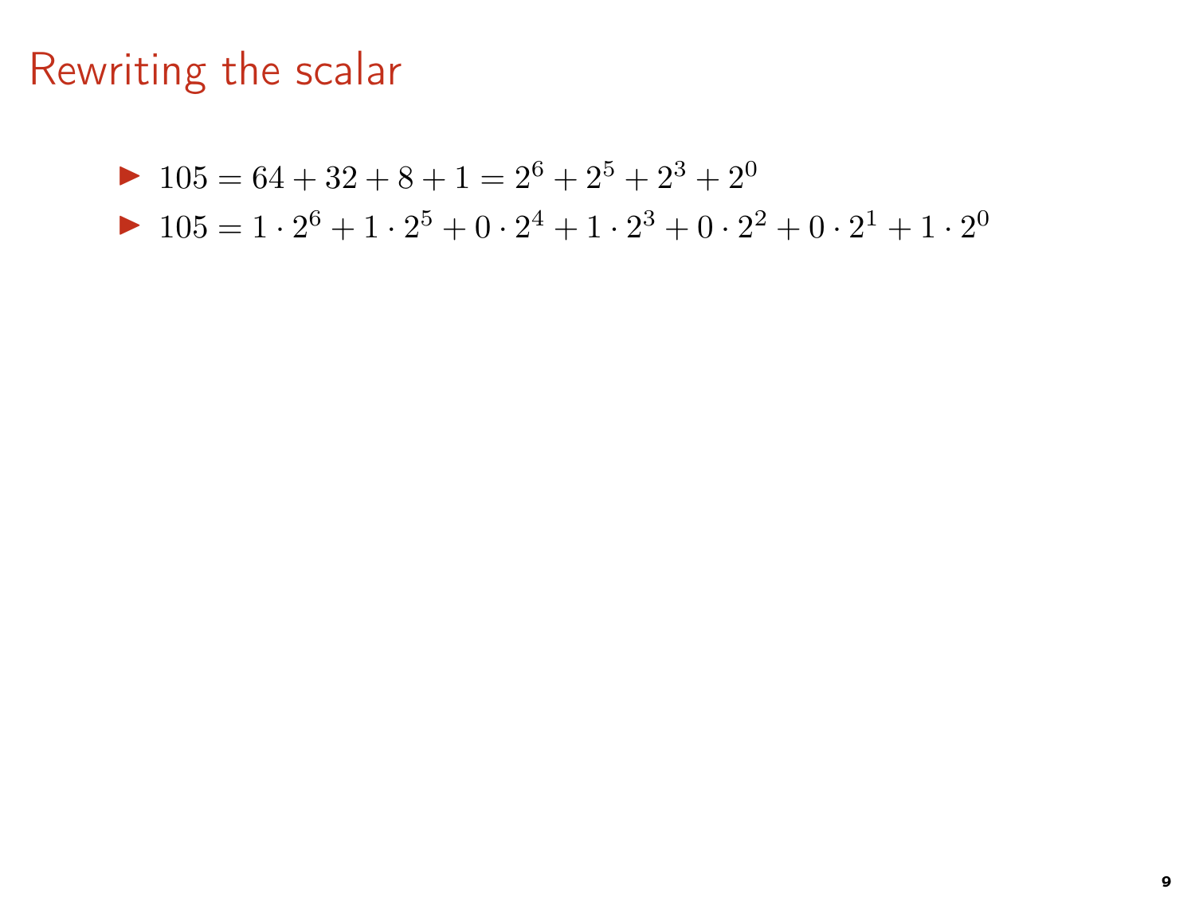# Rewriting the scalar

- $105 = 64 + 32 + 8 + 1 = 2^6 + 2^5 + 2^3 + 2^0$
- $105 = 1 \cdot 2^6 + 1 \cdot 2^5 + 0 \cdot 2^4 + 1 \cdot 2^3 + 0 \cdot 2^2 + 0 \cdot 2^1 + 1 \cdot 2^0$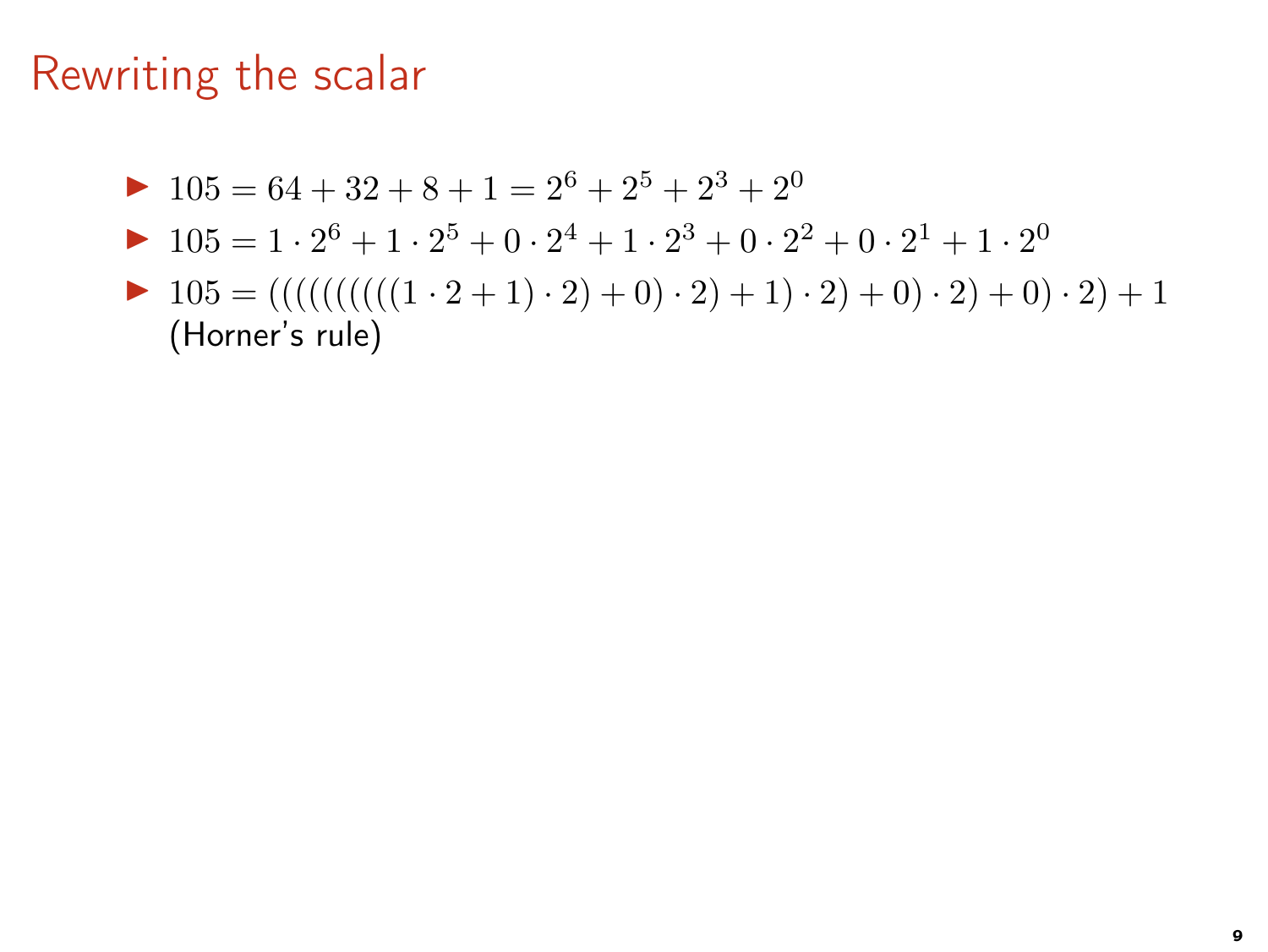# Rewriting the scalar

- $105 = 64 + 32 + 8 + 1 = 2^6 + 2^5 + 2^3 + 2^0$
- $105 = 1 \cdot 2^6 + 1 \cdot 2^5 + 0 \cdot 2^4 + 1 \cdot 2^3 + 0 \cdot 2^2 + 0 \cdot 2^1 + 1 \cdot 2^0$
- $105 = (((((((((1 \cdot 2 + 1) \cdot 2) + 0) \cdot 2) + 1) \cdot 2) + 0) \cdot 2) + 0) \cdot 2) + 1$ (Horner's rule)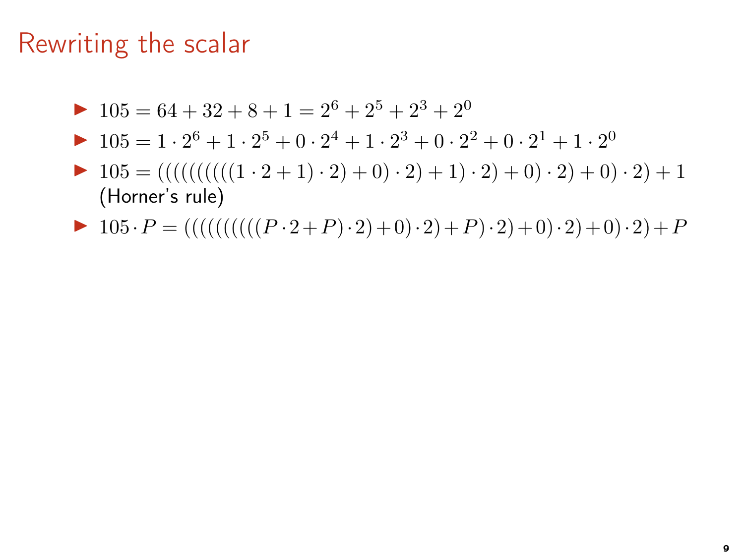# Rewriting the scalar

- $105 = 64 + 32 + 8 + 1 = 2^6 + 2^5 + 2^3 + 2^0$
- $105 = 1 \cdot 2^6 + 1 \cdot 2^5 + 0 \cdot 2^4 + 1 \cdot 2^3 + 0 \cdot 2^2 + 0 \cdot 2^1 + 1 \cdot 2^0$
- $105 = (((((((((1 \cdot 2 + 1) \cdot 2) + 0) \cdot 2) + 1) \cdot 2) + 0) \cdot 2) + 0) \cdot 2) + 1$ (Horner's rule)
- $105 \cdot P = (((((((((P \cdot 2 + P) \cdot 2) + 0) \cdot 2) + P) \cdot 2) + 0) \cdot 2) + 0) \cdot 2) + P$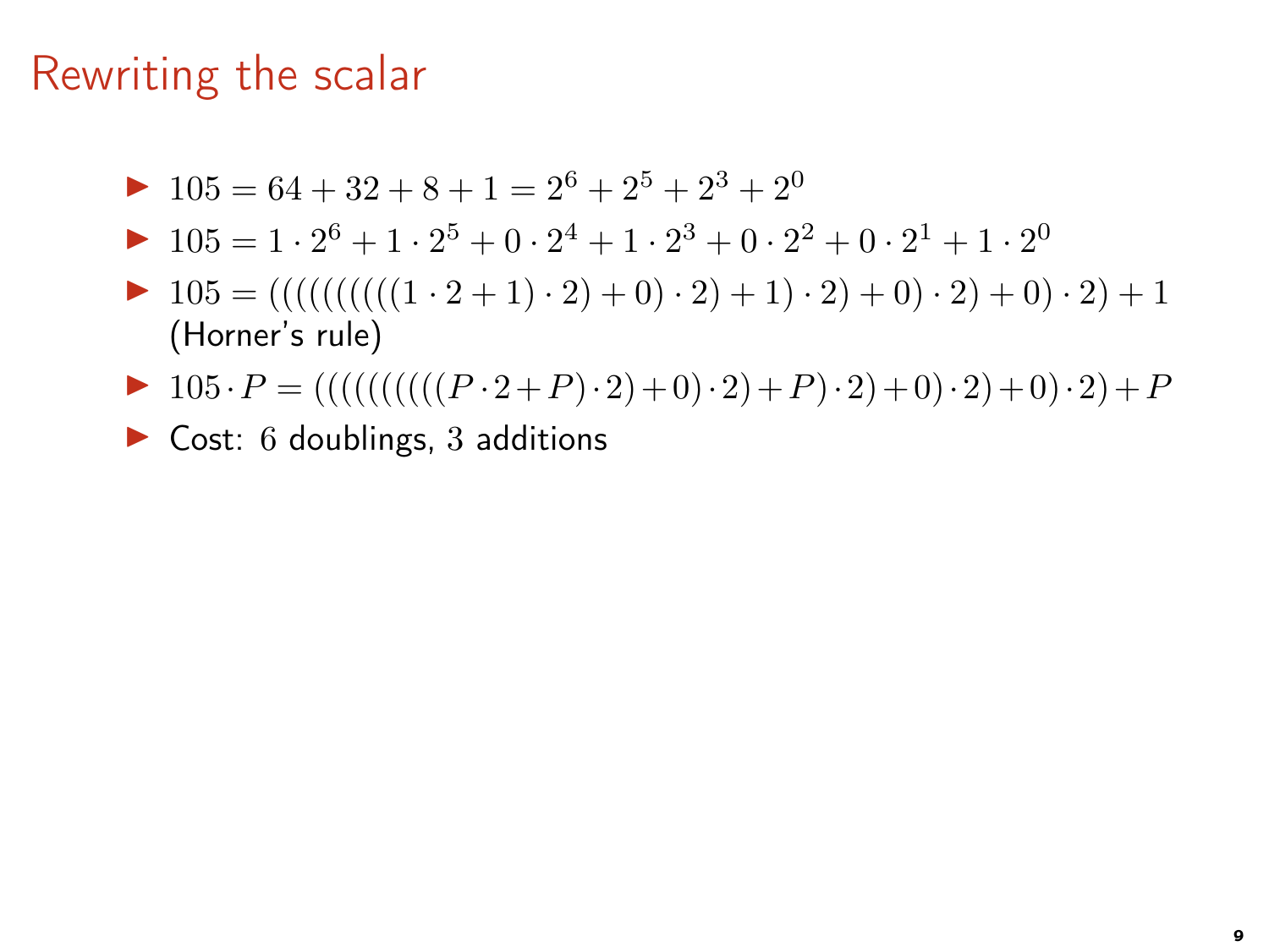# Rewriting the scalar

- $105 = 64 + 32 + 8 + 1 = 2^6 + 2^5 + 2^3 + 2^0$
- $105 = 1 \cdot 2^6 + 1 \cdot 2^5 + 0 \cdot 2^4 + 1 \cdot 2^3 + 0 \cdot 2^2 + 0 \cdot 2^1 + 1 \cdot 2^0$
- $105 = (((((((((1 \cdot 2 + 1) \cdot 2) + 0) \cdot 2) + 1) \cdot 2) + 0) \cdot 2) + 0) \cdot 2) + 1$ (Horner's rule)
- $105 \cdot P = (((((((((P \cdot 2 + P) \cdot 2) + 0) \cdot 2) + P) \cdot 2) + 0) \cdot 2) + 0) \cdot 2) + P$
- Cost: $6$ doublings, $3$ additions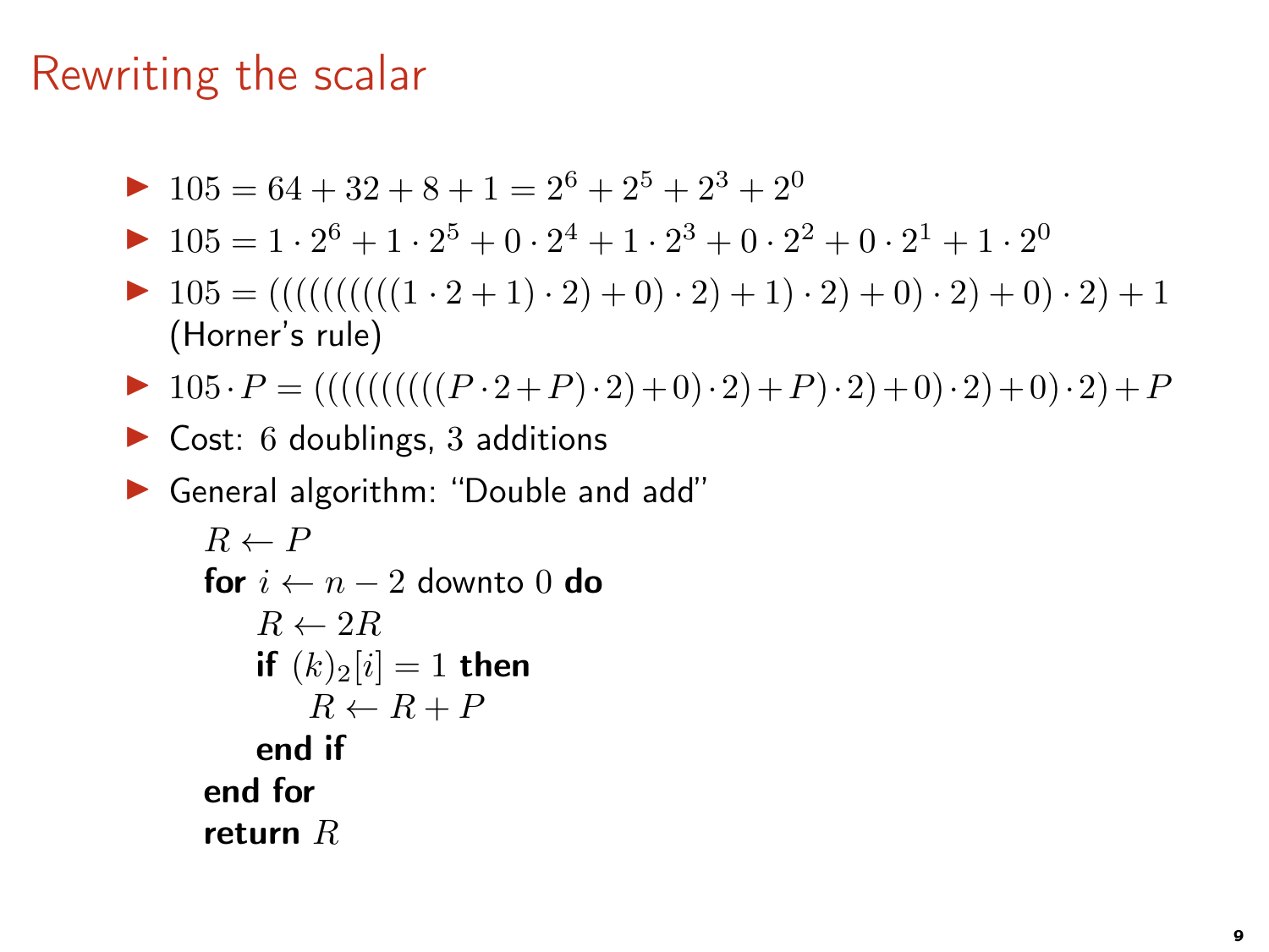# Rewriting the scalar

- $105 = 64 + 32 + 8 + 1 = 2^6 + 2^5 + 2^3 + 2^0$
- $105 = 1 \cdot 2^6 + 1 \cdot 2^5 + 0 \cdot 2^4 + 1 \cdot 2^3 + 0 \cdot 2^2 + 0 \cdot 2^1 + 1 \cdot 2^0$
- $105 = ((((((((((1 \cdot 2 + 1) \cdot 2) + 0) \cdot 2) + 1) \cdot 2) + 0) \cdot 2) + 0) \cdot 2) + 1$ (Horner's rule)
- $105 \cdot P = ((((((((((P \cdot 2 + P) \cdot 2) + 0) \cdot 2) + P) \cdot 2) + 0) \cdot 2) + 0) \cdot 2) + P$
- Cost: $6$ doublings, $3$ additions
- General algorithm: "Double and add"

```
R ← P
for i ← n − 2 downto 0 do
    R ← 2R
    if (k)_2[i] = 1 then
        R ← R + P
    end if
end for
return R
```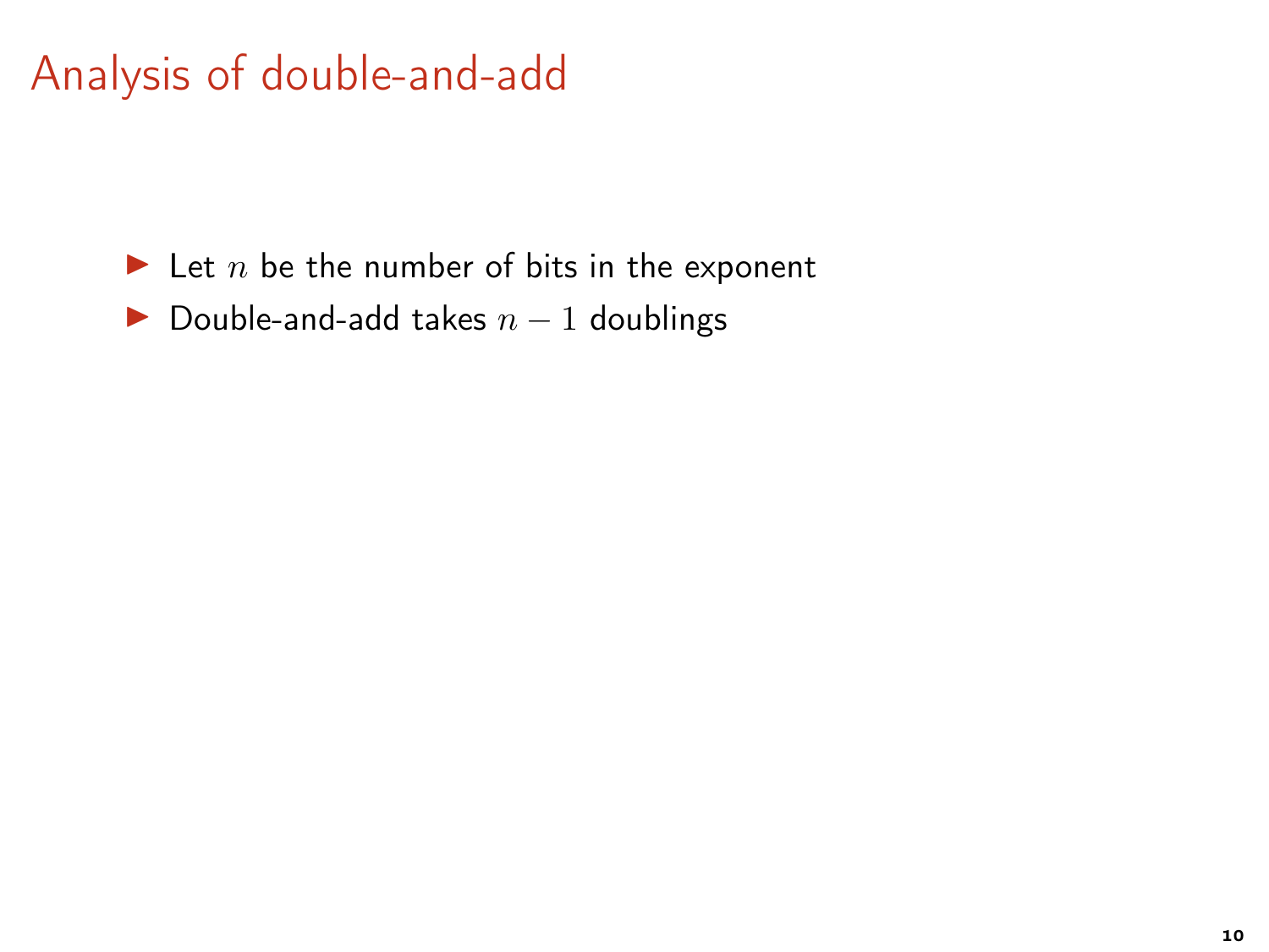# Analysis of double-and-add

- Let $n$ be the number of bits in the exponent
- Double-and-add takes $n - 1$ doublings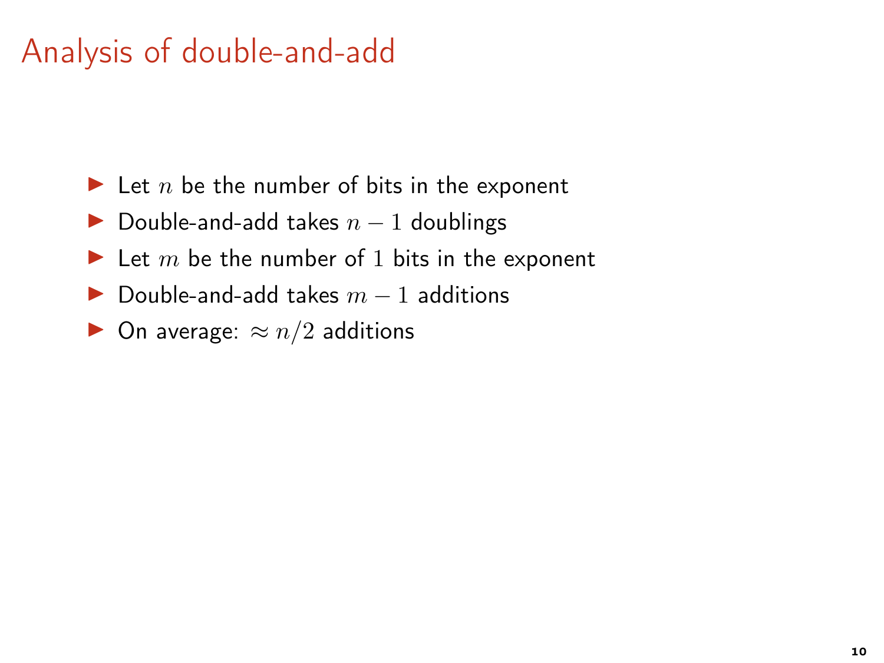# Analysis of double-and-add

- Let $n$ be the number of bits in the exponent
- Double-and-add takes $n-1$ doublings
- Let $m$ be the number of $1$ bits in the exponent
- Double-and-add takes $m-1$ additions
- On average: $\approx n/2$ additions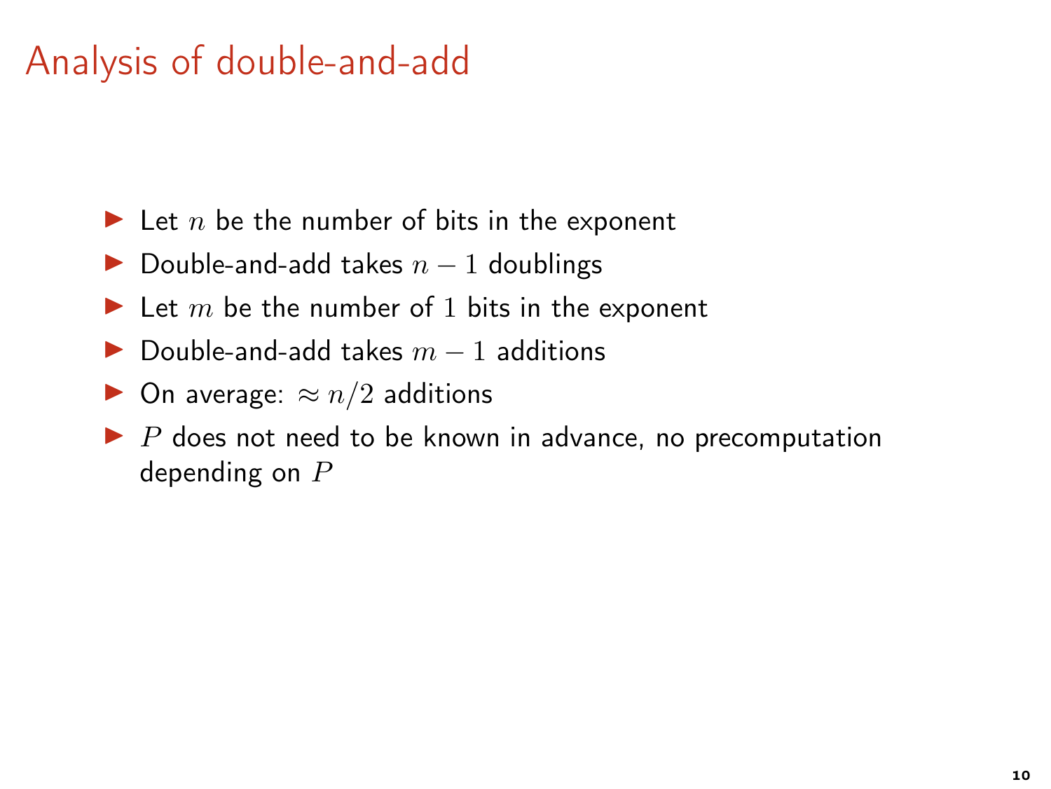# Analysis of double-and-add

- Let $n$ be the number of bits in the exponent
- Double-and-add takes $n - 1$ doublings
- Let $m$ be the number of $1$ bits in the exponent
- Double-and-add takes $m - 1$ additions
- On average: $\approx n/2$ additions
- $P$ does not need to be known in advance, no precomputation depending on $P$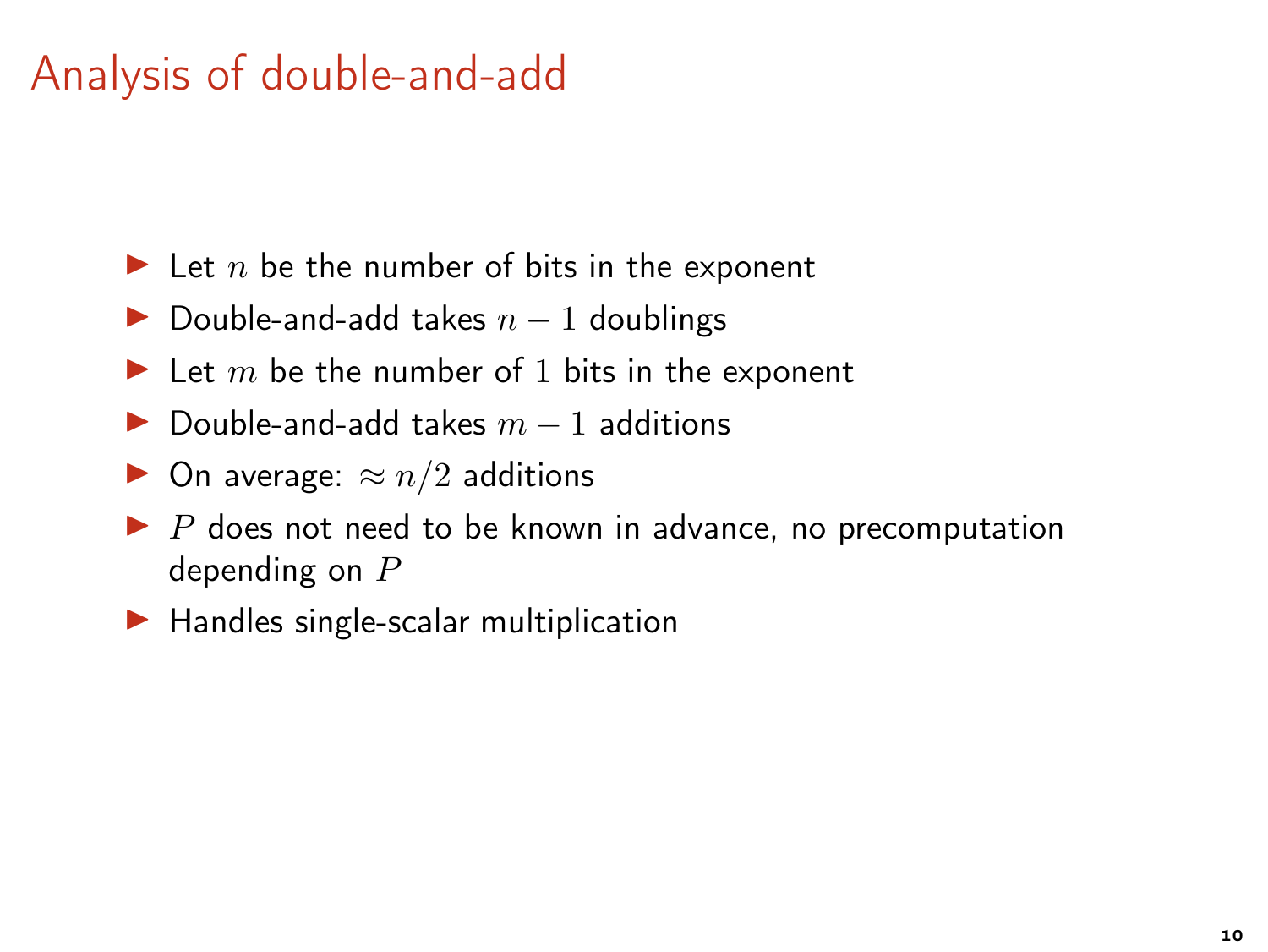# Analysis of double-and-add

- Let $n$ be the number of bits in the exponent
- Double-and-add takes $n-1$ doublings
- Let $m$ be the number of $1$ bits in the exponent
- Double-and-add takes $m-1$ additions
- On average: $\approx n/2$ additions
- $P$ does not need to be known in advance, no precomputation depending on $P$
- Handles single-scalar multiplication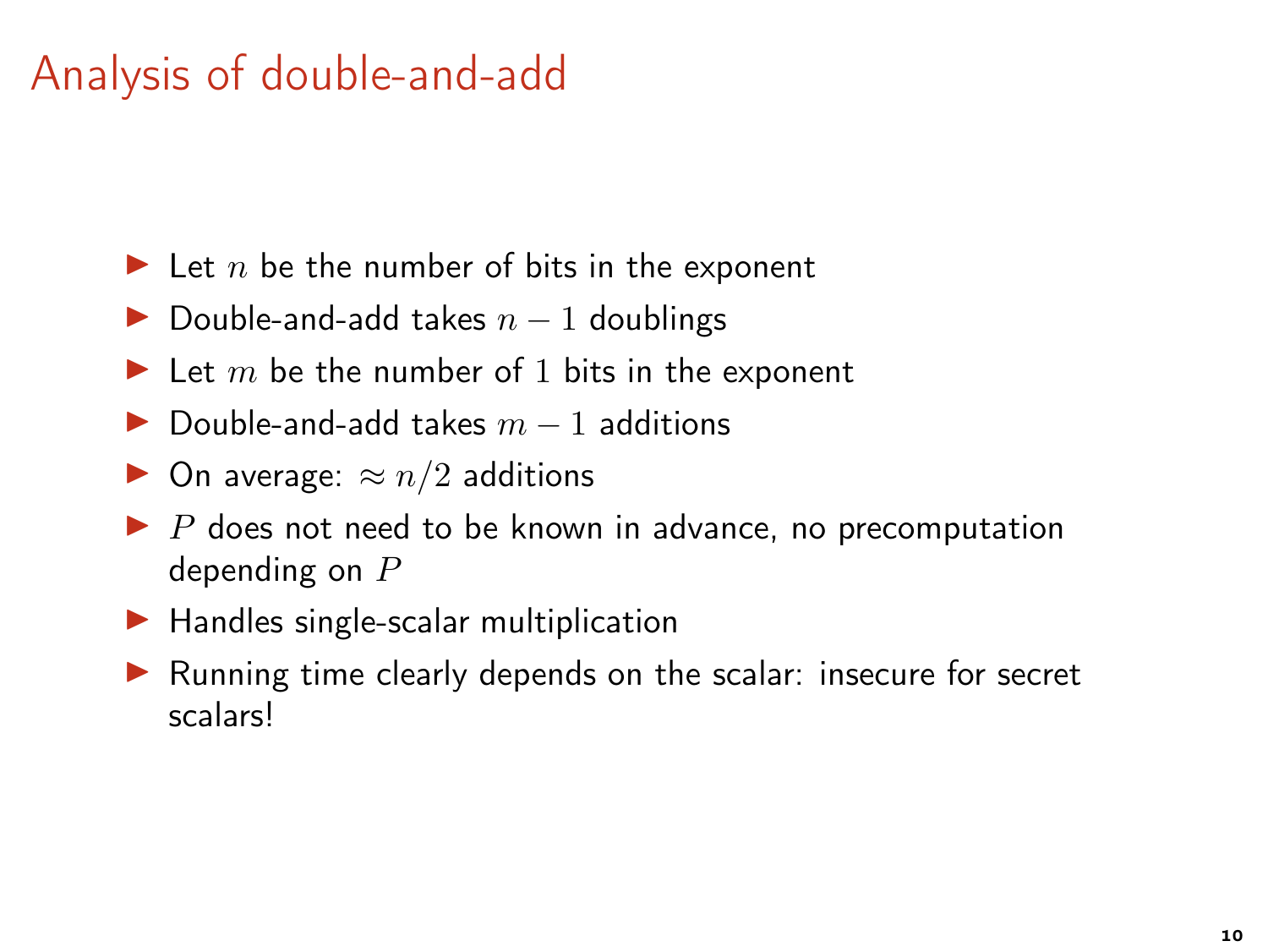# Analysis of double-and-add

- Let $n$ be the number of bits in the exponent
- Double-and-add takes $n - 1$ doublings
- Let $m$ be the number of $1$ bits in the exponent
- Double-and-add takes $m - 1$ additions
- On average: $\approx n/2$ additions
- $P$ does not need to be known in advance, no precomputation depending on $P$
- Handles single-scalar multiplication
- Running time clearly depends on the scalar: insecure for secret scalars!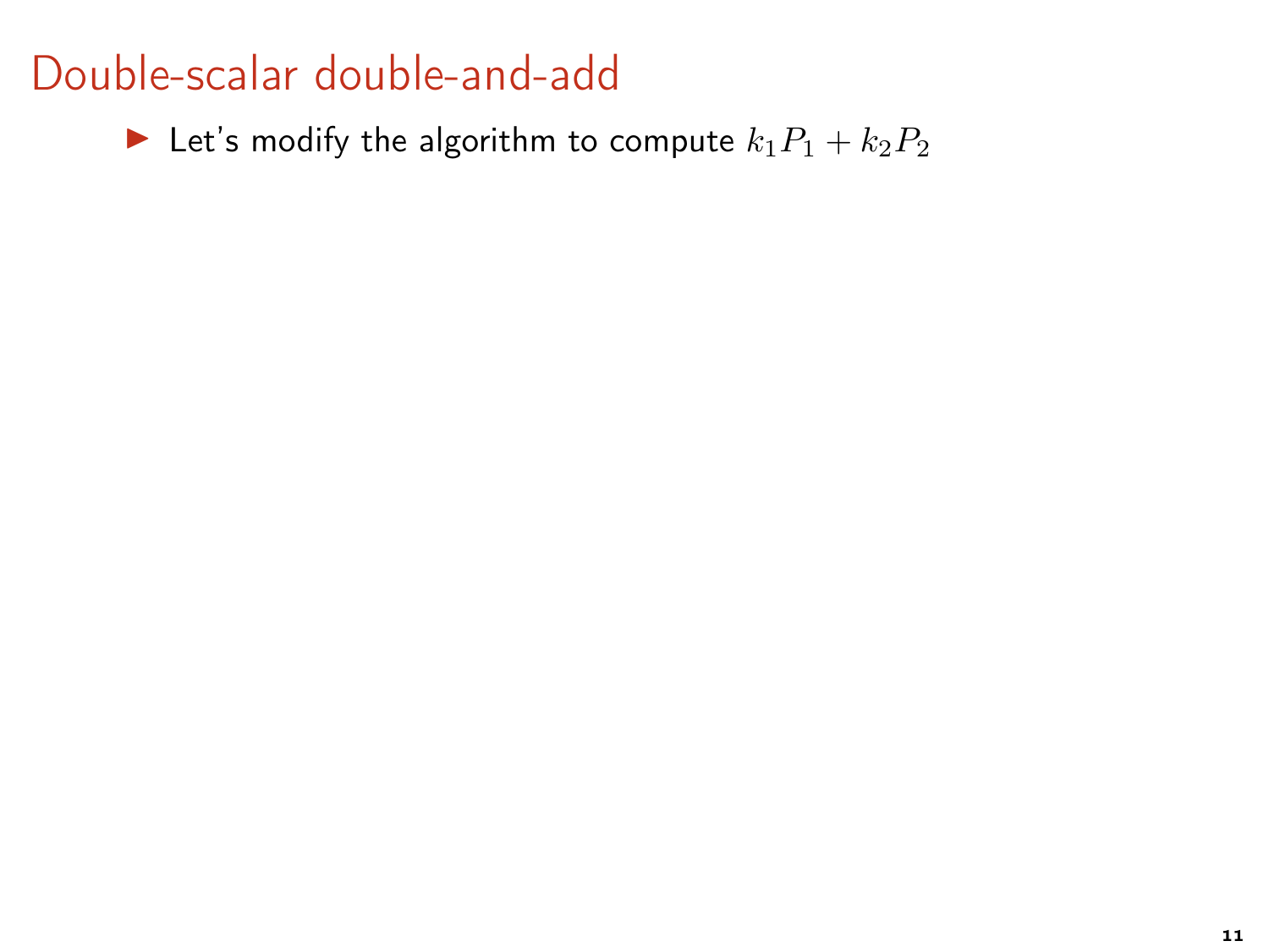# Double-scalar double-and-add

- Let's modify the algorithm to compute $k_1P_1 + k_2P_2$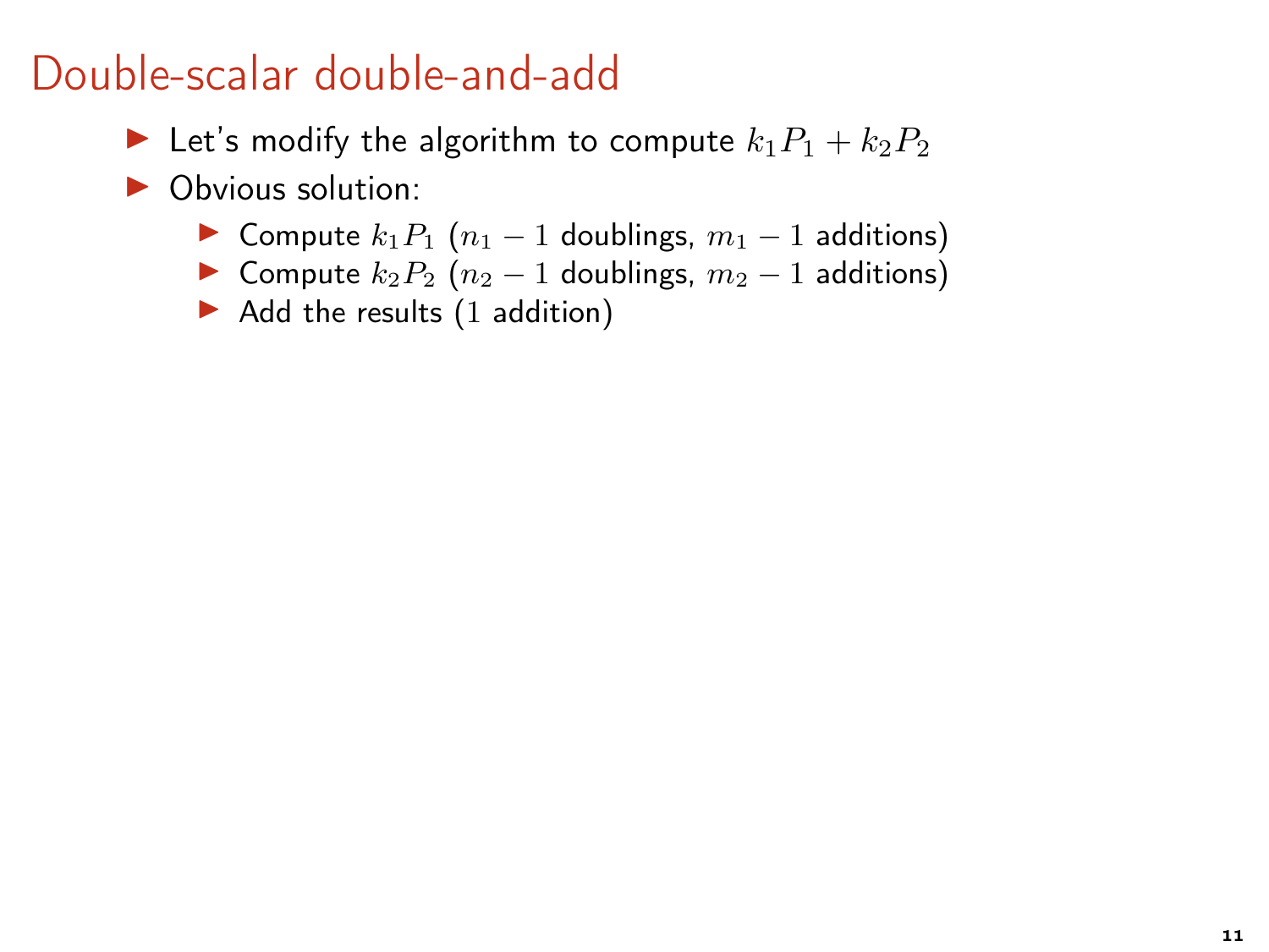# Double-scalar double-and-add

- Let's modify the algorithm to compute $k_1 P_1 + k_2 P_2$
- Obvious solution:
  - Compute $k_1 P_1$ ($n_1 - 1$ doublings, $m_1 - 1$ additions)
  - Compute $k_2 P_2$ ($n_2 - 1$ doublings, $m_2 - 1$ additions)
  - Add the results ($1$ addition)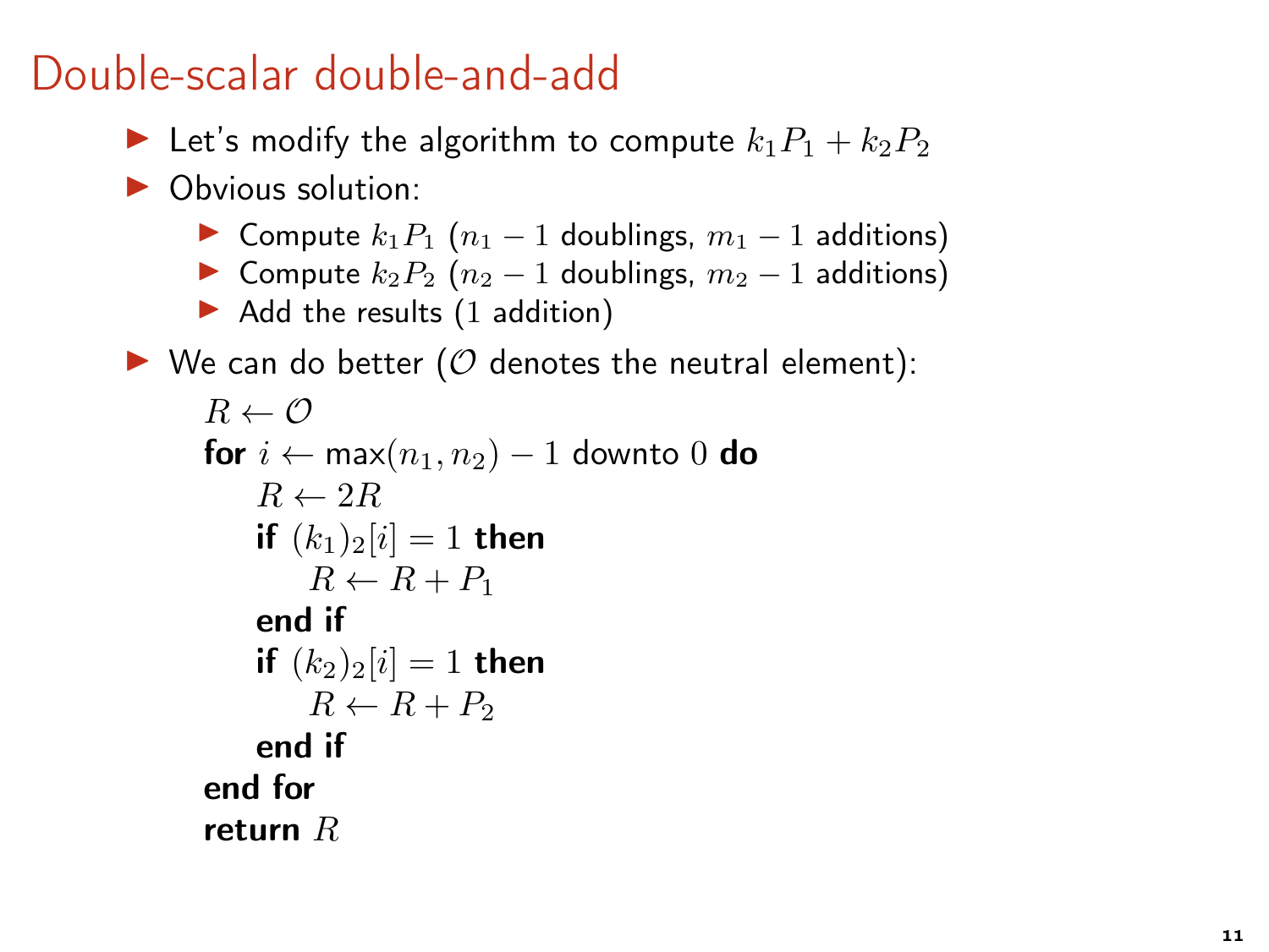# Double-scalar double-and-add

- Let's modify the algorithm to compute $k_1P_1 + k_2P_2$
- Obvious solution:
  - Compute $k_1P_1$ ($n_1 - 1$ doublings, $m_1 - 1$ additions)
  - Compute $k_2P_2$ ($n_2 - 1$ doublings, $m_2 - 1$ additions)
  - Add the results (1 addition)
- We can do better ($\mathcal{O}$ denotes the neutral element):

```
R ← O
for i ← max(n_1, n_2) − 1 downto 0 do
    R ← 2R
    if (k_1)_2[i] = 1 then
        R ← R + P_1
    end if
    if (k_2)_2[i] = 1 then
        R ← R + P_2
    end if
end for
return R
```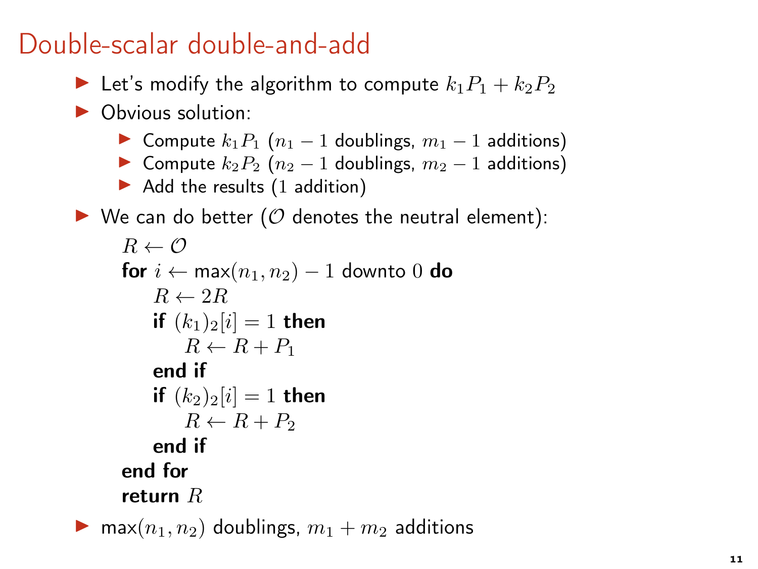# Double-scalar double-and-add

- Let's modify the algorithm to compute $k_1P_1 + k_2P_2$
- Obvious solution:
  - Compute $k_1P_1$ ($n_1 - 1$ doublings, $m_1 - 1$ additions)
  - Compute $k_2P_2$ ($n_2 - 1$ doublings, $m_2 - 1$ additions)
  - Add the results (1 addition)
- We can do better ($\mathcal{O}$ denotes the neutral element):

$R \leftarrow \mathcal{O}$
**for** $i \leftarrow \max(n_1, n_2) - 1$ downto $0$ **do**
  $R \leftarrow 2R$
  **if** $(k_1)_2[i] = 1$ **then**
    $R \leftarrow R + P_1$
  **end if**
  **if** $(k_2)_2[i] = 1$ **then**
    $R \leftarrow R + P_2$
  **end if**
**end for**
**return** $R$

- $\max(n_1, n_2)$ doublings, $m_1 + m_2$ additions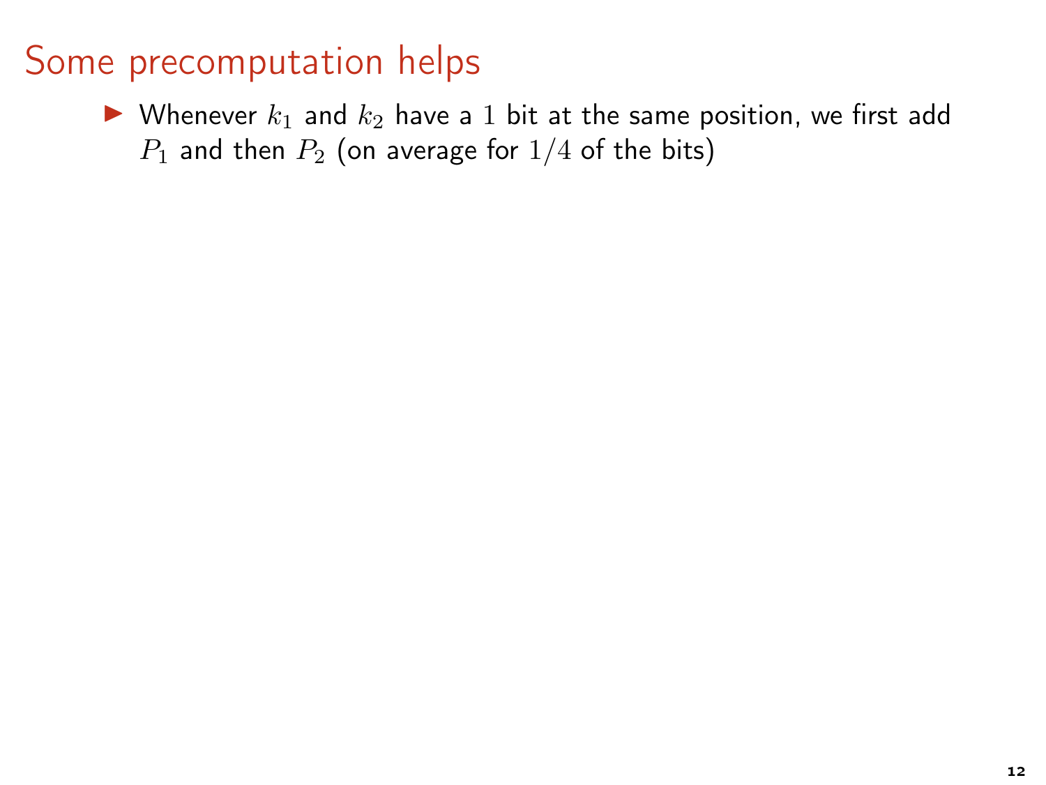# Some precomputation helps

- Whenever $k_1$ and $k_2$ have a $1$ bit at the same position, we first add $P_1$ and then $P_2$ (on average for $1/4$ of the bits)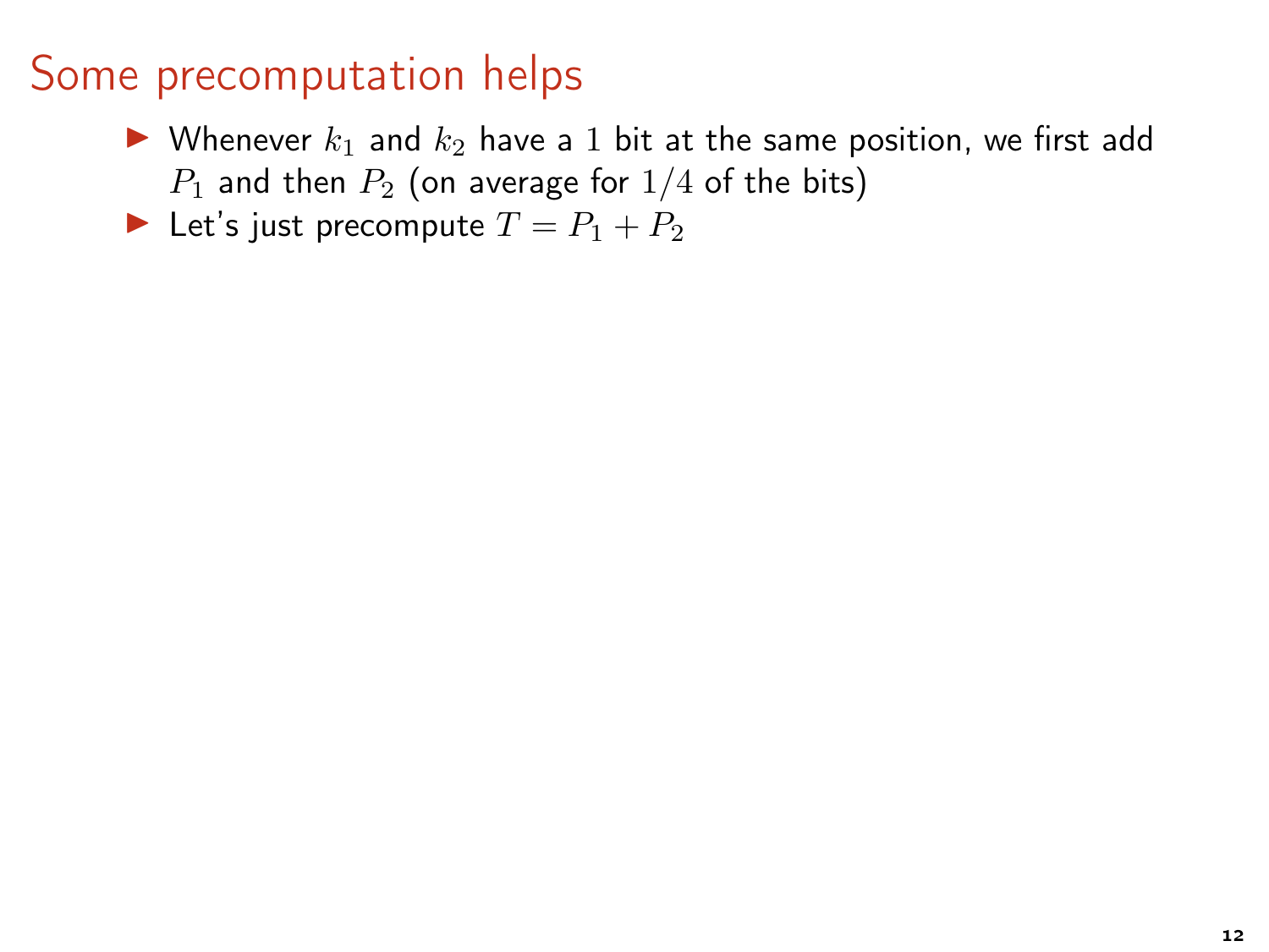# Some precomputation helps

- Whenever $k_1$ and $k_2$ have a $1$ bit at the same position, we first add $P_1$ and then $P_2$ (on average for $1/4$ of the bits)
- Let's just precompute $T = P_1 + P_2$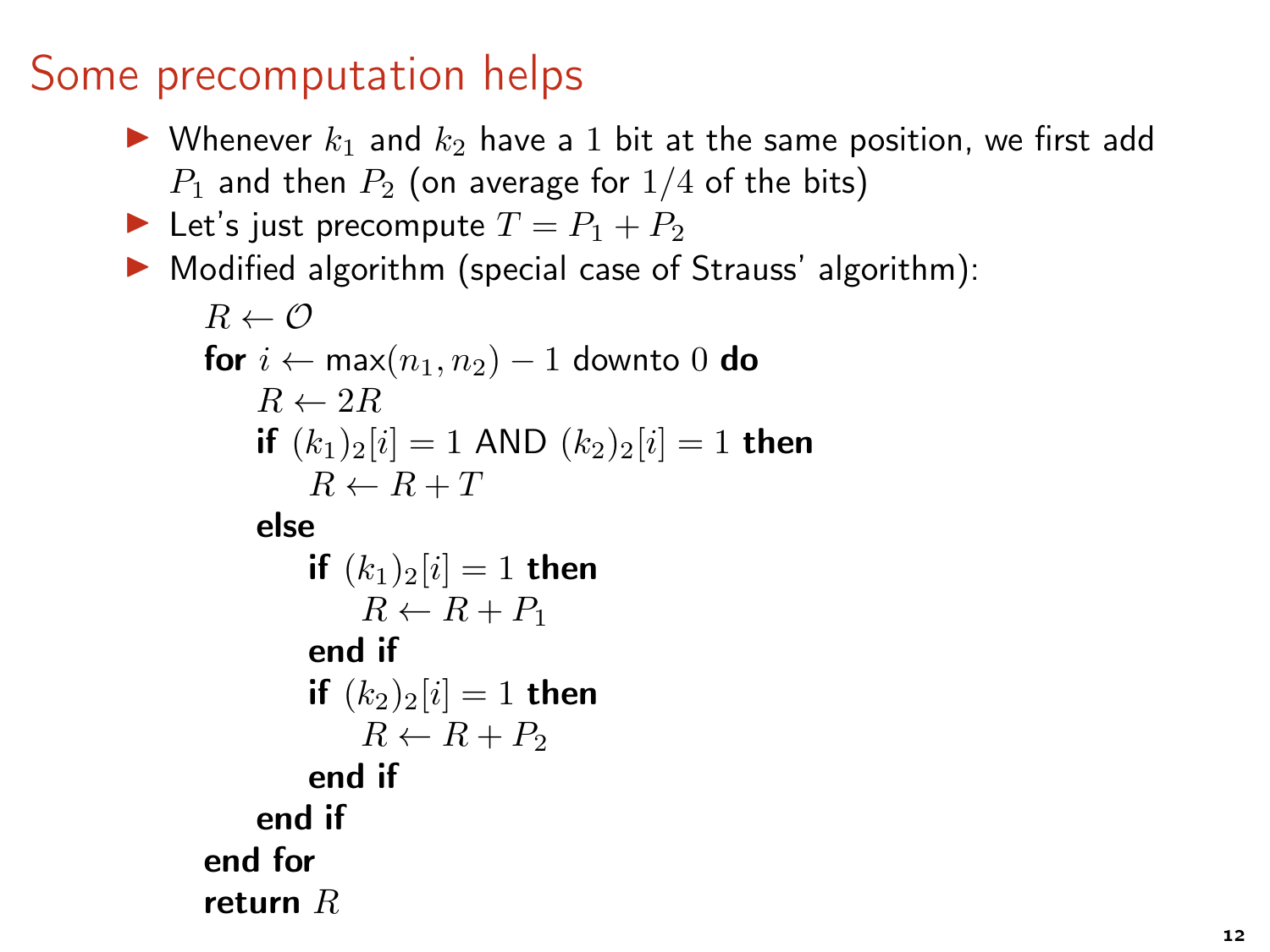# Some precomputation helps

- Whenever $k_1$ and $k_2$ have a 1 bit at the same position, we first add $P_1$ and then $P_2$ (on average for $1/4$ of the bits)
- Let's just precompute $T = P_1 + P_2$
- Modified algorithm (special case of Strauss' algorithm):

```
R ← O
for i ← max(n_1, n_2) − 1 downto 0 do
    R ← 2R
    if (k_1)_2[i] = 1 AND (k_2)_2[i] = 1 then
        R ← R + T
    else
        if (k_1)_2[i] = 1 then
            R ← R + P_1
        end if
        if (k_2)_2[i] = 1 then
            R ← R + P_2
        end if
    end if
end for
return R
```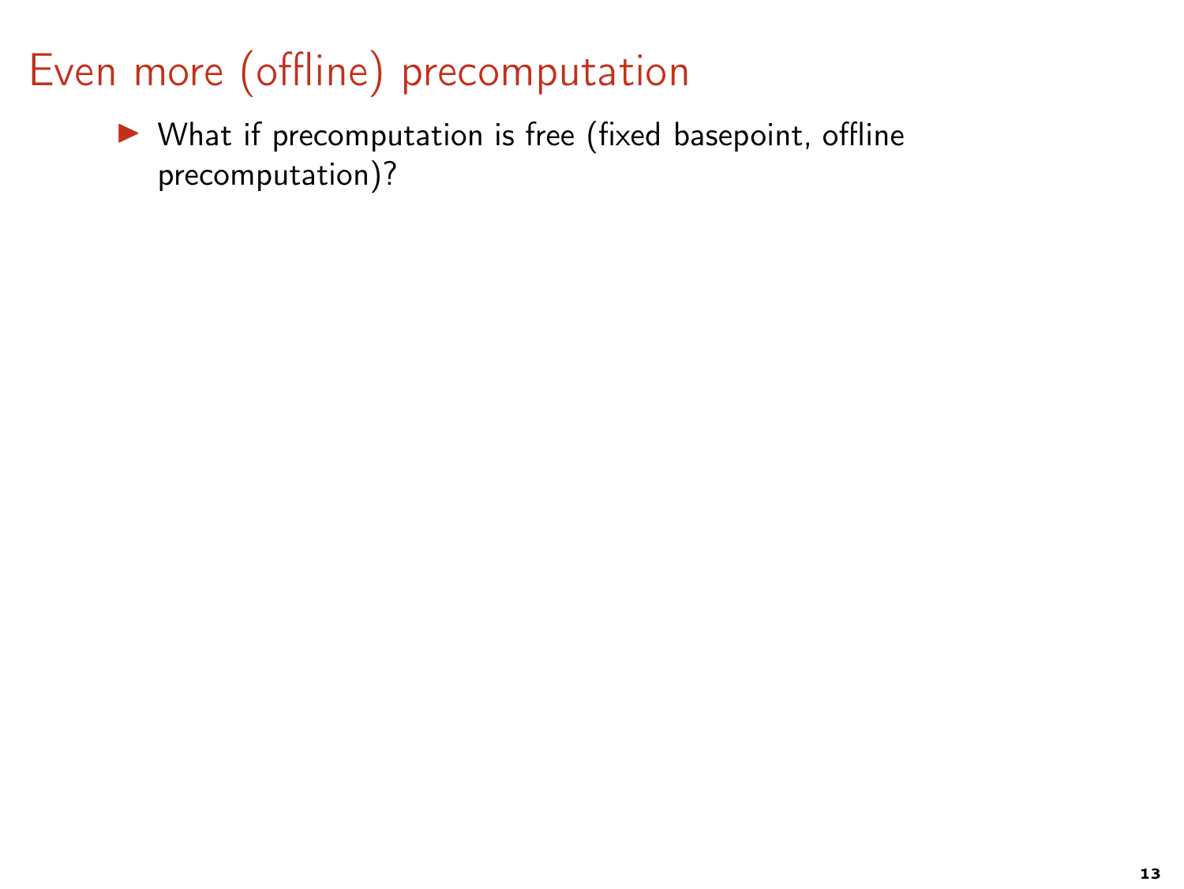# Even more (offline) precomputation

- What if precomputation is free (fixed basepoint, offline precomputation)?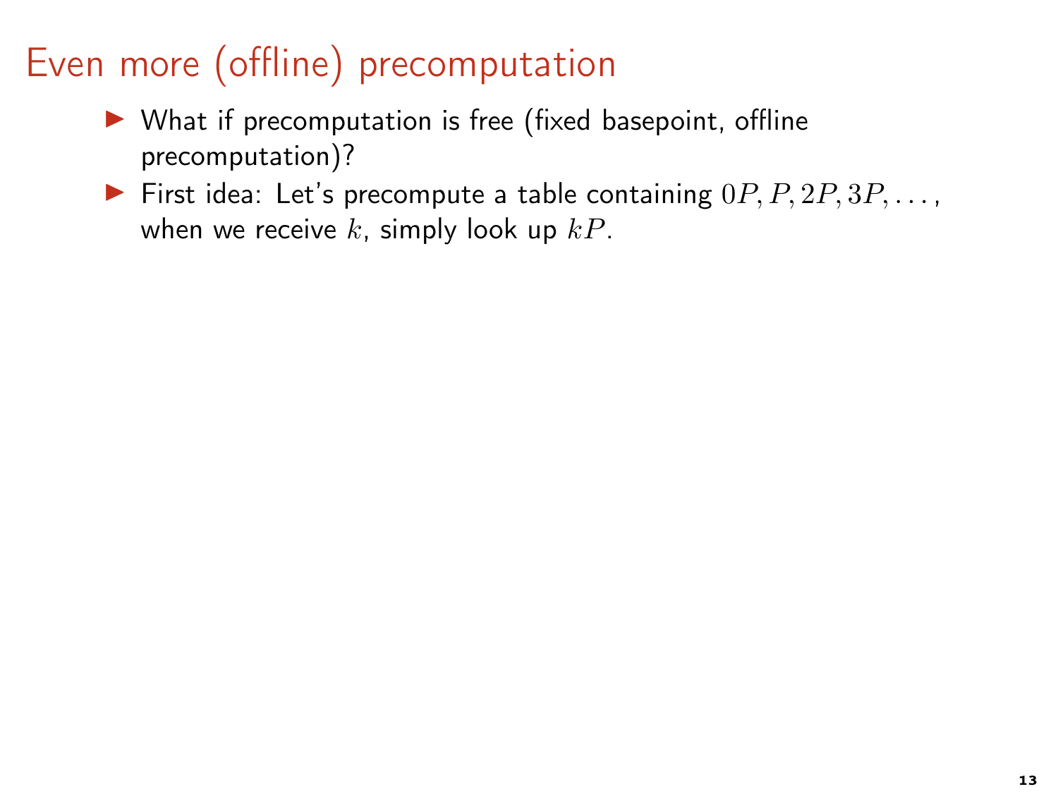# Even more (offline) precomputation

- What if precomputation is free (fixed basepoint, offline precomputation)?
- First idea: Let's precompute a table containing $0P, P, 2P, 3P, \ldots$, when we receive $k$, simply look up $kP$.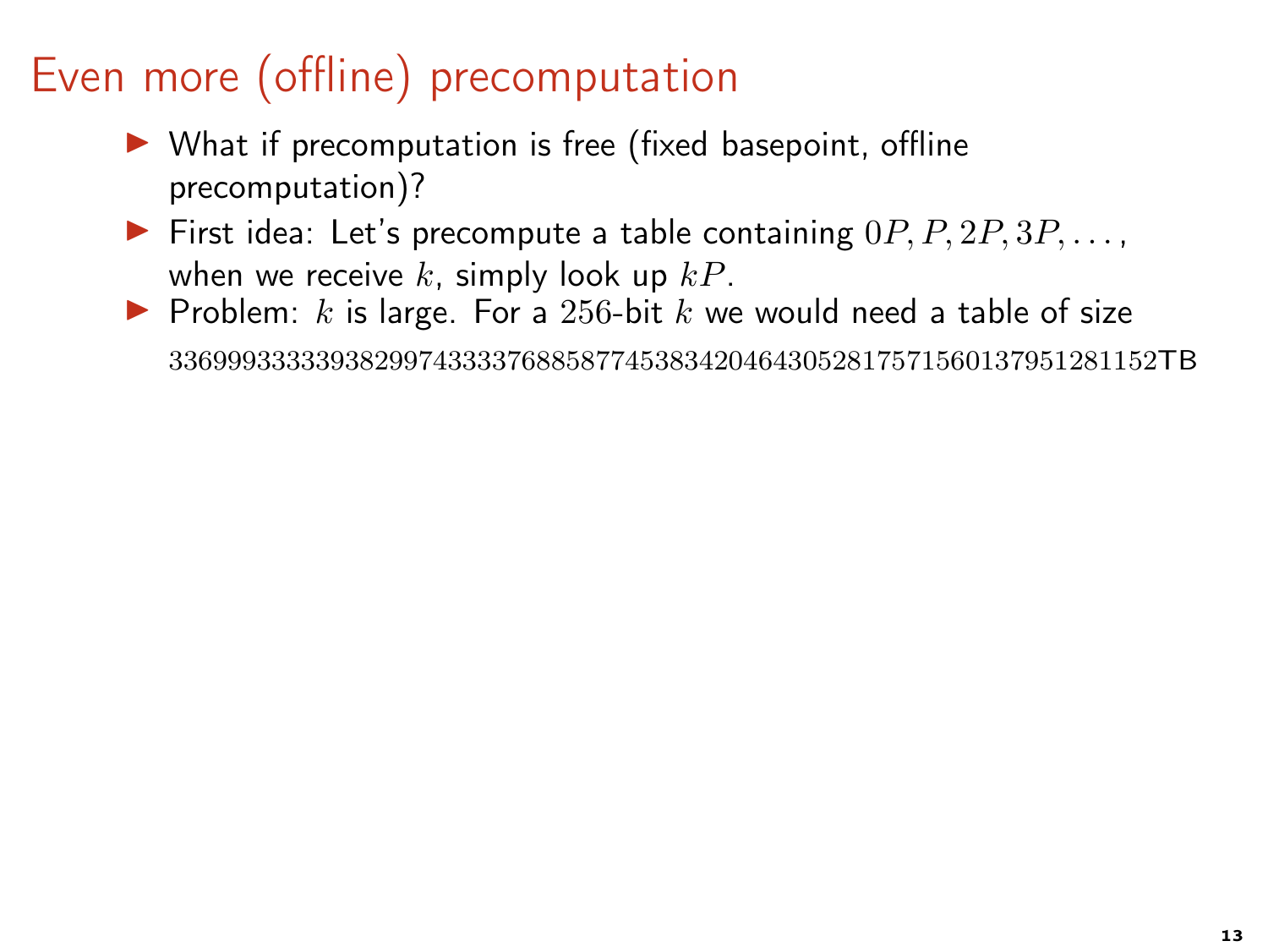# Even more (offline) precomputation

- What if precomputation is free (fixed basepoint, offline precomputation)?
- First idea: Let's precompute a table containing $0P, P, 2P, 3P, \ldots$, when we receive $k$, simply look up $kP$.
- Problem: $k$ is large. For a $256$-bit $k$ we would need a table of size $3369993333393829974333376885877453834204643052817571560137951281152$TB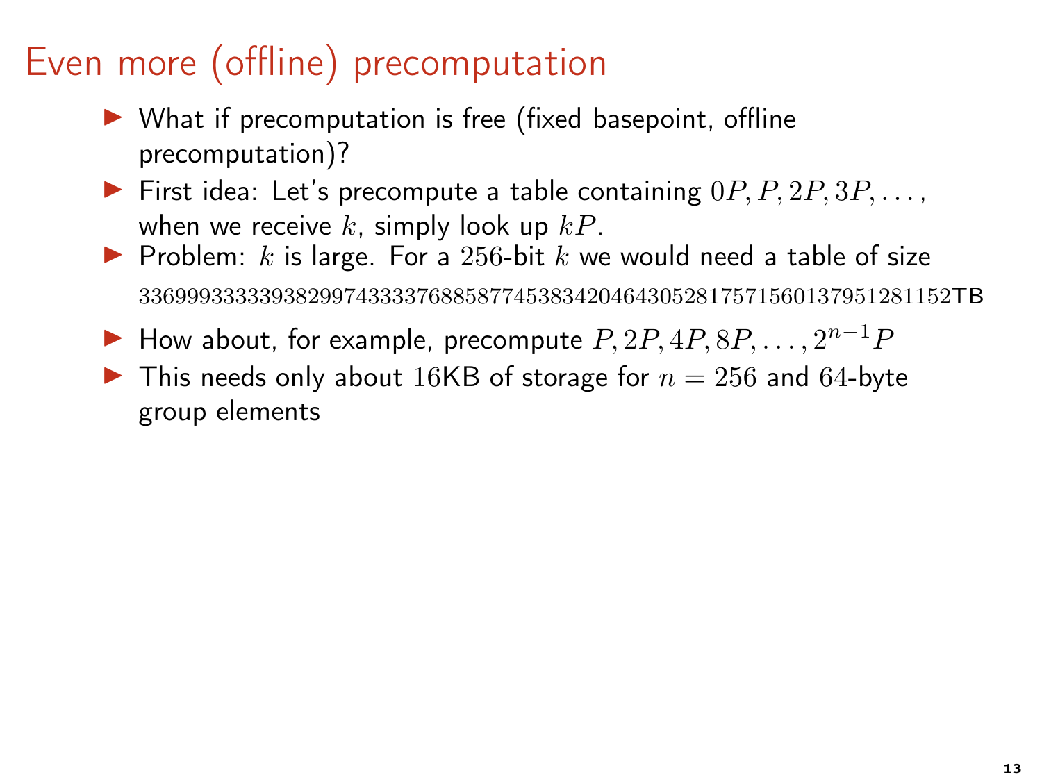# Even more (offline) precomputation

- What if precomputation is free (fixed basepoint, offline precomputation)?
- First idea: Let's precompute a table containing $0P, P, 2P, 3P, \dots$, when we receive $k$, simply look up $kP$.
- Problem: $k$ is large. For a $256$-bit $k$ we would need a table of size $3369993333393829974333376885877453834204643052817571560137951281152$TB
- How about, for example, precompute $P, 2P, 4P, 8P, \dots, 2^{n-1}P$
- This needs only about $16$KB of storage for $n = 256$ and $64$-byte group elements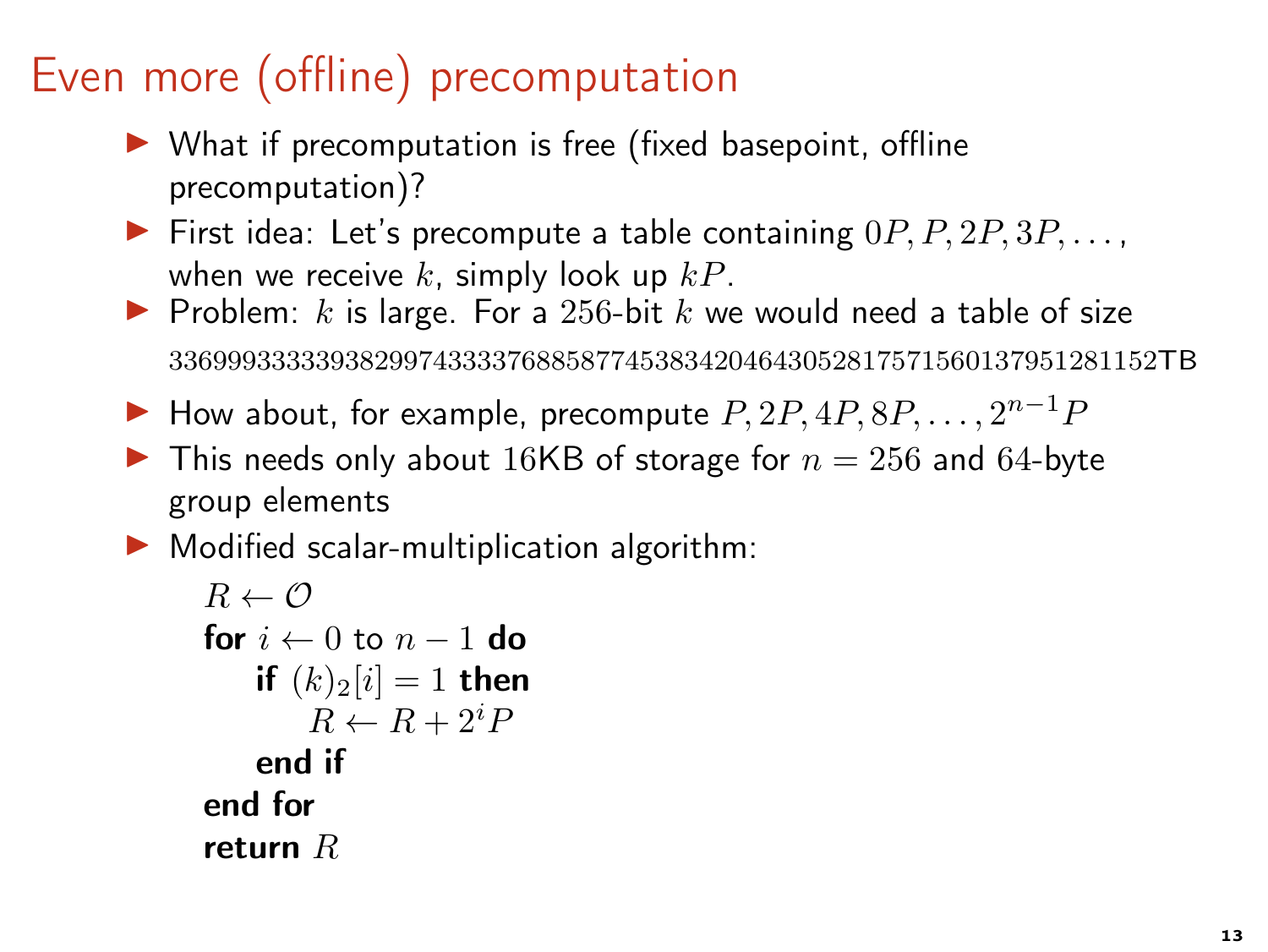# Even more (offline) precomputation

- What if precomputation is free (fixed basepoint, offline precomputation)?
- First idea: Let's precompute a table containing $0P, P, 2P, 3P, \dots$, when we receive $k$, simply look up $kP$.
- Problem: $k$ is large. For a $256$-bit $k$ we would need a table of size $3369993333393829974333376885877453834204643052817571560137951281152$TB
- How about, for example, precompute $P, 2P, 4P, 8P, \dots, 2^{n-1}P$
- This needs only about $16$KB of storage for $n = 256$ and $64$-byte group elements
- Modified scalar-multiplication algorithm:

$R \leftarrow \mathcal{O}$
**for** $i \leftarrow 0$ to $n-1$ **do**
  **if** $(k)_2[i] = 1$ **then**
    $R \leftarrow R + 2^i P$
  **end if**
**end for**
**return** $R$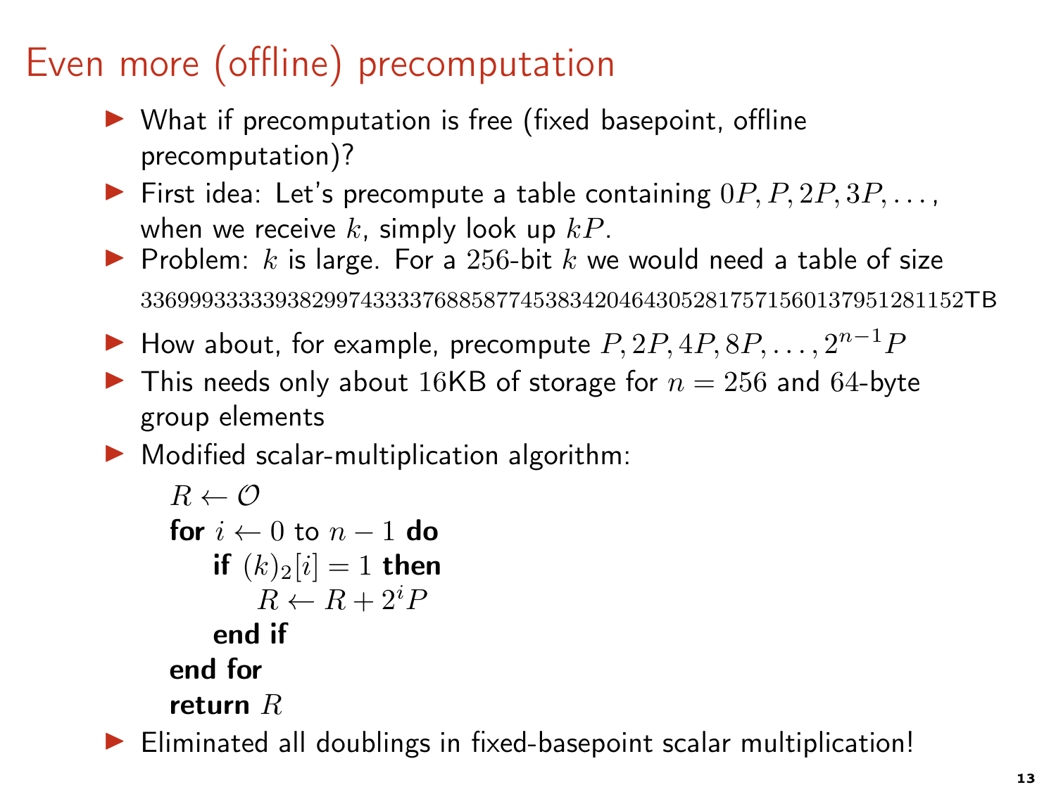# Even more (offline) precomputation

- What if precomputation is free (fixed basepoint, offline precomputation)?
- First idea: Let's precompute a table containing $0P, P, 2P, 3P, \dots$, when we receive $k$, simply look up $kP$.
- Problem: $k$ is large. For a $256$-bit $k$ we would need a table of size $3369993333393829974333376885877453834204643052817571560137951281152$TB
- How about, for example, precompute $P, 2P, 4P, 8P, \dots, 2^{n-1}P$
- This needs only about $16$KB of storage for $n = 256$ and $64$-byte group elements
- Modified scalar-multiplication algorithm:

  $R \leftarrow \mathcal{O}$
  **for** $i \leftarrow 0$ to $n-1$ **do**
  &nbsp;&nbsp;&nbsp;&nbsp;**if** $(k)_2[i] = 1$ **then**
  &nbsp;&nbsp;&nbsp;&nbsp;&nbsp;&nbsp;&nbsp;&nbsp;$R \leftarrow R + 2^i P$
  &nbsp;&nbsp;&nbsp;&nbsp;**end if**
  **end for**
  **return** $R$

- Eliminated all doublings in fixed-basepoint scalar multiplication!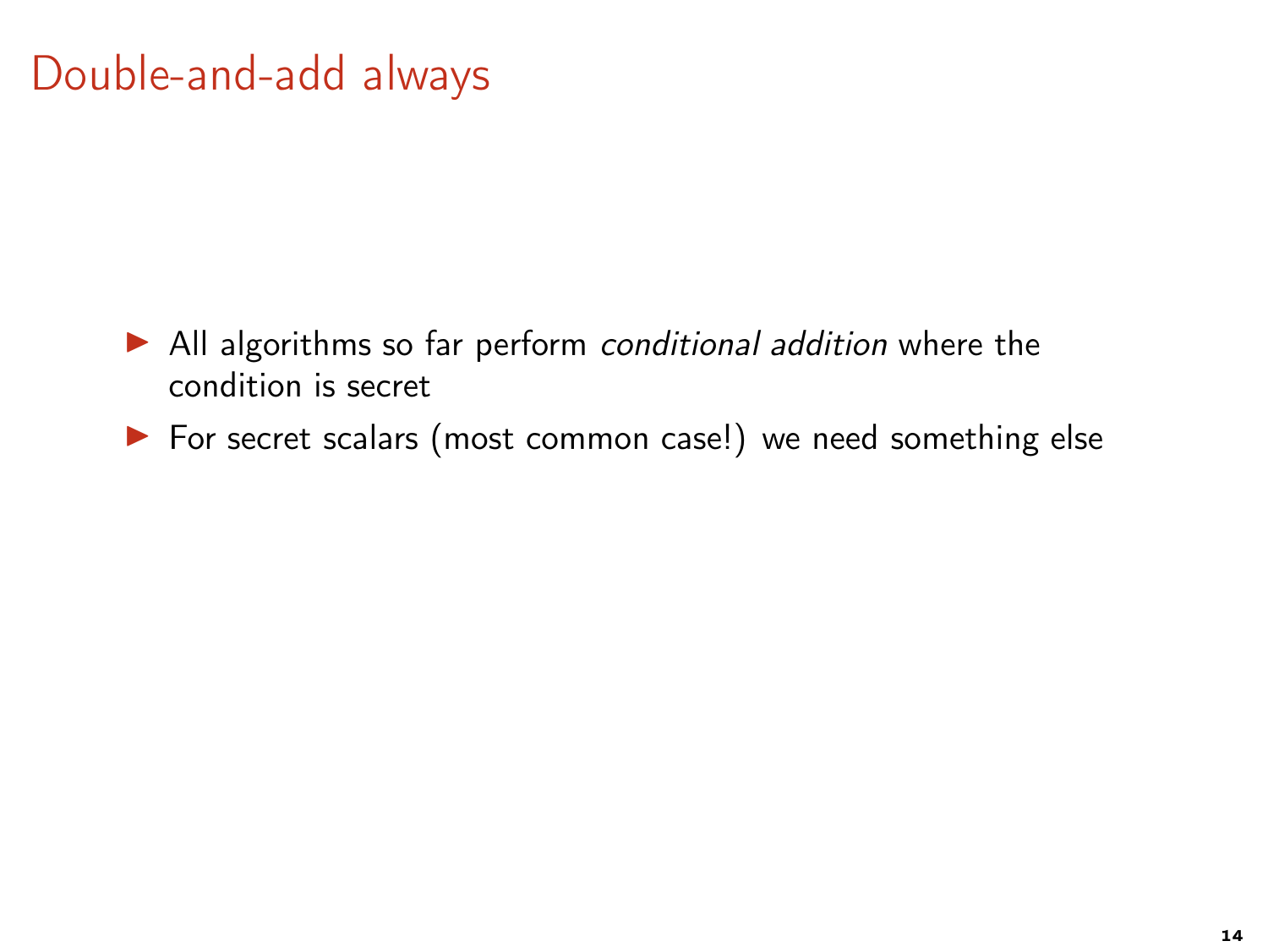# Double-and-add always

- All algorithms so far perform *conditional addition* where the condition is secret
- For secret scalars (most common case!) we need something else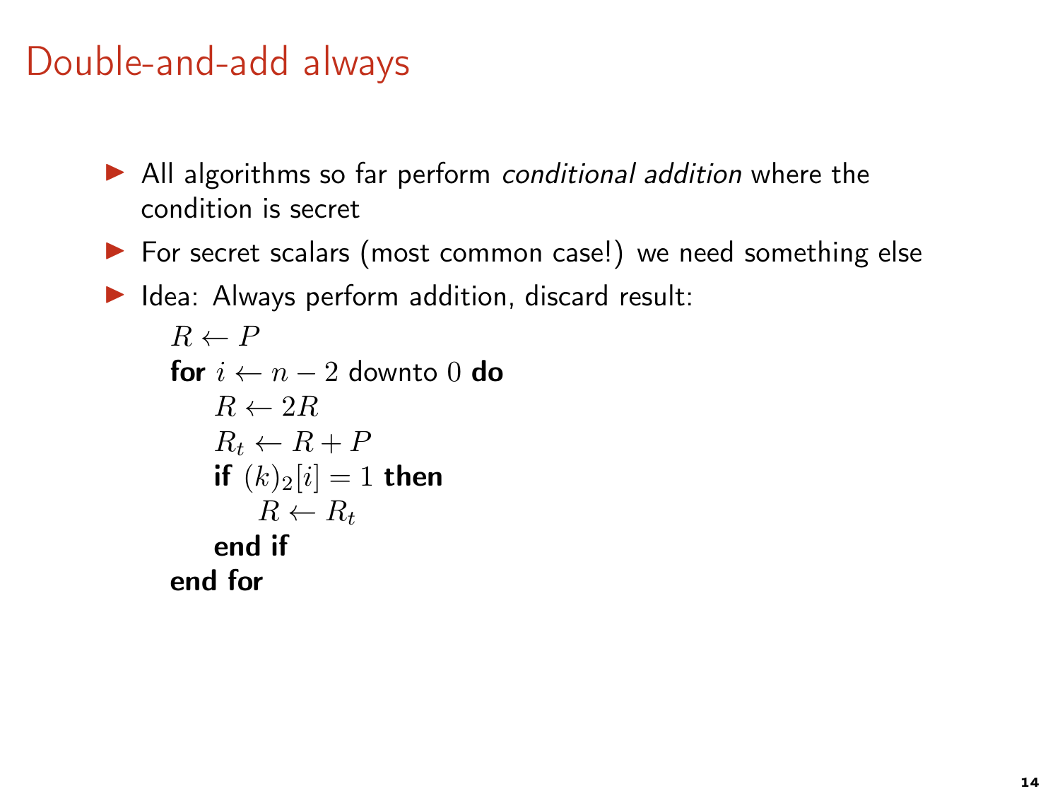# Double-and-add always

- All algorithms so far perform *conditional addition* where the condition is secret
- For secret scalars (most common case!) we need something else
- Idea: Always perform addition, discard result:

  $R \leftarrow P$
  **for** $i \leftarrow n-2$ downto $0$ **do**
  &nbsp;&nbsp;&nbsp;&nbsp;$R \leftarrow 2R$
  &nbsp;&nbsp;&nbsp;&nbsp;$R_t \leftarrow R + P$
  &nbsp;&nbsp;&nbsp;&nbsp;**if** $(k)_2[i] = 1$ **then**
  &nbsp;&nbsp;&nbsp;&nbsp;&nbsp;&nbsp;&nbsp;&nbsp;$R \leftarrow R_t$
  &nbsp;&nbsp;&nbsp;&nbsp;**end if**
  **end for**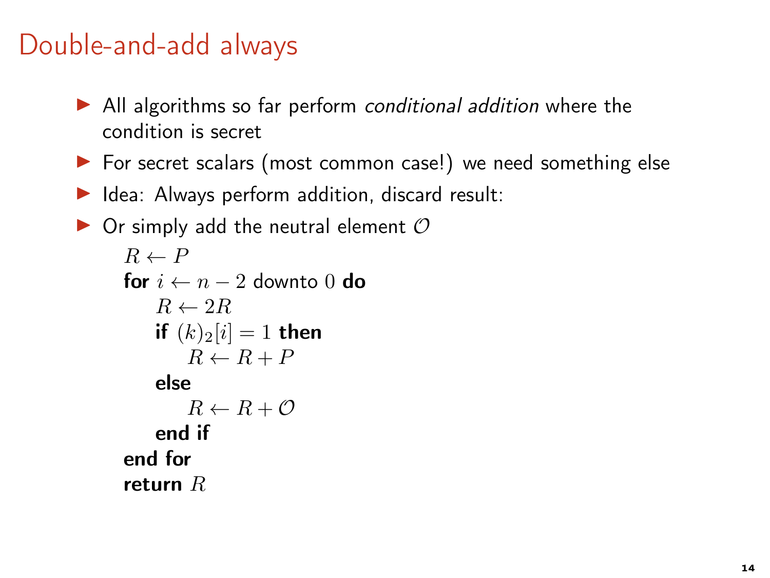# Double-and-add always

- All algorithms so far perform *conditional addition* where the condition is secret
- For secret scalars (most common case!) we need something else
- Idea: Always perform addition, discard result:
- Or simply add the neutral element $\mathcal{O}$

$R \leftarrow P$
**for** $i \leftarrow n-2$ downto $0$ **do**
  $R \leftarrow 2R$
  **if** $(k)_2[i] = 1$ **then**
    $R \leftarrow R + P$
  **else**
    $R \leftarrow R + \mathcal{O}$
  **end if**
**end for**
**return** $R$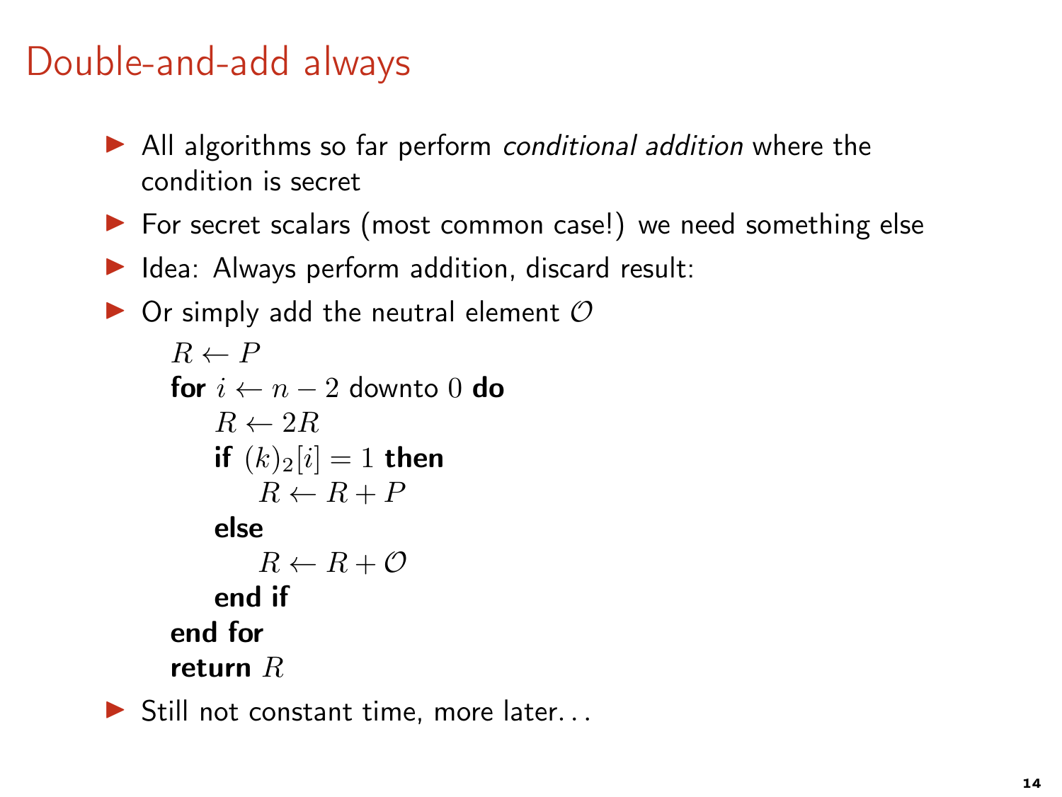# Double-and-add always

- All algorithms so far perform *conditional addition* where the condition is secret
- For secret scalars (most common case!) we need something else
- Idea: Always perform addition, discard result:
- Or simply add the neutral element $\mathcal{O}$

  $R \leftarrow P$
  **for** $i \leftarrow n-2$ downto $0$ **do**
  &nbsp;&nbsp;&nbsp;&nbsp;$R \leftarrow 2R$
  &nbsp;&nbsp;&nbsp;&nbsp;**if** $(k)_2[i] = 1$ **then**
  &nbsp;&nbsp;&nbsp;&nbsp;&nbsp;&nbsp;&nbsp;&nbsp;$R \leftarrow R + P$
  &nbsp;&nbsp;&nbsp;&nbsp;**else**
  &nbsp;&nbsp;&nbsp;&nbsp;&nbsp;&nbsp;&nbsp;&nbsp;$R \leftarrow R + \mathcal{O}$
  &nbsp;&nbsp;&nbsp;&nbsp;**end if**
  **end for**
  **return** $R$

- Still not constant time, more later...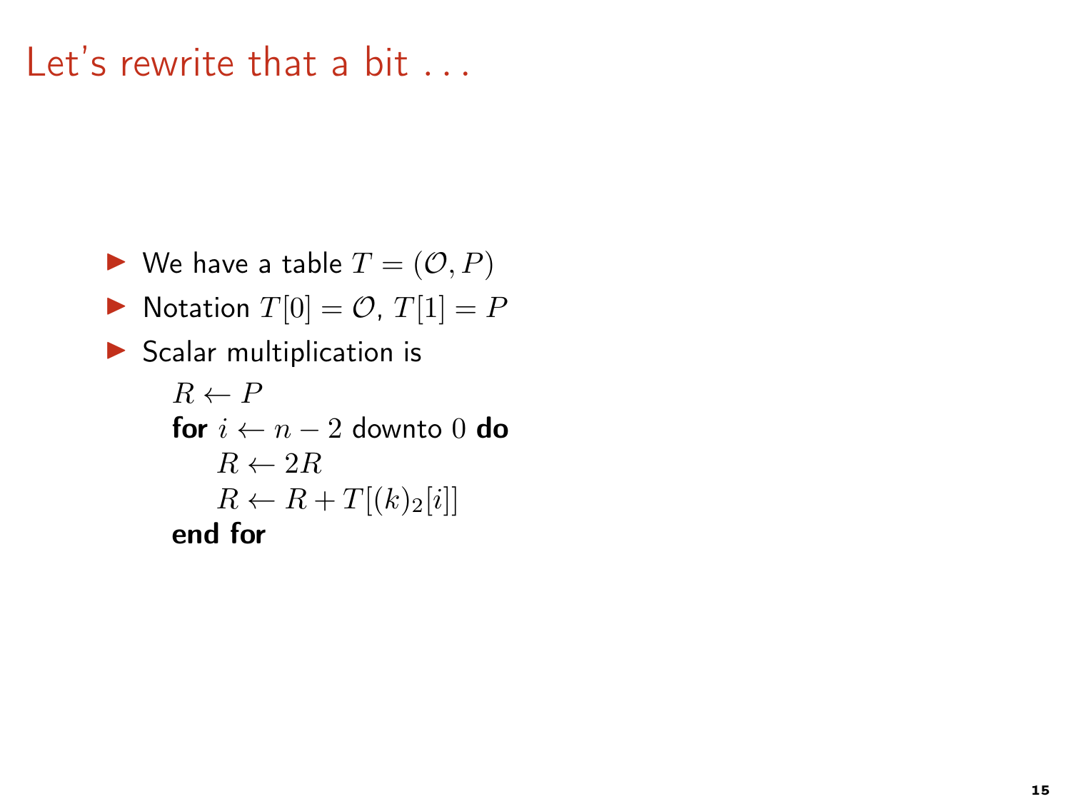# Let's rewrite that a bit ...

- We have a table $T = (\mathcal{O}, P)$
- Notation $T[0] = \mathcal{O}$, $T[1] = P$
- Scalar multiplication is

```
R ← P
for i ← n − 2 downto 0 do
    R ← 2R
    R ← R + T[(k)_2[i]]
end for
```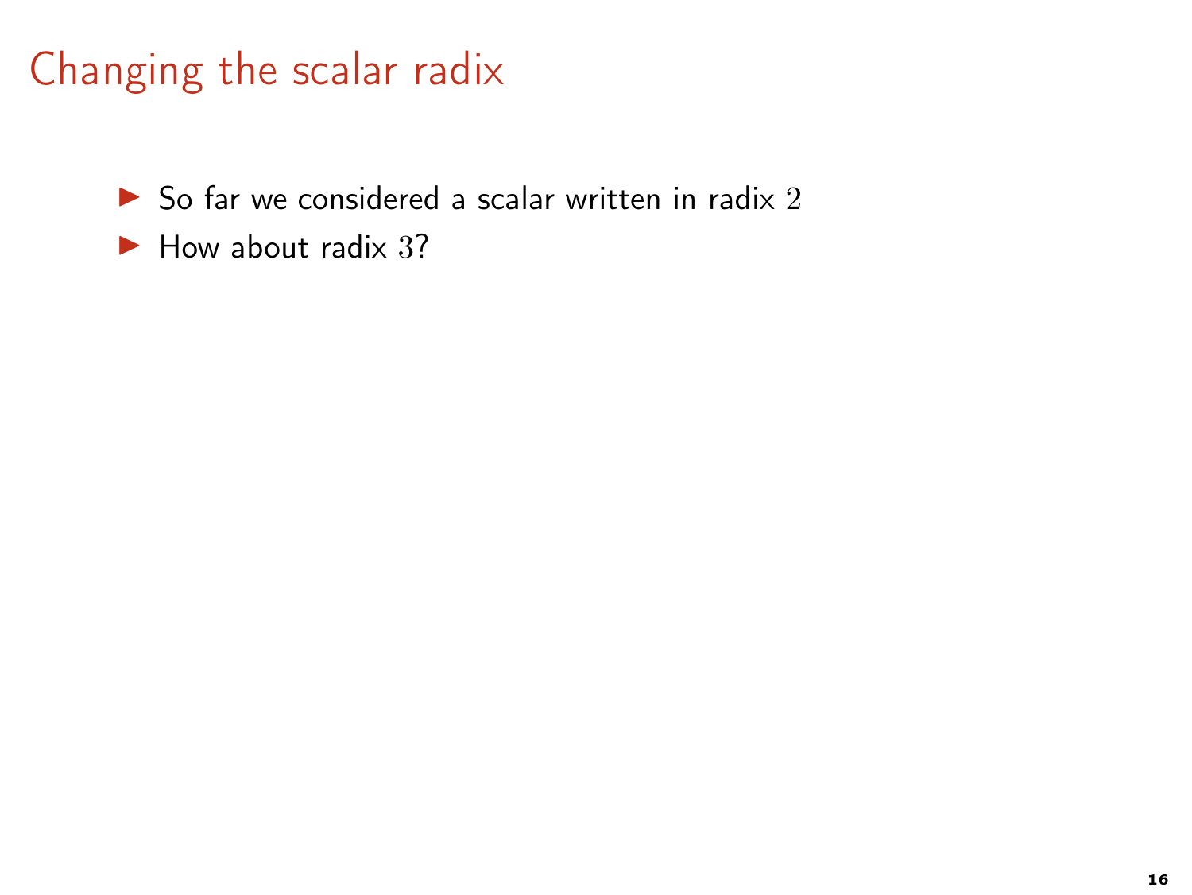# Changing the scalar radix

- So far we considered a scalar written in radix $2$
- How about radix $3$?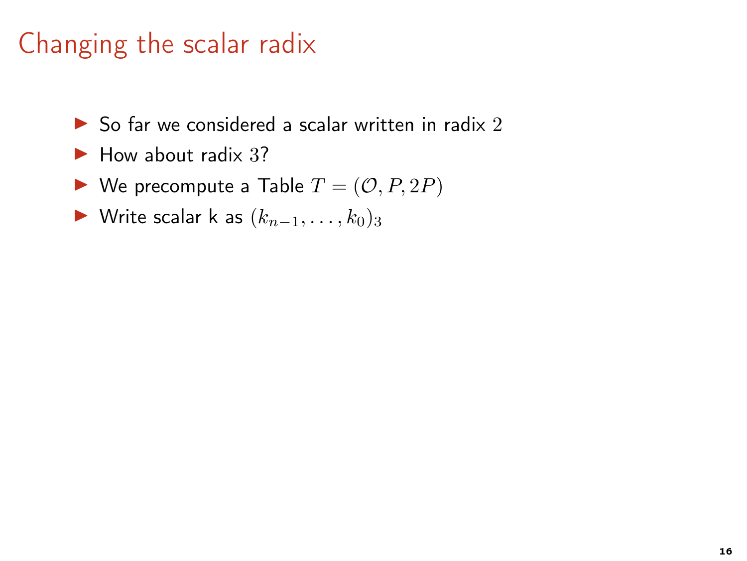# Changing the scalar radix

- So far we considered a scalar written in radix $2$
- How about radix $3$?
- We precompute a Table $T = (\mathcal{O}, P, 2P)$
- Write scalar k as $(k_{n-1}, \ldots, k_0)_3$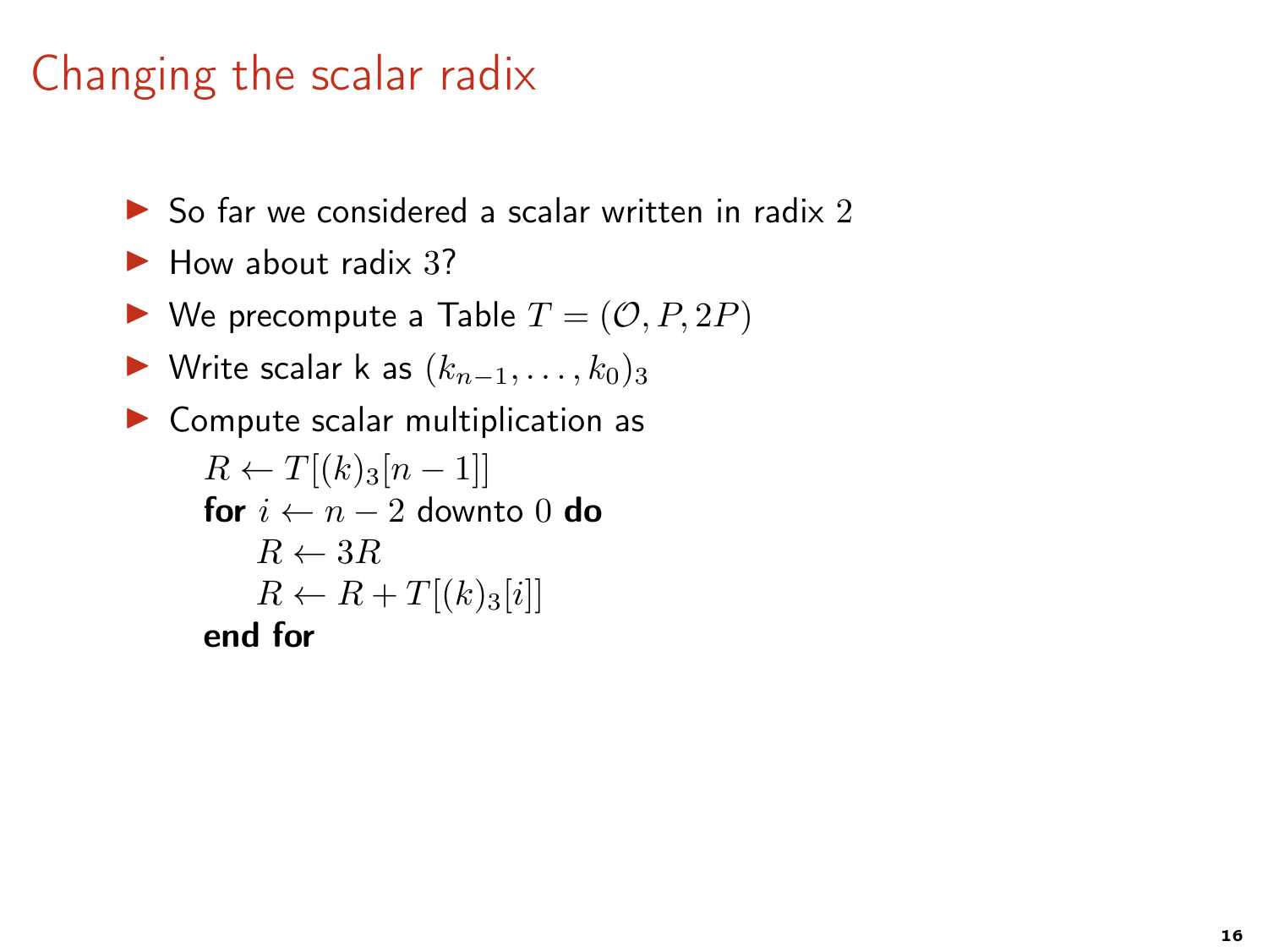# Changing the scalar radix

- So far we considered a scalar written in radix $2$
- How about radix $3$?
- We precompute a Table $T = (\mathcal{O}, P, 2P)$
- Write scalar k as $(k_{n-1}, \ldots, k_0)_3$
- Compute scalar multiplication as

  $R \leftarrow T[(k)_3[n-1]]$
  **for** $i \leftarrow n-2$ downto $0$ **do**
  $\quad R \leftarrow 3R$
  $\quad R \leftarrow R + T[(k)_3[i]]$
  **end for**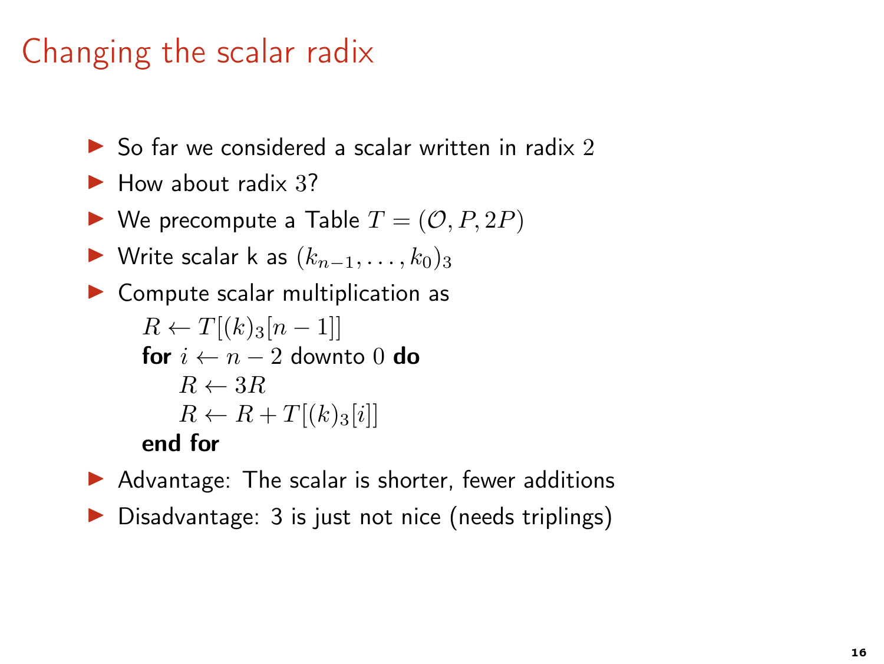# Changing the scalar radix

- So far we considered a scalar written in radix $2$
- How about radix $3$?
- We precompute a Table $T = (\mathcal{O}, P, 2P)$
- Write scalar k as $(k_{n-1}, \ldots, k_0)_3$
- Compute scalar multiplication as

  $R \leftarrow T[(k)_3[n-1]]$
  **for** $i \leftarrow n-2$ downto $0$ **do**
  $\quad R \leftarrow 3R$
  $\quad R \leftarrow R + T[(k)_3[i]]$
  **end for**

- Advantage: The scalar is shorter, fewer additions
- Disadvantage: 3 is just not nice (needs triplings)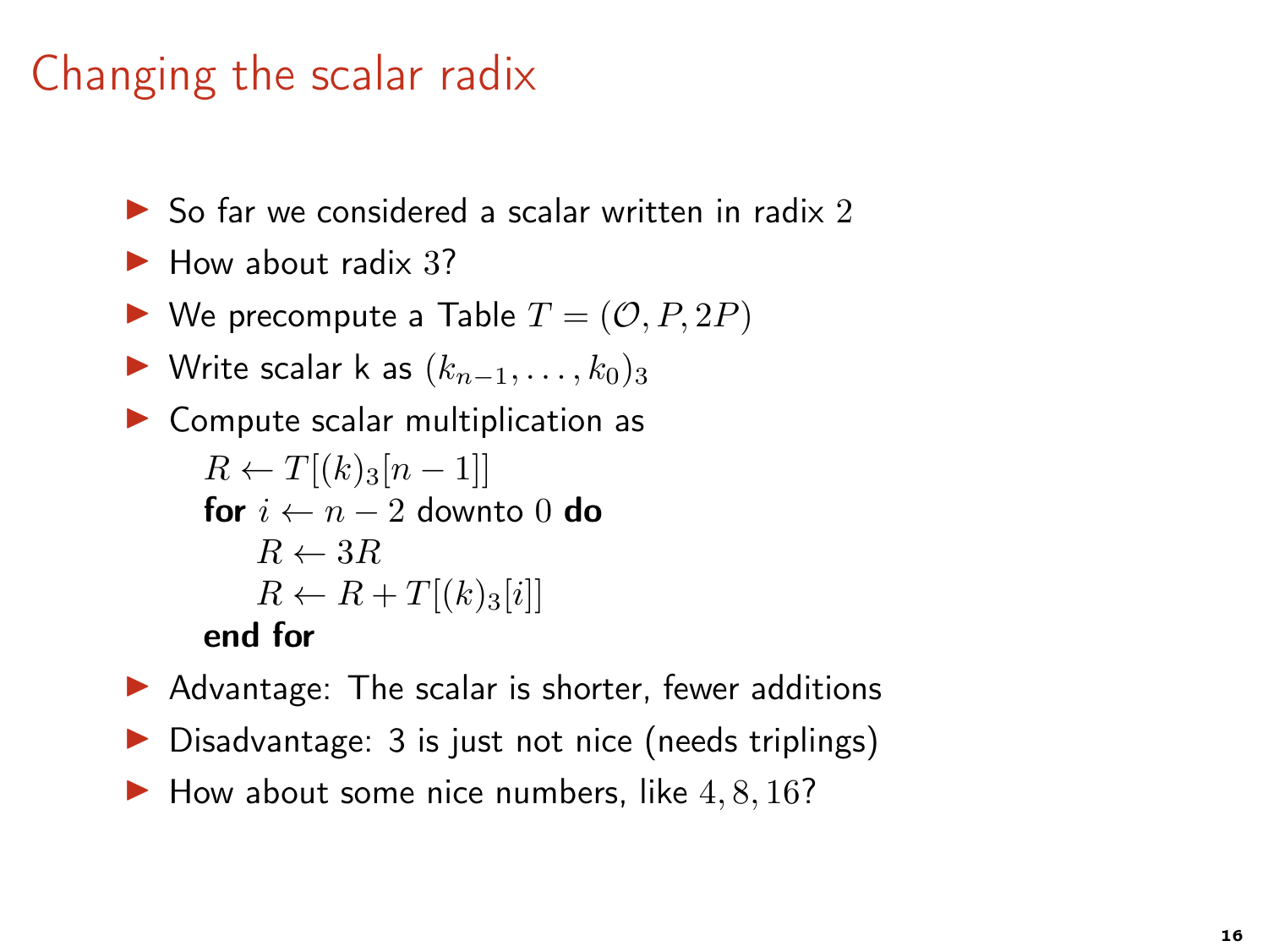# Changing the scalar radix

- So far we considered a scalar written in radix $2$
- How about radix $3$?
- We precompute a Table $T = (\mathcal{O}, P, 2P)$
- Write scalar k as $(k_{n-1}, \dots, k_0)_3$
- Compute scalar multiplication as

  $R \leftarrow T[(k)_3[n-1]]$
  **for** $i \leftarrow n-2$ downto $0$ **do**
  &nbsp;&nbsp;&nbsp;&nbsp;$R \leftarrow 3R$
  &nbsp;&nbsp;&nbsp;&nbsp;$R \leftarrow R + T[(k)_3[i]]$
  **end for**

- Advantage: The scalar is shorter, fewer additions
- Disadvantage: 3 is just not nice (needs triplings)
- How about some nice numbers, like $4, 8, 16$?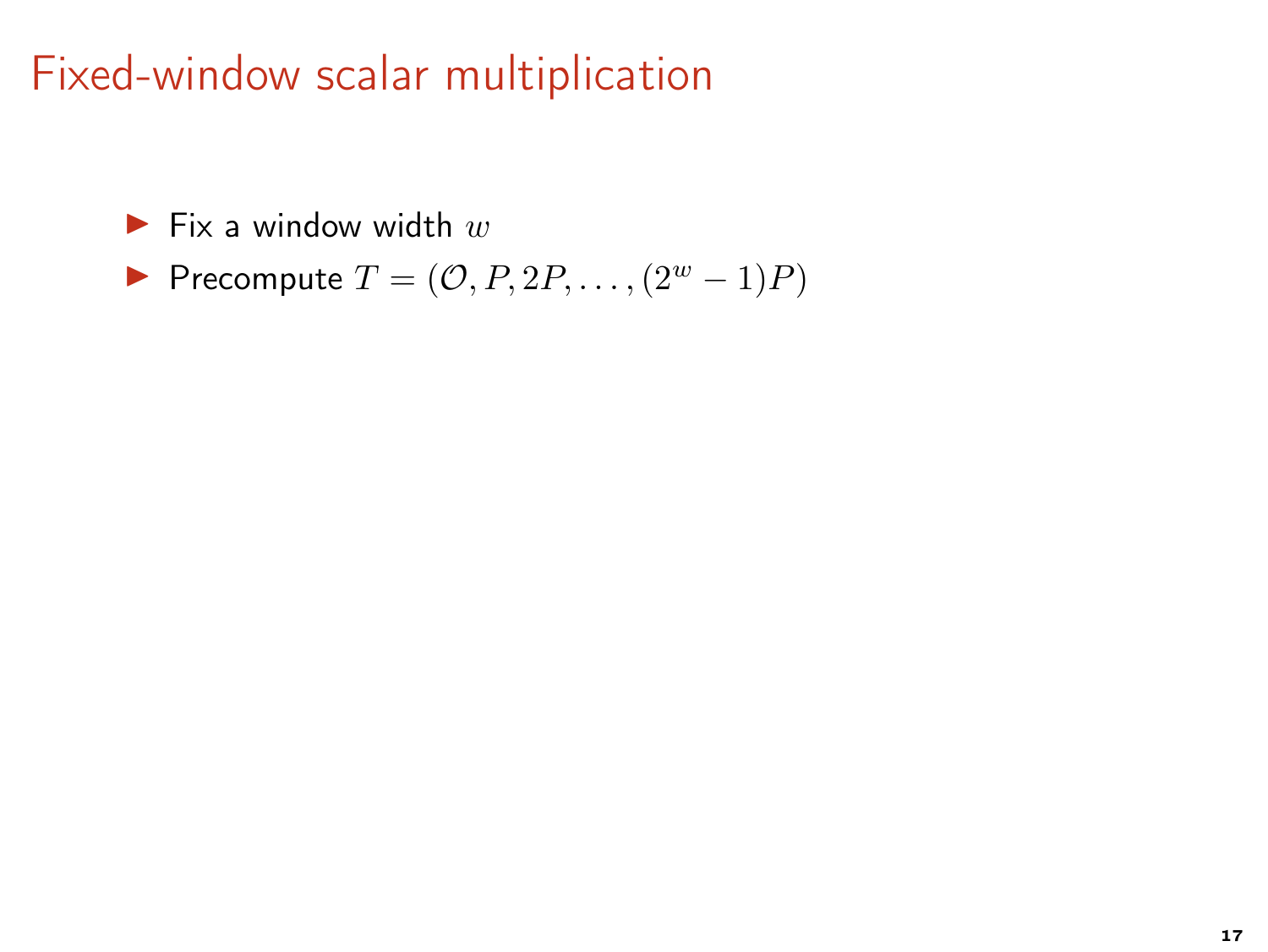# Fixed-window scalar multiplication

- Fix a window width $w$
- Precompute $T = (\mathcal{O}, P, 2P, \ldots, (2^w - 1)P)$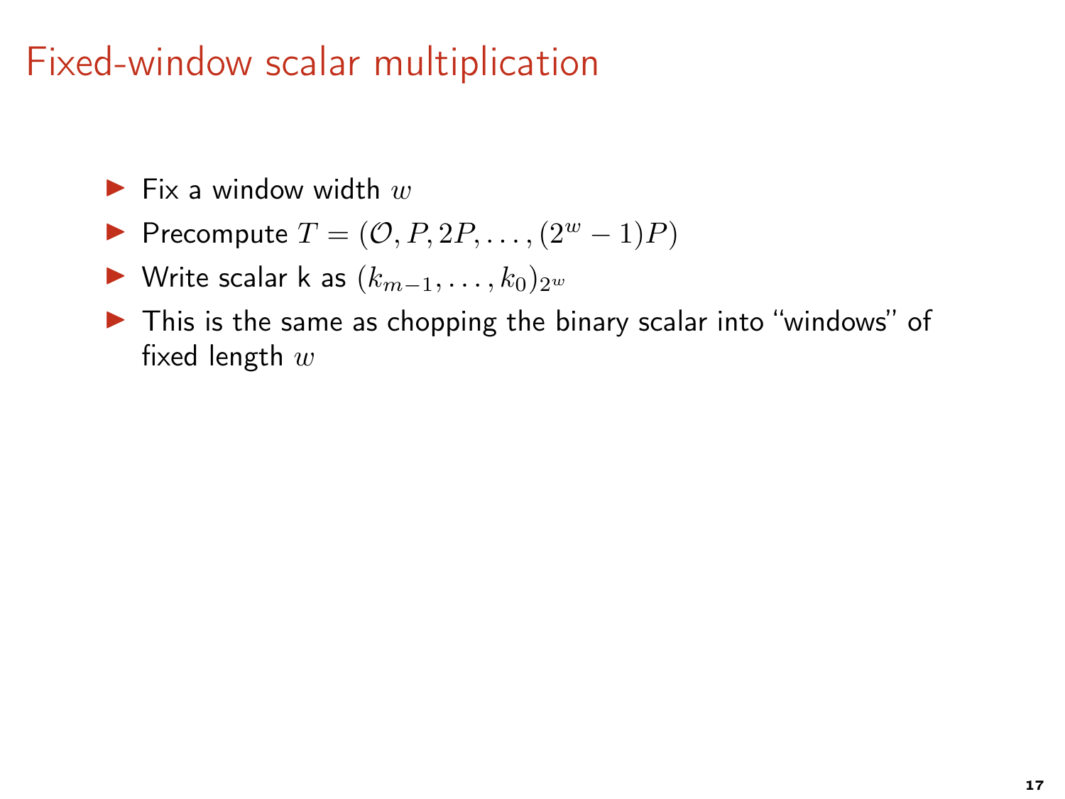# Fixed-window scalar multiplication

- Fix a window width $w$
- Precompute $T = (\mathcal{O}, P, 2P, \ldots, (2^w - 1)P)$
- Write scalar k as $(k_{m-1}, \ldots, k_0)_{2^w}$
- This is the same as chopping the binary scalar into "windows" of fixed length $w$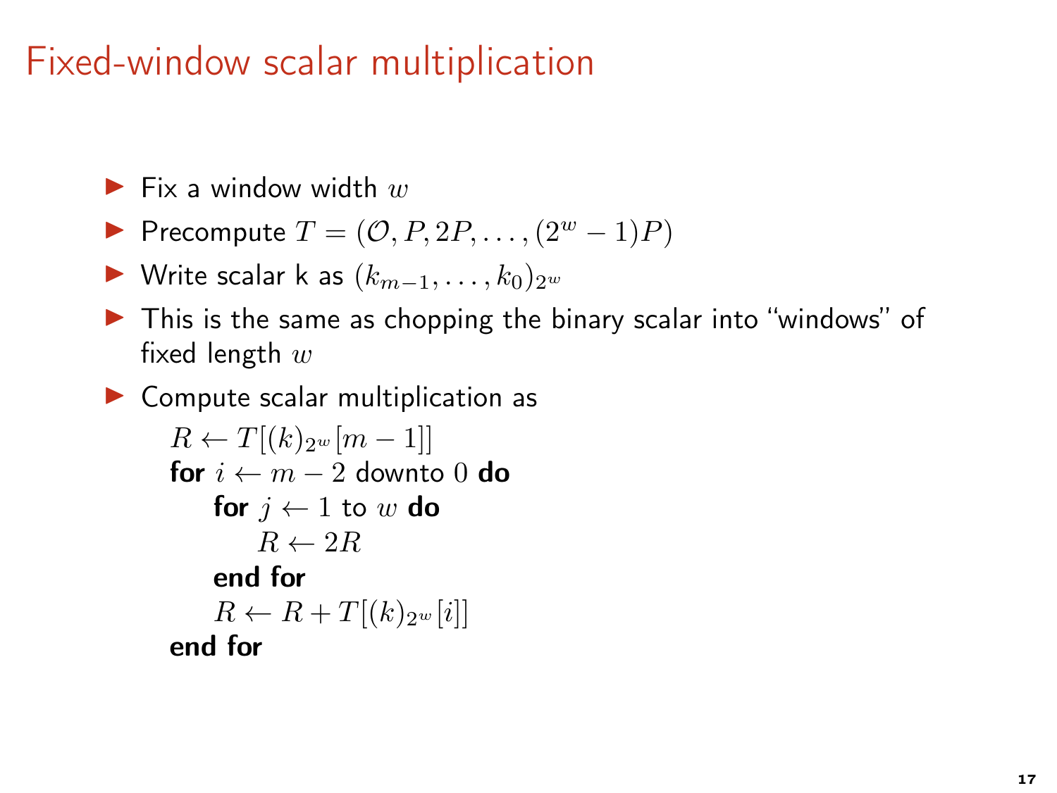# Fixed-window scalar multiplication

- Fix a window width $w$
- Precompute $T = (\mathcal{O}, P, 2P, \ldots, (2^w - 1)P)$
- Write scalar k as $(k_{m-1}, \ldots, k_0)_{2^w}$
- This is the same as chopping the binary scalar into "windows" of fixed length $w$
- Compute scalar multiplication as

$R \leftarrow T[(k)_{2^w}[m-1]]$
**for** $i \leftarrow m-2$ downto $0$ **do**
  **for** $j \leftarrow 1$ to $w$ **do**
    $R \leftarrow 2R$
  **end for**
  $R \leftarrow R + T[(k)_{2^w}[i]]$
**end for**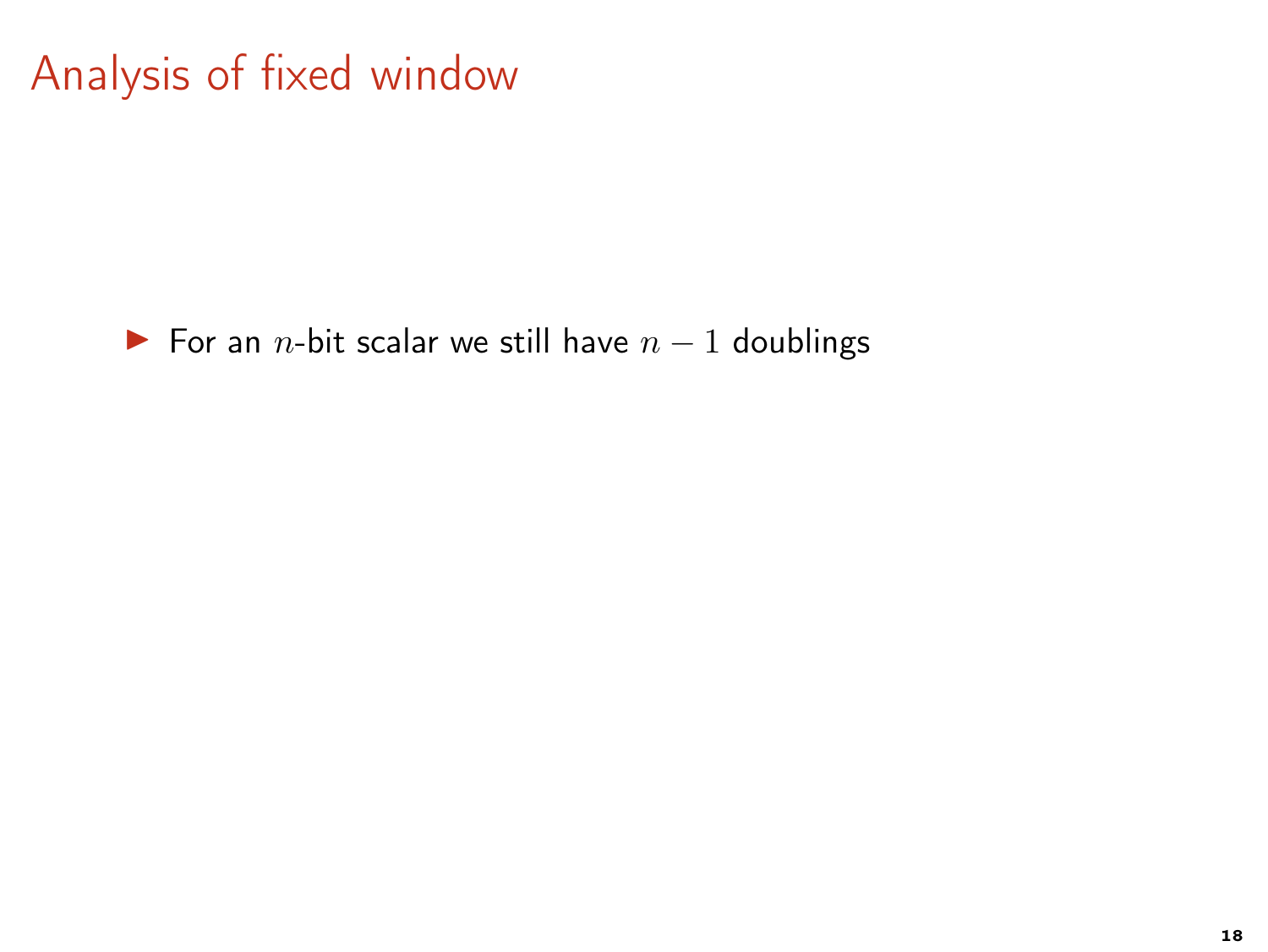# Analysis of fixed window

- For an $n$-bit scalar we still have $n - 1$ doublings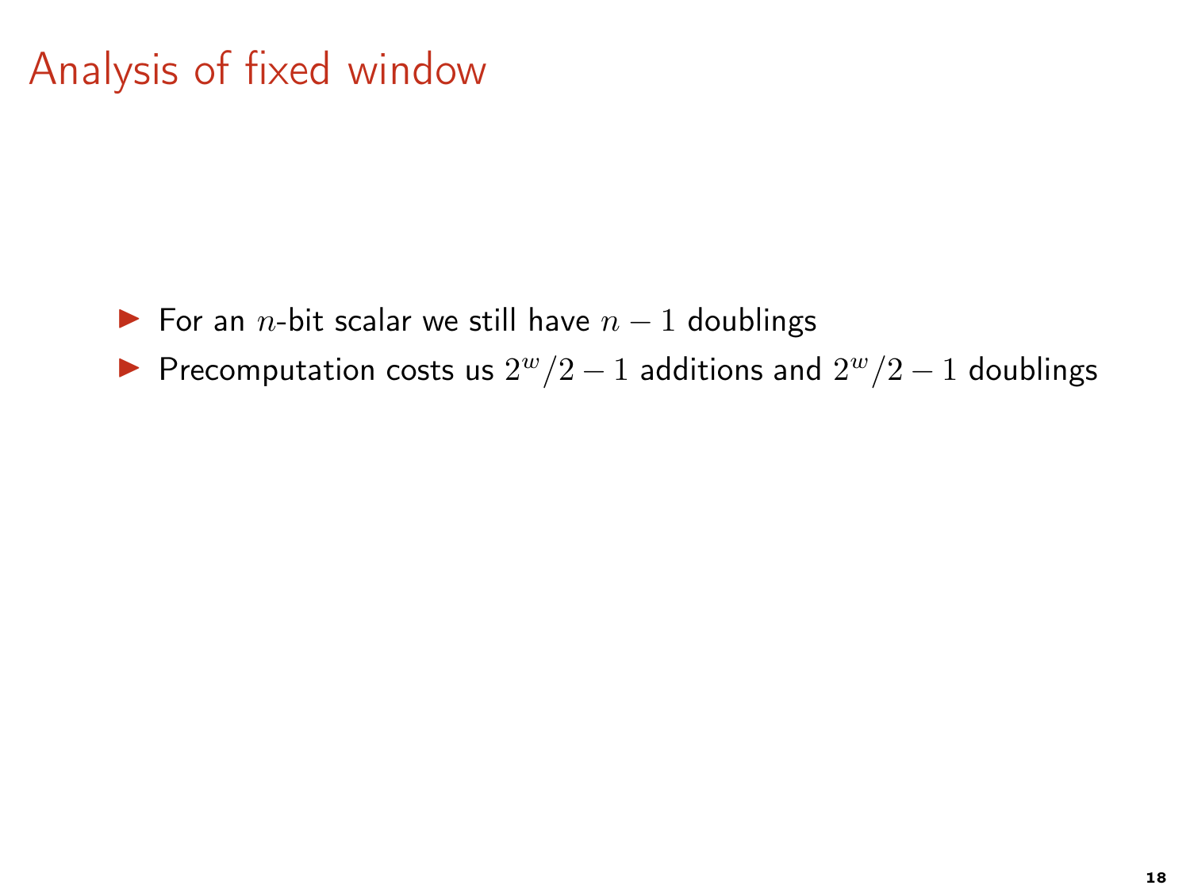# Analysis of fixed window

- For an $n$-bit scalar we still have $n-1$ doublings
- Precomputation costs us $2^w/2-1$ additions and $2^w/2-1$ doublings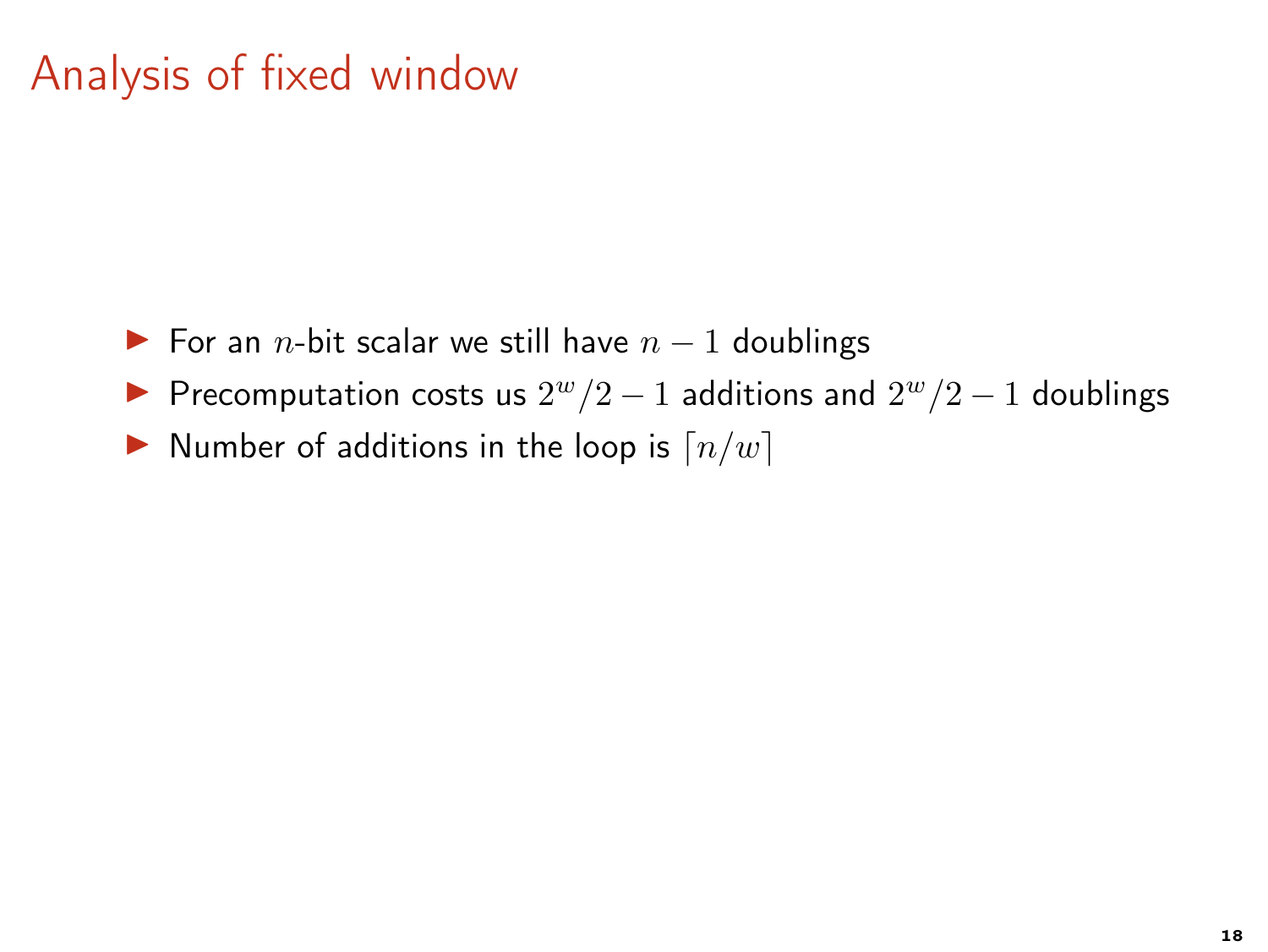# Analysis of fixed window

- For an $n$-bit scalar we still have $n - 1$ doublings
- Precomputation costs us $2^w/2 - 1$ additions and $2^w/2 - 1$ doublings
- Number of additions in the loop is $\lceil n/w \rceil$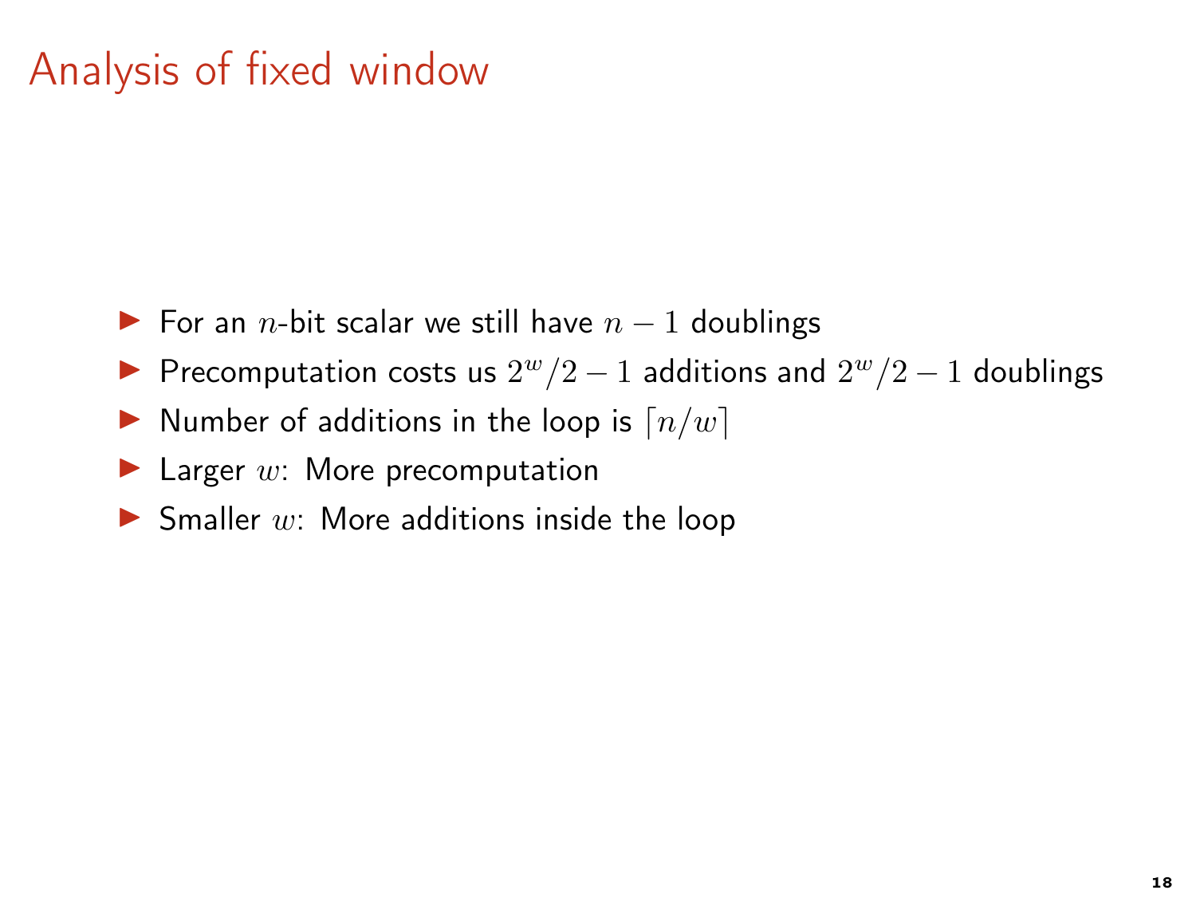# Analysis of fixed window

- For an $n$-bit scalar we still have $n-1$ doublings
- Precomputation costs us $2^w/2-1$ additions and $2^w/2-1$ doublings
- Number of additions in the loop is $\lceil n/w \rceil$
- Larger $w$: More precomputation
- Smaller $w$: More additions inside the loop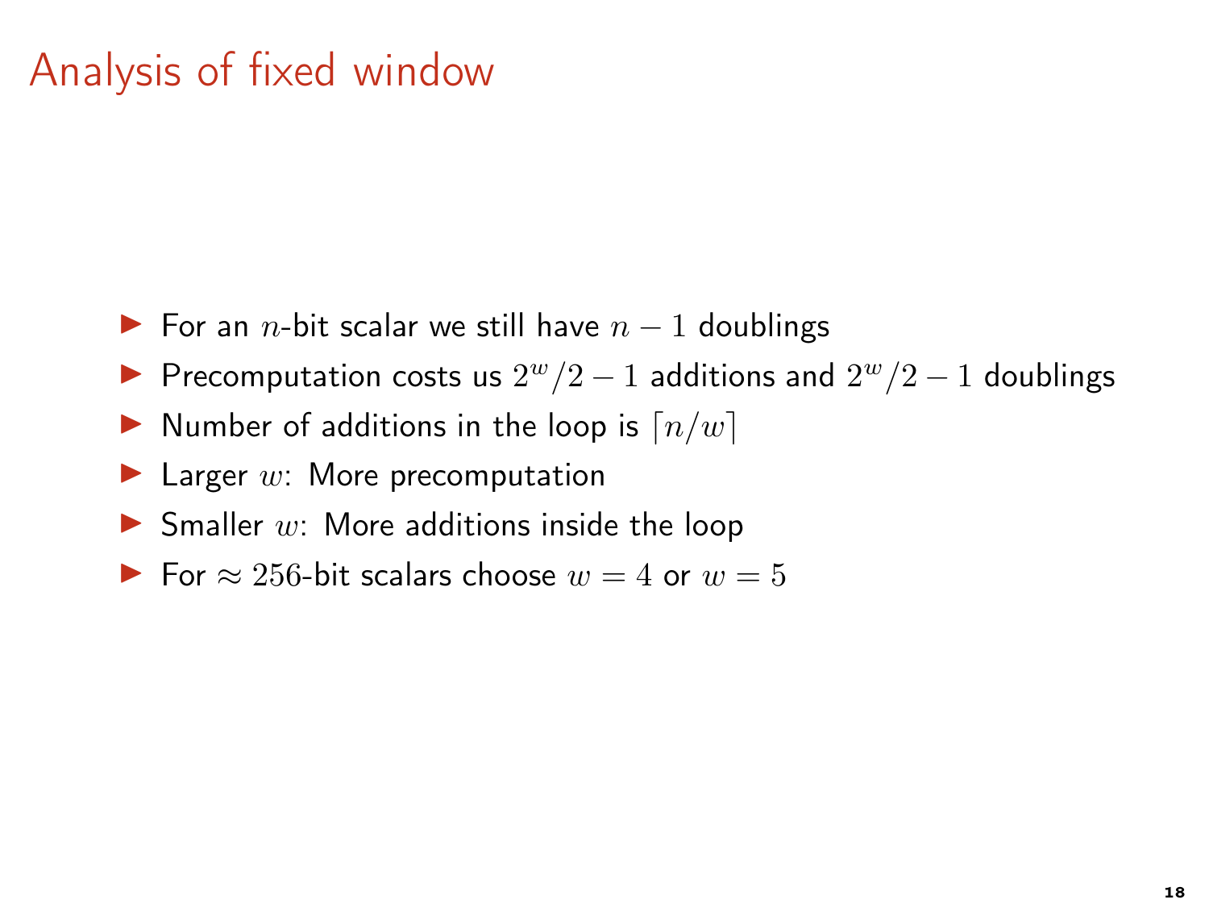# Analysis of fixed window

- For an $n$-bit scalar we still have $n-1$ doublings
- Precomputation costs us $2^w/2-1$ additions and $2^w/2-1$ doublings
- Number of additions in the loop is $\lceil n/w \rceil$
- Larger $w$: More precomputation
- Smaller $w$: More additions inside the loop
- For $\approx 256$-bit scalars choose $w=4$ or $w=5$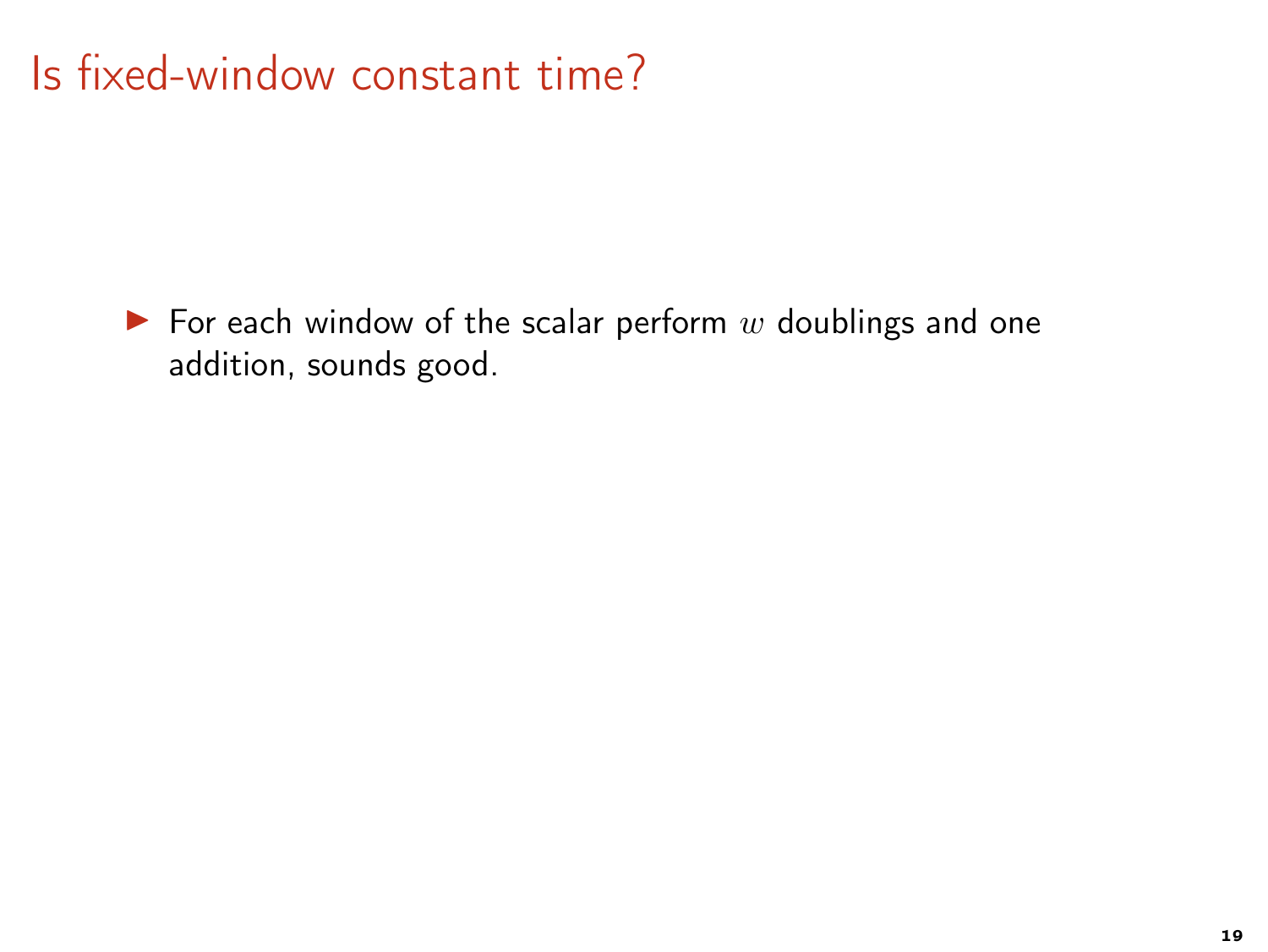# Is fixed-window constant time?

- For each window of the scalar perform $w$ doublings and one addition, sounds good.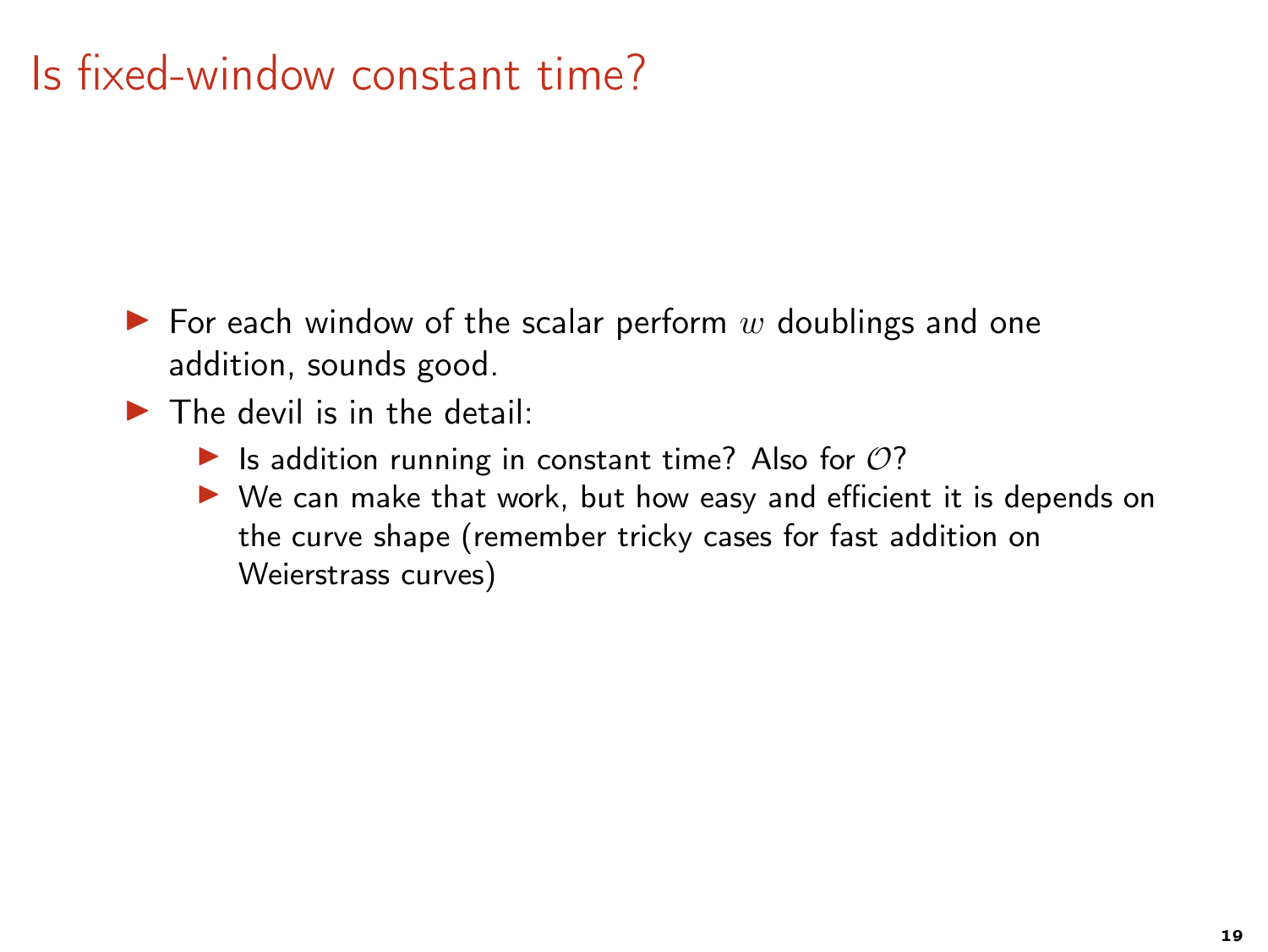# Is fixed-window constant time?

- For each window of the scalar perform $w$ doublings and one addition, sounds good.
- The devil is in the detail:
  - Is addition running in constant time? Also for $\mathcal{O}$?
  - We can make that work, but how easy and efficient it is depends on the curve shape (remember tricky cases for fast addition on Weierstrass curves)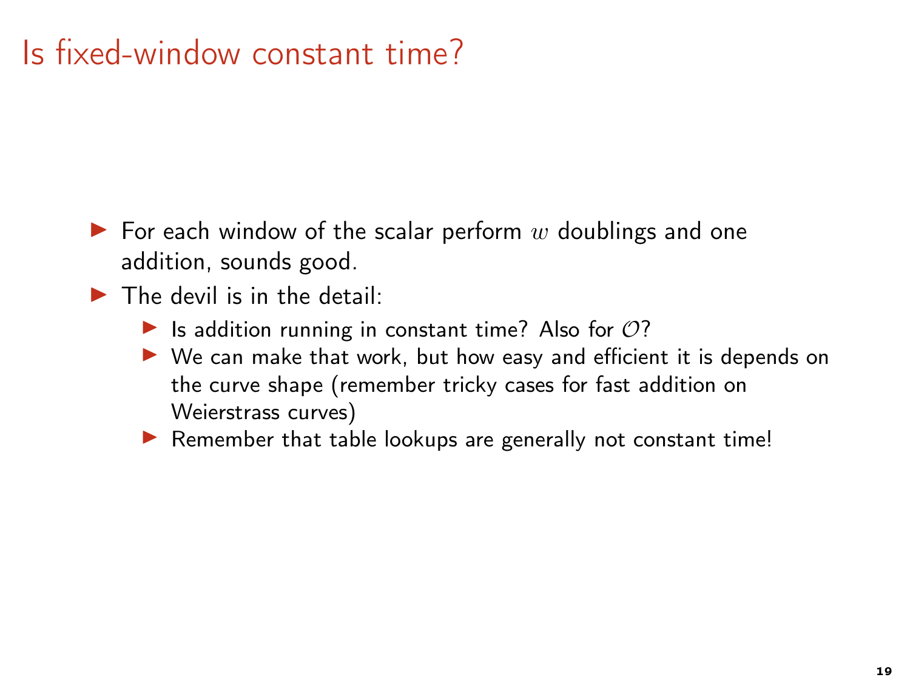# Is fixed-window constant time?

- For each window of the scalar perform $w$ doublings and one addition, sounds good.
- The devil is in the detail:
  - Is addition running in constant time? Also for $\mathcal{O}$?
  - We can make that work, but how easy and efficient it is depends on the curve shape (remember tricky cases for fast addition on Weierstrass curves)
  - Remember that table lookups are generally not constant time!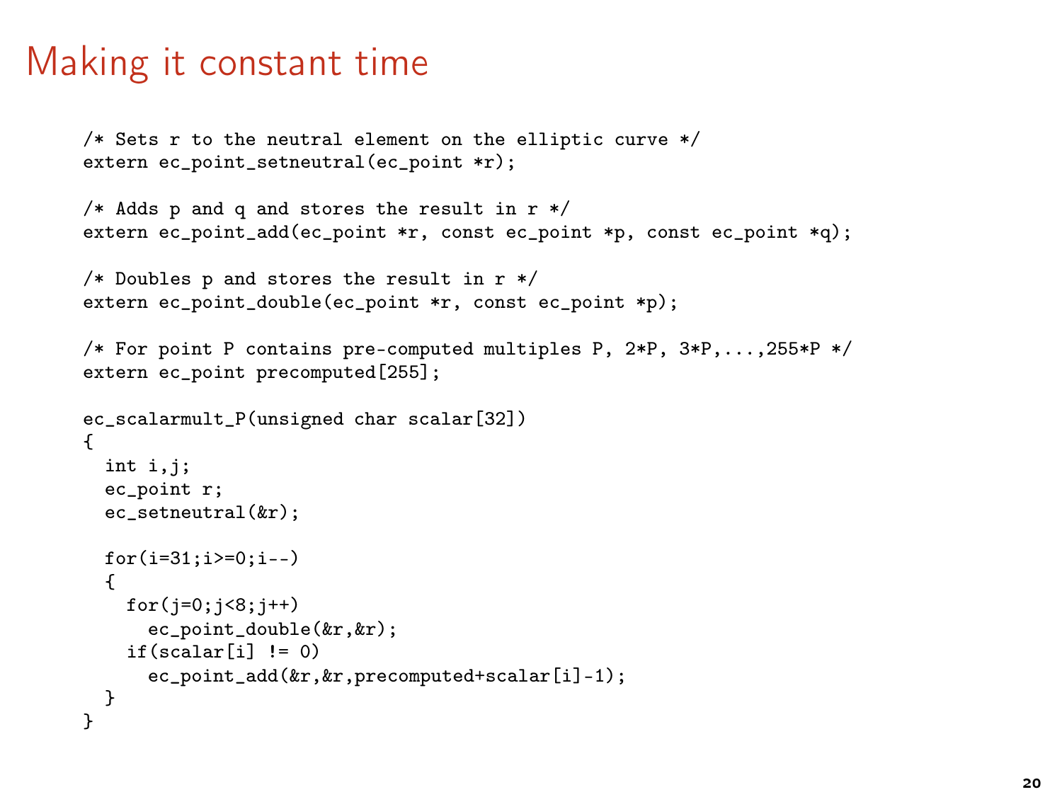# Making it constant time

```
/* Sets r to the neutral element on the elliptic curve */
extern ec_point_setneutral(ec_point *r);

/* Adds p and q and stores the result in r */
extern ec_point_add(ec_point *r, const ec_point *p, const ec_point *q);

/* Doubles p and stores the result in r */
extern ec_point_double(ec_point *r, const ec_point *p);

/* For point P contains pre-computed multiples P, 2*P, 3*P,...,255*P */
extern ec_point precomputed[255];

ec_scalarmult_P(unsigned char scalar[32])
{
  int i,j;
  ec_point r;
  ec_setneutral(&r);

  for(i=31;i>=0;i--)
  {
    for(j=0;j<8;j++)
      ec_point_double(&r,&r);
    if(scalar[i] != 0)
      ec_point_add(&r,&r,precomputed+scalar[i]-1);
  }
}
```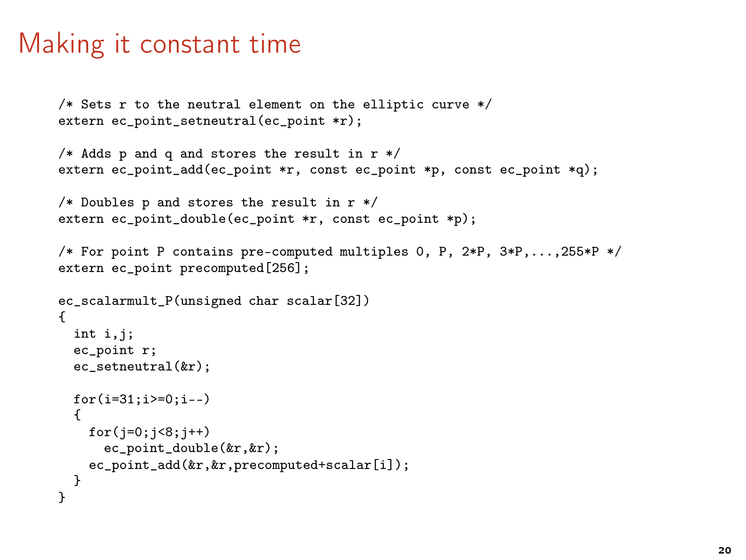# Making it constant time

```
/* Sets r to the neutral element on the elliptic curve */
extern ec_point_setneutral(ec_point *r);

/* Adds p and q and stores the result in r */
extern ec_point_add(ec_point *r, const ec_point *p, const ec_point *q);

/* Doubles p and stores the result in r */
extern ec_point_double(ec_point *r, const ec_point *p);

/* For point P contains pre-computed multiples 0, P, 2*P, 3*P,...,255*P */
extern ec_point precomputed[256];

ec_scalarmult_P(unsigned char scalar[32])
{
  int i,j;
  ec_point r;
  ec_setneutral(&r);

  for(i=31;i>=0;i--)
  {
    for(j=0;j<8;j++)
      ec_point_double(&r,&r);
    ec_point_add(&r,&r,precomputed+scalar[i]);
  }
}
```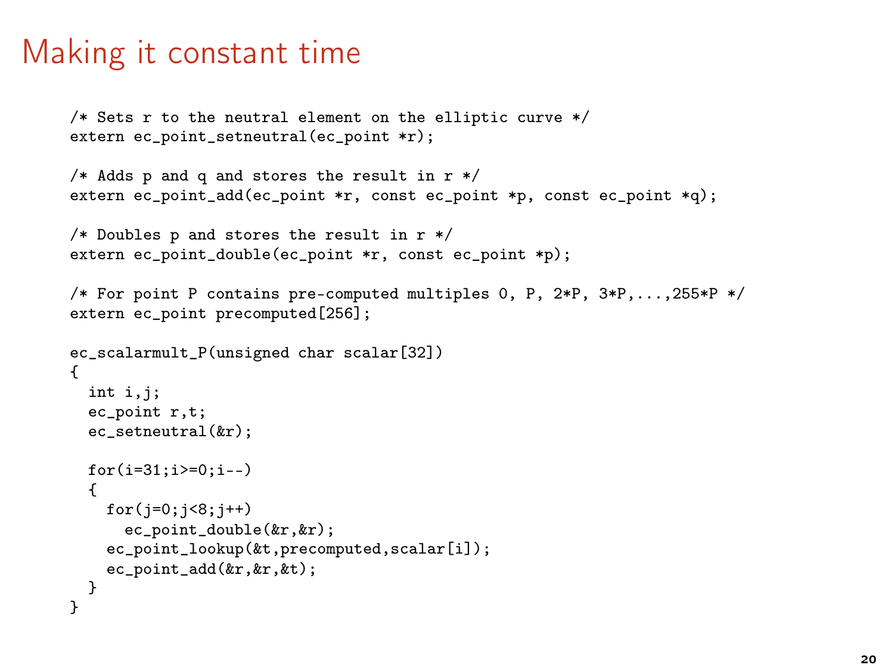# Making it constant time

```
/* Sets r to the neutral element on the elliptic curve */
extern ec_point_setneutral(ec_point *r);

/* Adds p and q and stores the result in r */
extern ec_point_add(ec_point *r, const ec_point *p, const ec_point *q);

/* Doubles p and stores the result in r */
extern ec_point_double(ec_point *r, const ec_point *p);

/* For point P contains pre-computed multiples 0, P, 2*P, 3*P,...,255*P */
extern ec_point precomputed[256];

ec_scalarmult_P(unsigned char scalar[32])
{
  int i,j;
  ec_point r,t;
  ec_setneutral(&r);

  for(i=31;i>=0;i--)
  {
    for(j=0;j<8;j++)
      ec_point_double(&r,&r);
    ec_point_lookup(&t,precomputed,scalar[i]);
    ec_point_add(&r,&r,&t);
  }
}
```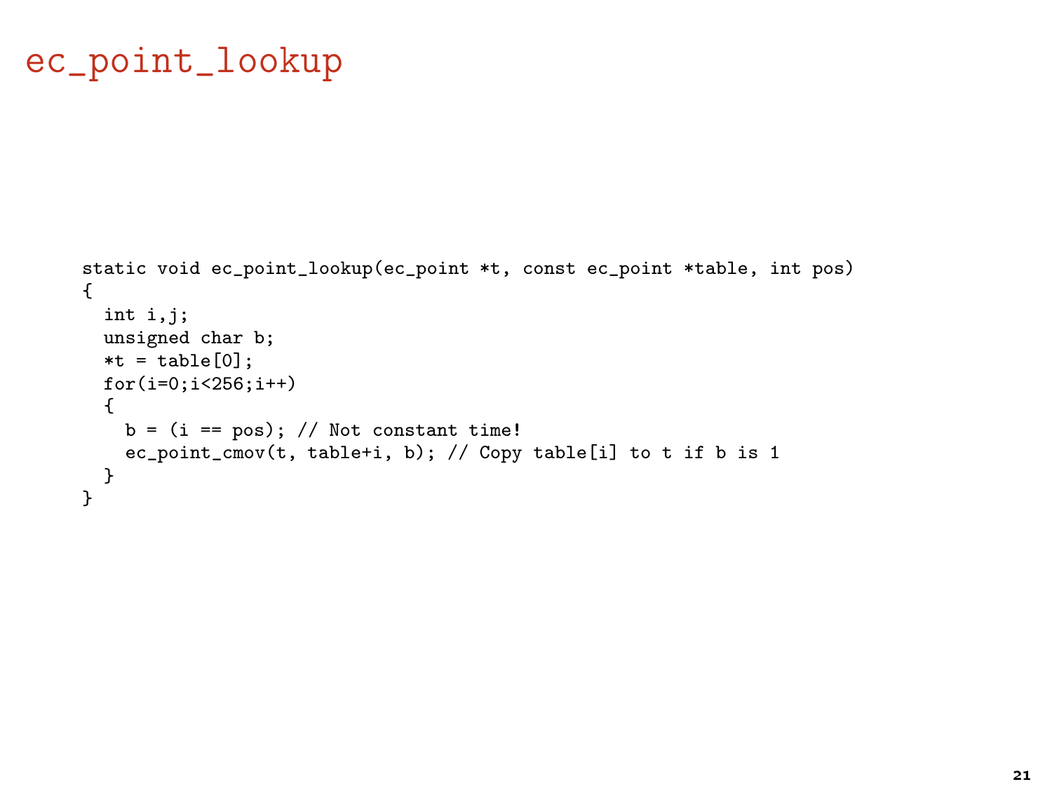# ec_point_lookup

```
static void ec_point_lookup(ec_point *t, const ec_point *table, int pos)
{
  int i,j;
  unsigned char b;
  *t = table[0];
  for(i=0;i<256;i++)
  {
    b = (i == pos); // Not constant time!
    ec_point_cmov(t, table+i, b); // Copy table[i] to t if b is 1
  }
}
```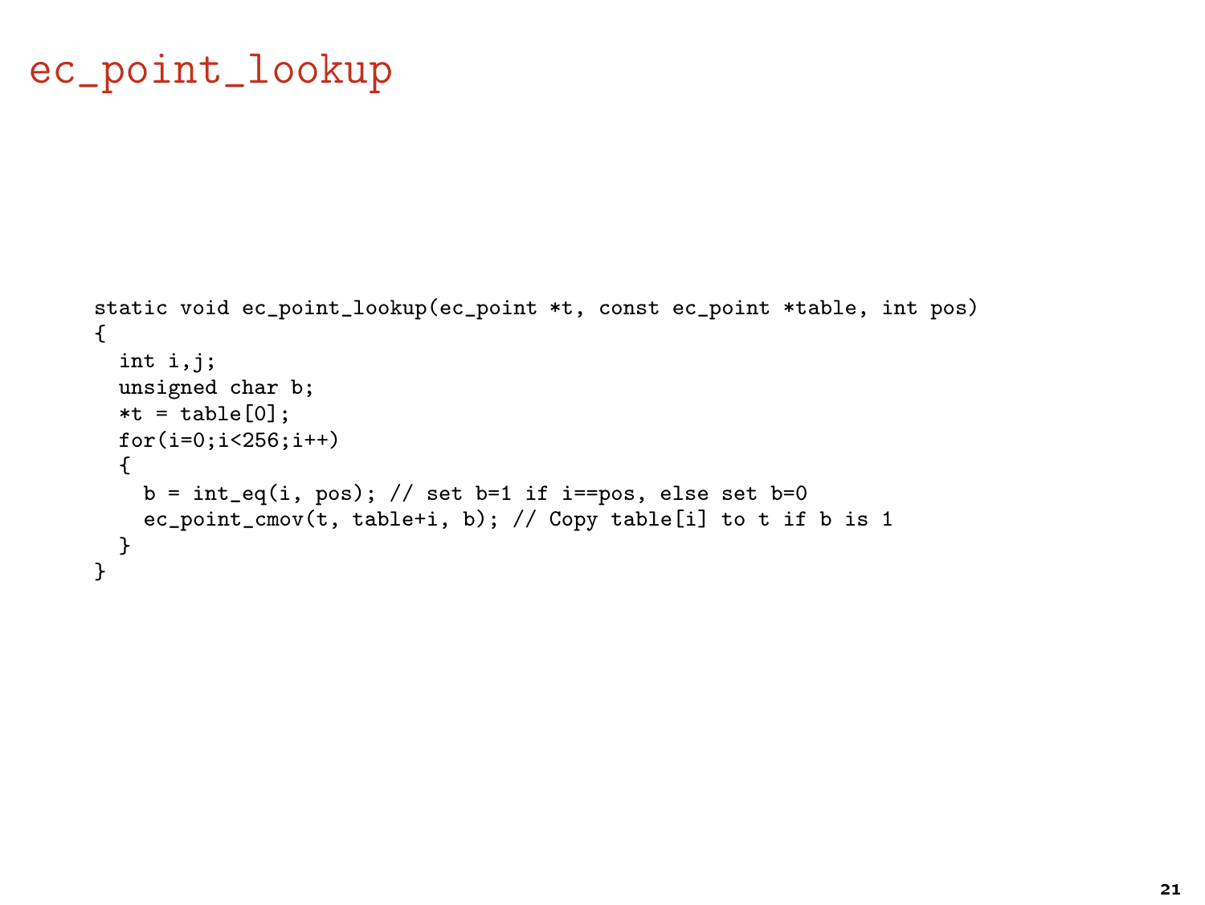# ec_point_lookup

```
static void ec_point_lookup(ec_point *t, const ec_point *table, int pos)
{
  int i,j;
  unsigned char b;
  *t = table[0];
  for(i=0;i<256;i++)
  {
    b = int_eq(i, pos); // set b=1 if i==pos, else set b=0
    ec_point_cmov(t, table+i, b); // Copy table[i] to t if b is 1
  }
}
```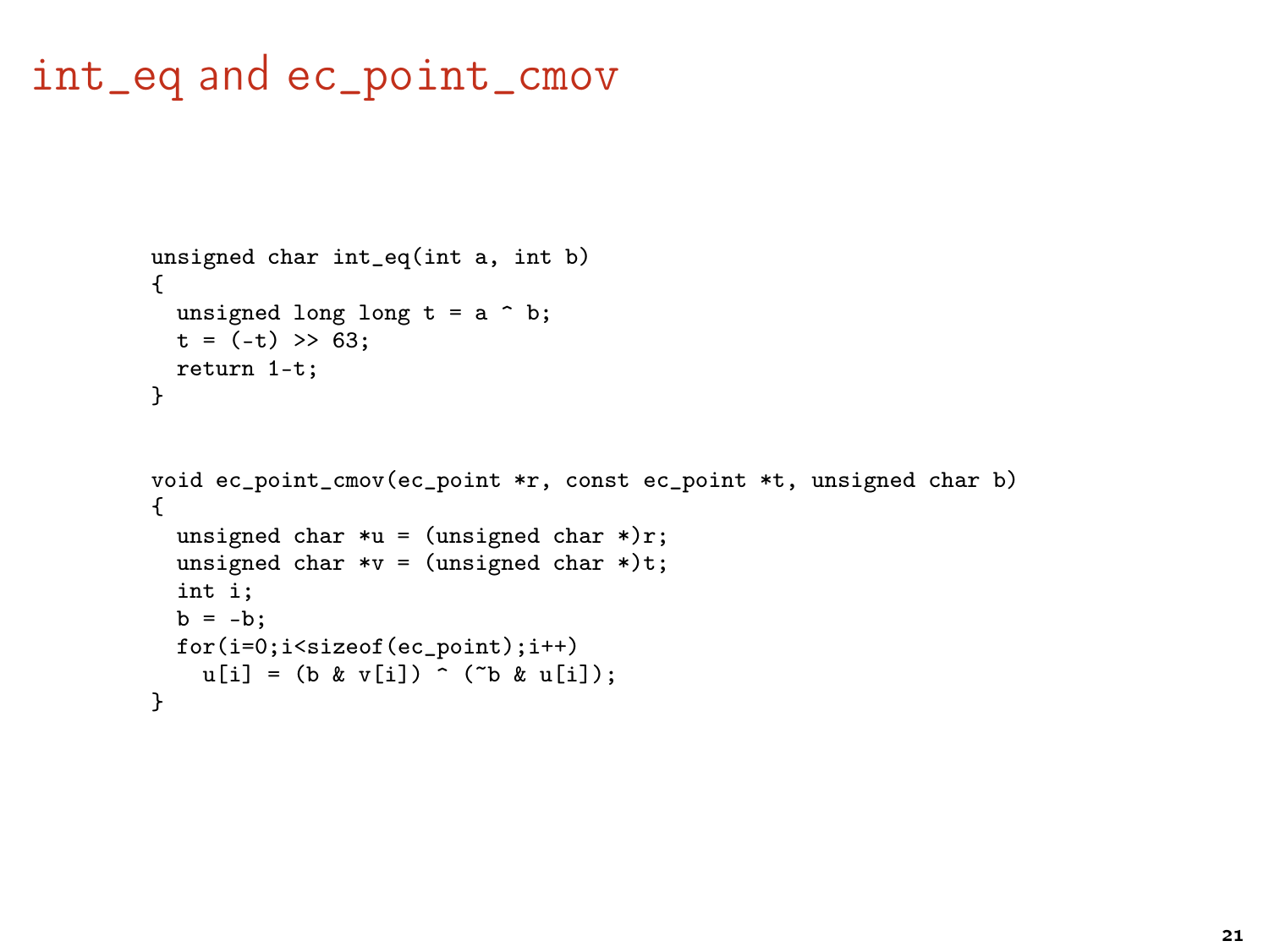# int_eq and ec_point_cmov

```
unsigned char int_eq(int a, int b)
{
  unsigned long long t = a ^ b;
  t = (-t) >> 63;
  return 1-t;
}


void ec_point_cmov(ec_point *r, const ec_point *t, unsigned char b)
{
  unsigned char *u = (unsigned char *)r;
  unsigned char *v = (unsigned char *)t;
  int i;
  b = -b;
  for(i=0;i<sizeof(ec_point);i++)
    u[i] = (b & v[i]) ^ (~b & u[i]);
}
```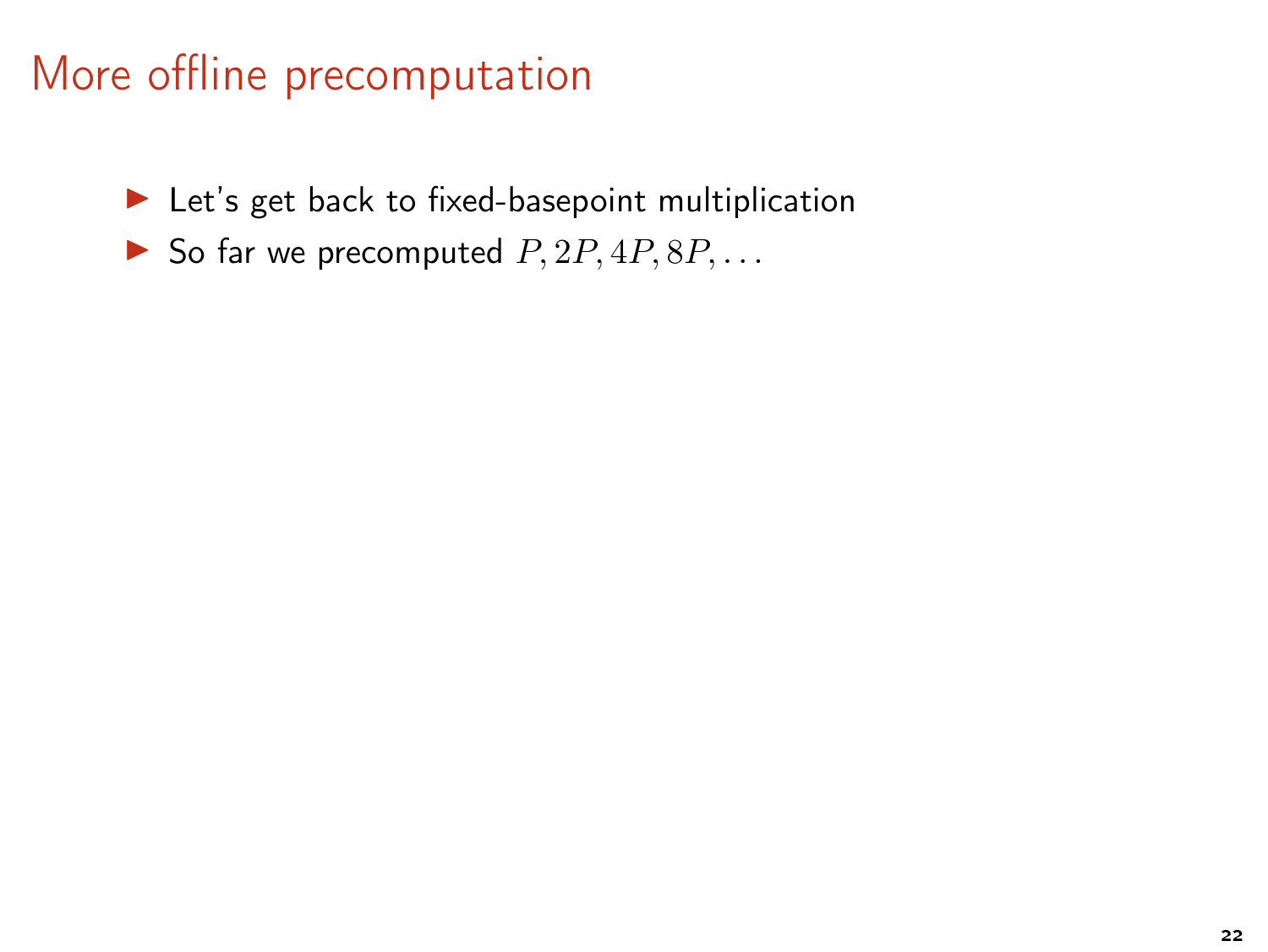# More offline precomputation

- Let's get back to fixed-basepoint multiplication
- So far we precomputed $P, 2P, 4P, 8P, \dots$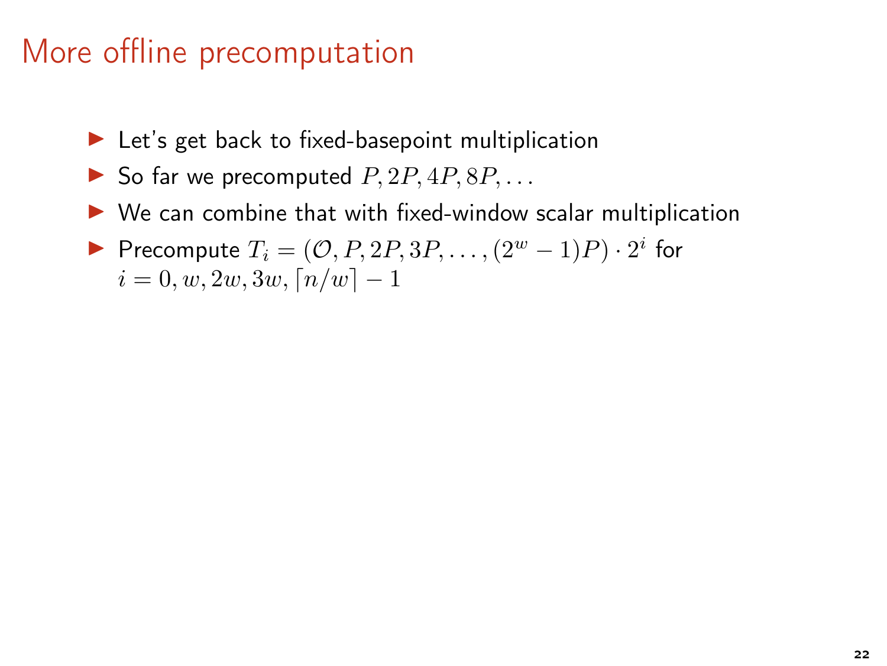# More offline precomputation

- Let's get back to fixed-basepoint multiplication
- So far we precomputed $P, 2P, 4P, 8P, \dots$
- We can combine that with fixed-window scalar multiplication
- Precompute $T_i = (\mathcal{O}, P, 2P, 3P, \dots, (2^w - 1)P) \cdot 2^i$ for $i = 0, w, 2w, 3w, \lceil n/w \rceil - 1$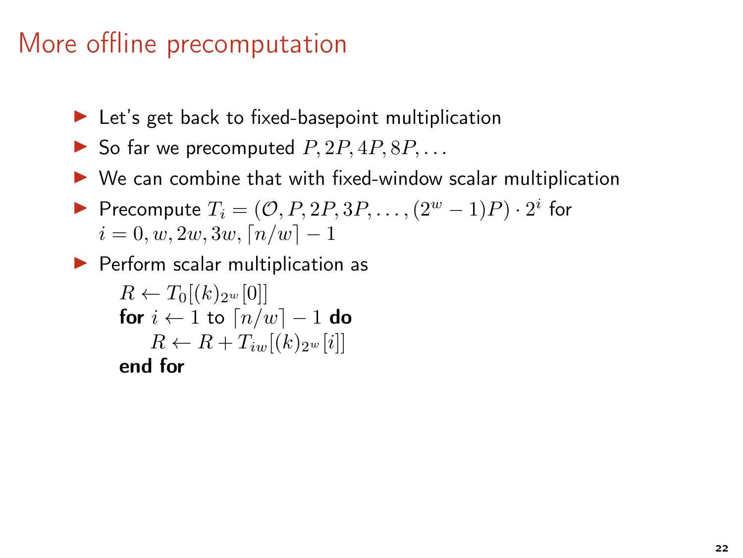# More offline precomputation

- Let's get back to fixed-basepoint multiplication
- So far we precomputed $P, 2P, 4P, 8P, \dots$
- We can combine that with fixed-window scalar multiplication
- Precompute $T_i = (\mathcal{O}, P, 2P, 3P, \dots, (2^w - 1)P) \cdot 2^i$ for $i = 0, w, 2w, 3w, \lceil n/w \rceil - 1$
- Perform scalar multiplication as

  $R \leftarrow T_0[(k)_{2^w}[0]]$
  **for** $i \leftarrow 1$ to $\lceil n/w \rceil - 1$ **do**
  $\quad R \leftarrow R + T_{iw}[(k)_{2^w}[i]]$
  **end for**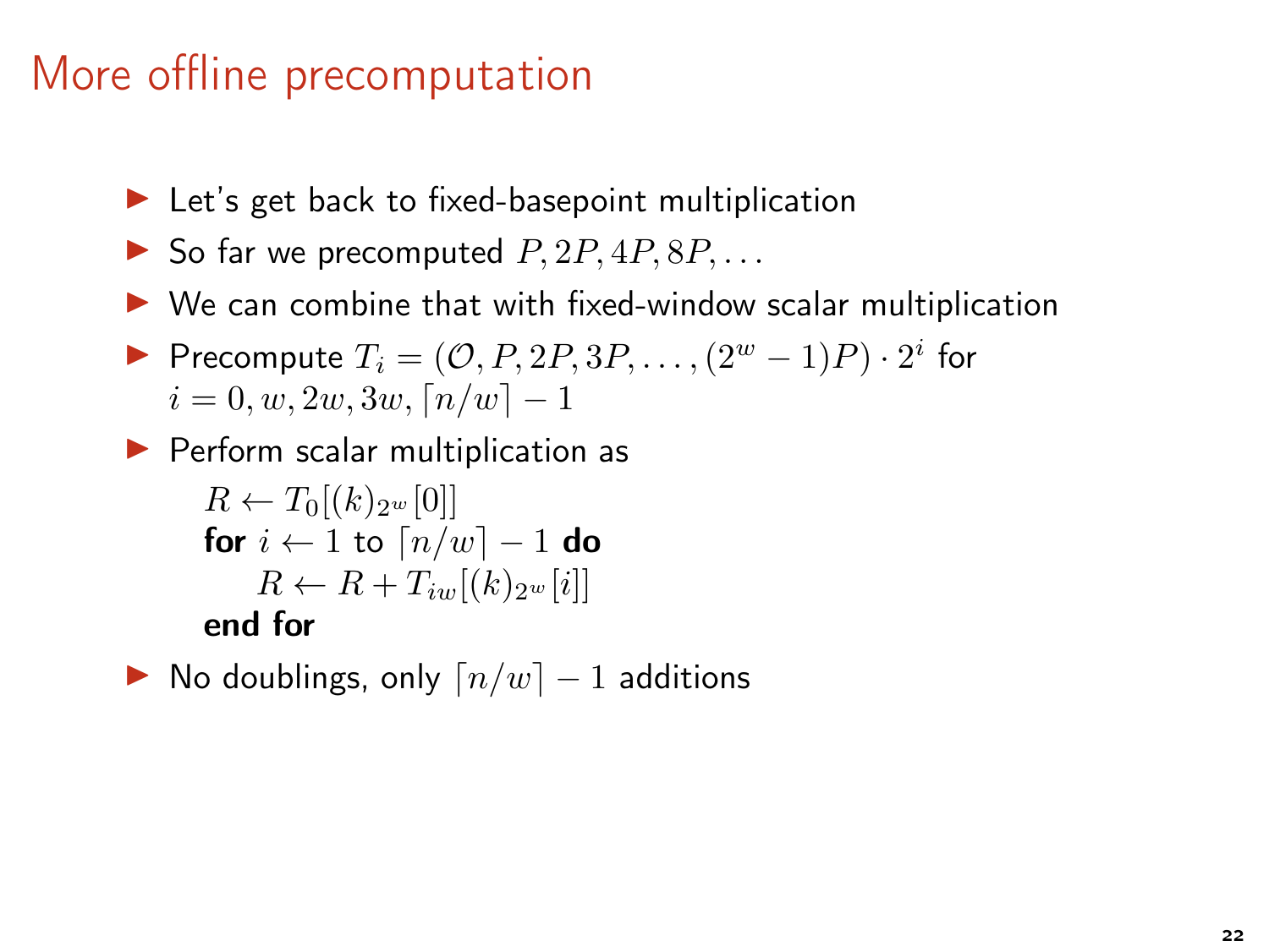# More offline precomputation

- Let's get back to fixed-basepoint multiplication
- So far we precomputed $P, 2P, 4P, 8P, \dots$
- We can combine that with fixed-window scalar multiplication
- Precompute $T_i = (\mathcal{O}, P, 2P, 3P, \dots, (2^w - 1)P) \cdot 2^i$ for $i = 0, w, 2w, 3w, \lceil n/w \rceil - 1$
- Perform scalar multiplication as

  $R \leftarrow T_0[(k)_{2^w}[0]]$
  **for** $i \leftarrow 1$ to $\lceil n/w \rceil - 1$ **do**
  $\quad R \leftarrow R + T_{iw}[(k)_{2^w}[i]]$
  **end for**

- No doublings, only $\lceil n/w \rceil - 1$ additions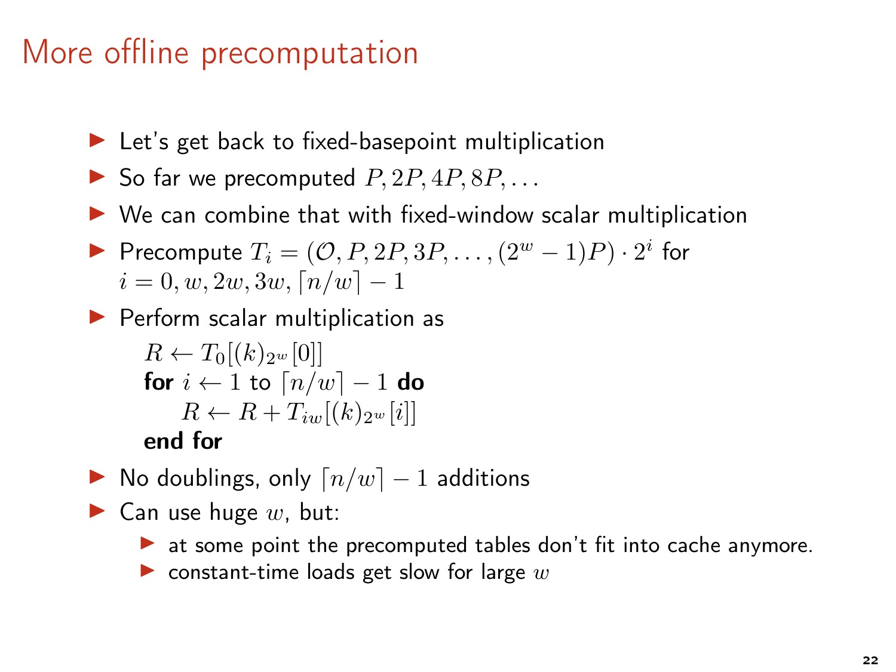# More offline precomputation

- Let's get back to fixed-basepoint multiplication
- So far we precomputed $P, 2P, 4P, 8P, \dots$
- We can combine that with fixed-window scalar multiplication
- Precompute $T_i = (\mathcal{O}, P, 2P, 3P, \dots, (2^w - 1)P) \cdot 2^i$ for $i = 0, w, 2w, 3w, \lceil n/w \rceil - 1$
- Perform scalar multiplication as

  $R \leftarrow T_0[(k)_{2^w}[0]]$
  **for** $i \leftarrow 1$ to $\lceil n/w \rceil - 1$ **do**
  $\quad R \leftarrow R + T_{iw}[(k)_{2^w}[i]]$
  **end for**

- No doublings, only $\lceil n/w \rceil - 1$ additions
- Can use huge $w$, but:
  - at some point the precomputed tables don't fit into cache anymore.
  - constant-time loads get slow for large $w$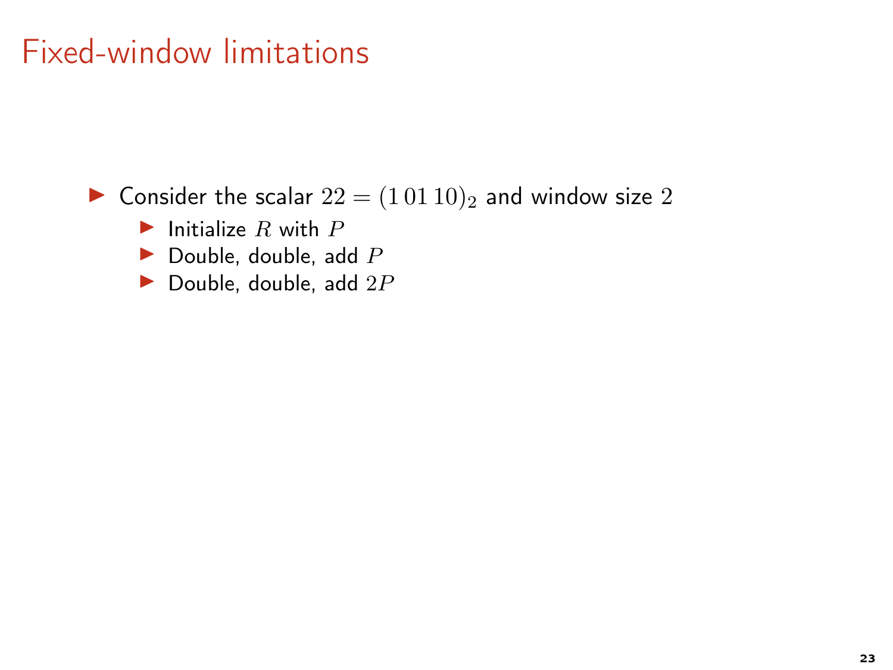# Fixed-window limitations

- Consider the scalar $22 = (1\,01\,10)_2$ and window size $2$
  - Initialize $R$ with $P$
  - Double, double, add $P$
  - Double, double, add $2P$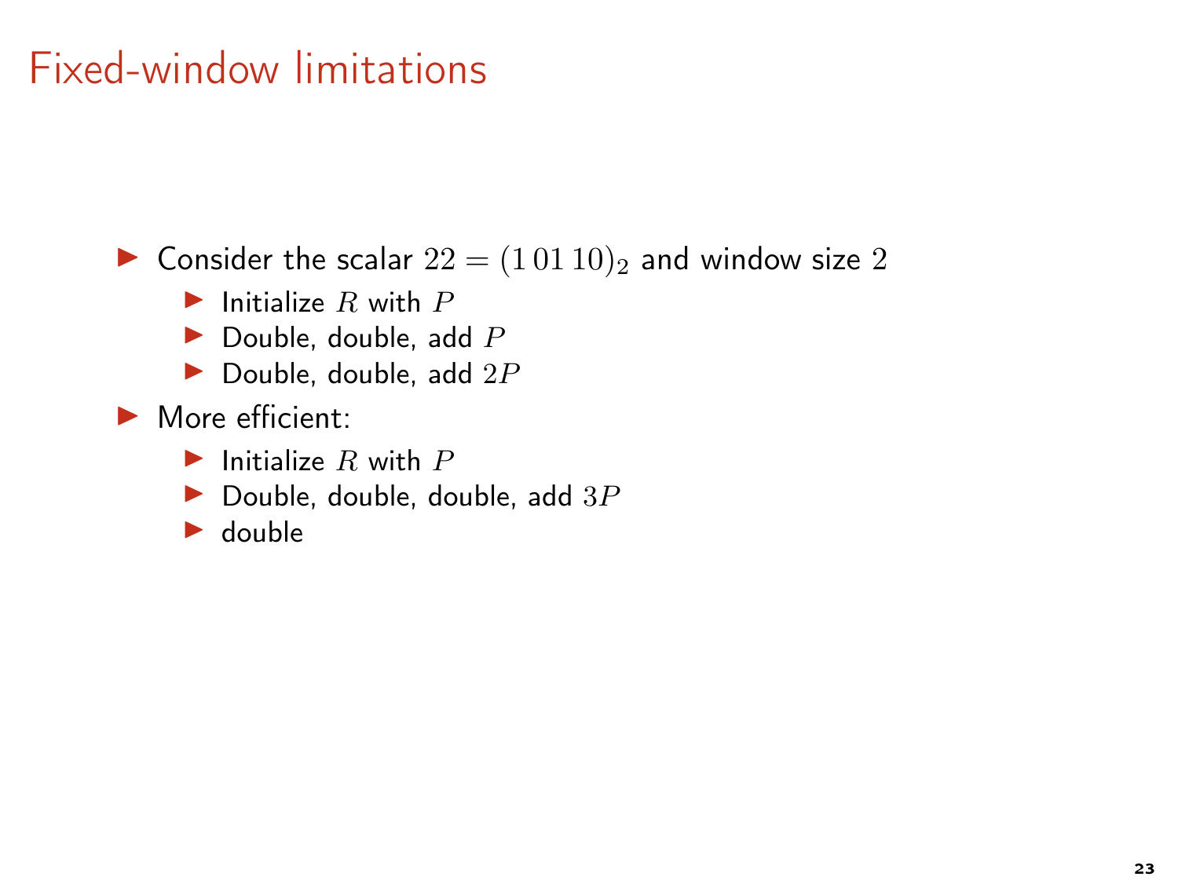# Fixed-window limitations

- Consider the scalar $22 = (1\,01\,10)_2$ and window size $2$
  - Initialize $R$ with $P$
  - Double, double, add $P$
  - Double, double, add $2P$
- More efficient:
  - Initialize $R$ with $P$
  - Double, double, double, add $3P$
  - double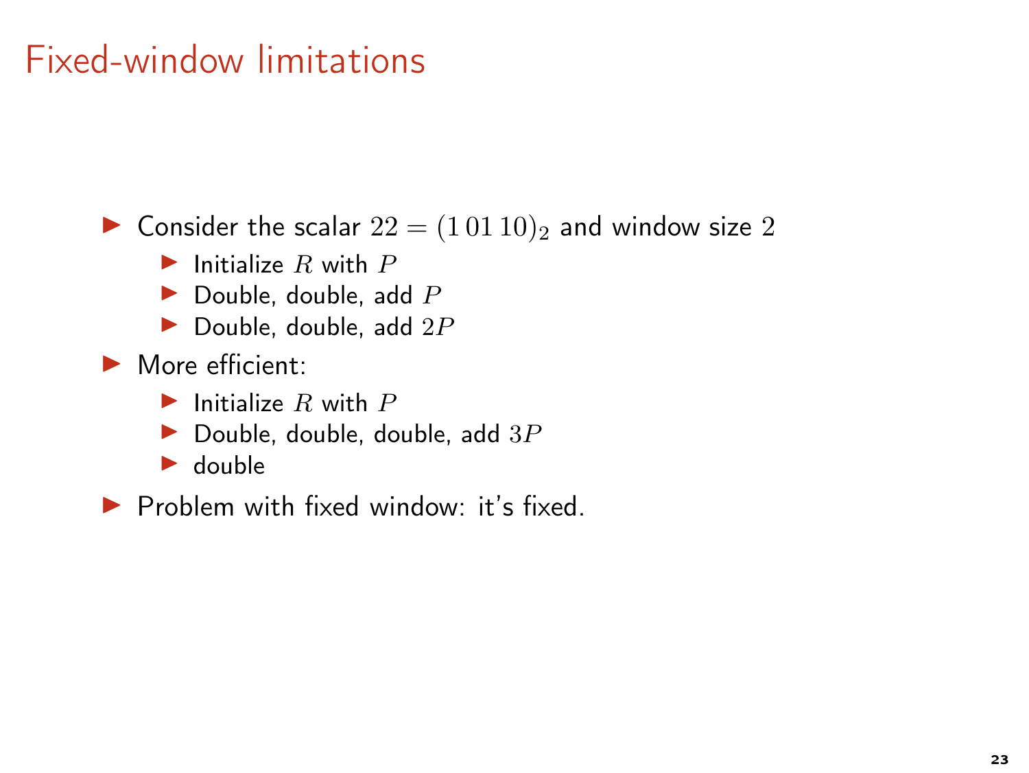# Fixed-window limitations

- Consider the scalar $22 = (1\,01\,10)_2$ and window size $2$
  - Initialize $R$ with $P$
  - Double, double, add $P$
  - Double, double, add $2P$
- More efficient:
  - Initialize $R$ with $P$
  - Double, double, double, add $3P$
  - double
- Problem with fixed window: it's fixed.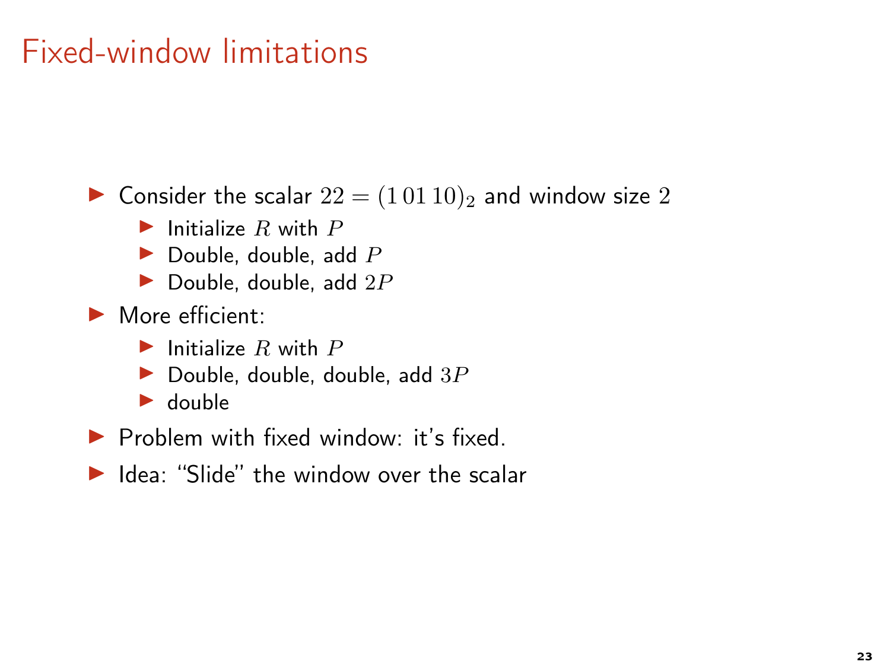# Fixed-window limitations

- Consider the scalar $22 = (1\,01\,10)_2$ and window size $2$
  - Initialize $R$ with $P$
  - Double, double, add $P$
  - Double, double, add $2P$
- More efficient:
  - Initialize $R$ with $P$
  - Double, double, double, add $3P$
  - double
- Problem with fixed window: it's fixed.
- Idea: "Slide" the window over the scalar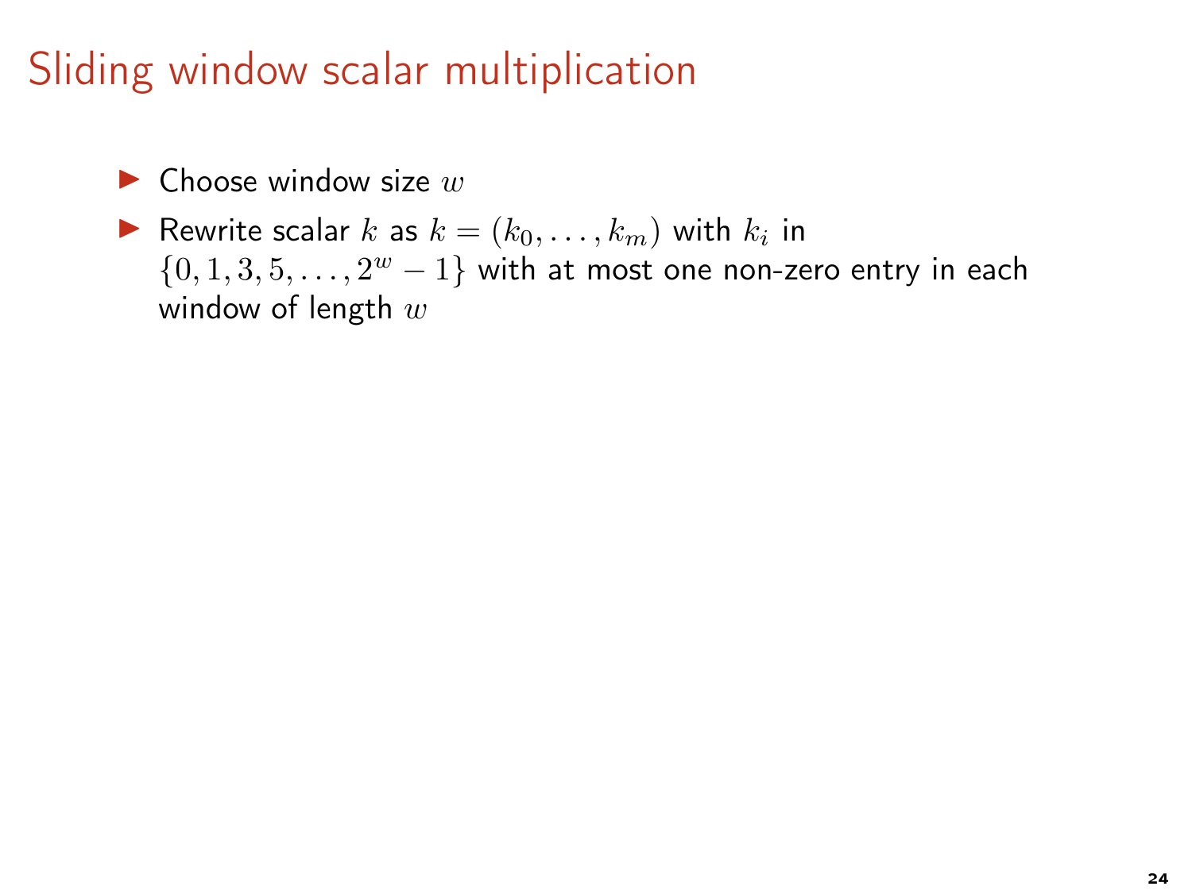# Sliding window scalar multiplication

- Choose window size $w$
- Rewrite scalar $k$ as $k = (k_0, \ldots, k_m)$ with $k_i$ in $\{0, 1, 3, 5, \ldots, 2^w - 1\}$ with at most one non-zero entry in each window of length $w$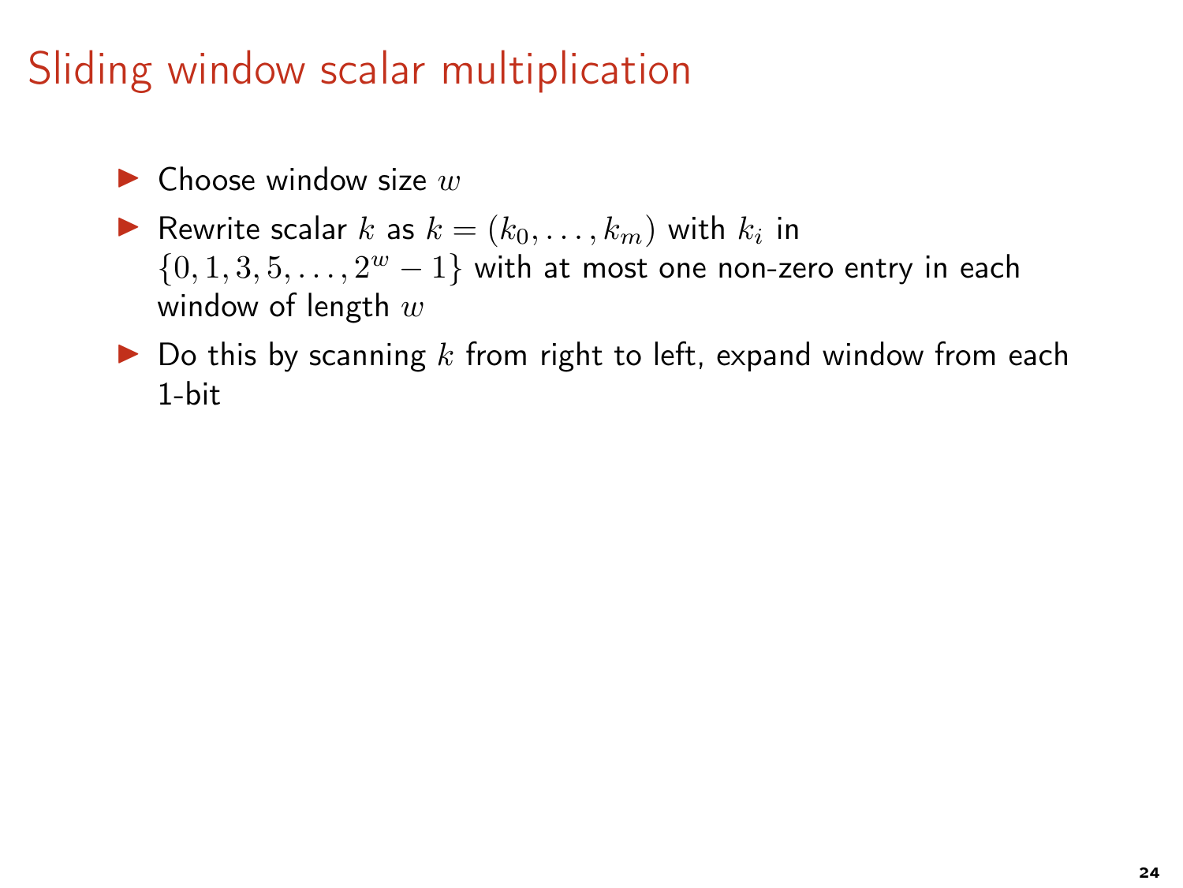# Sliding window scalar multiplication

- Choose window size $w$
- Rewrite scalar $k$ as $k = (k_0, \ldots, k_m)$ with $k_i$ in $\{0, 1, 3, 5, \ldots, 2^w - 1\}$ with at most one non-zero entry in each window of length $w$
- Do this by scanning $k$ from right to left, expand window from each 1-bit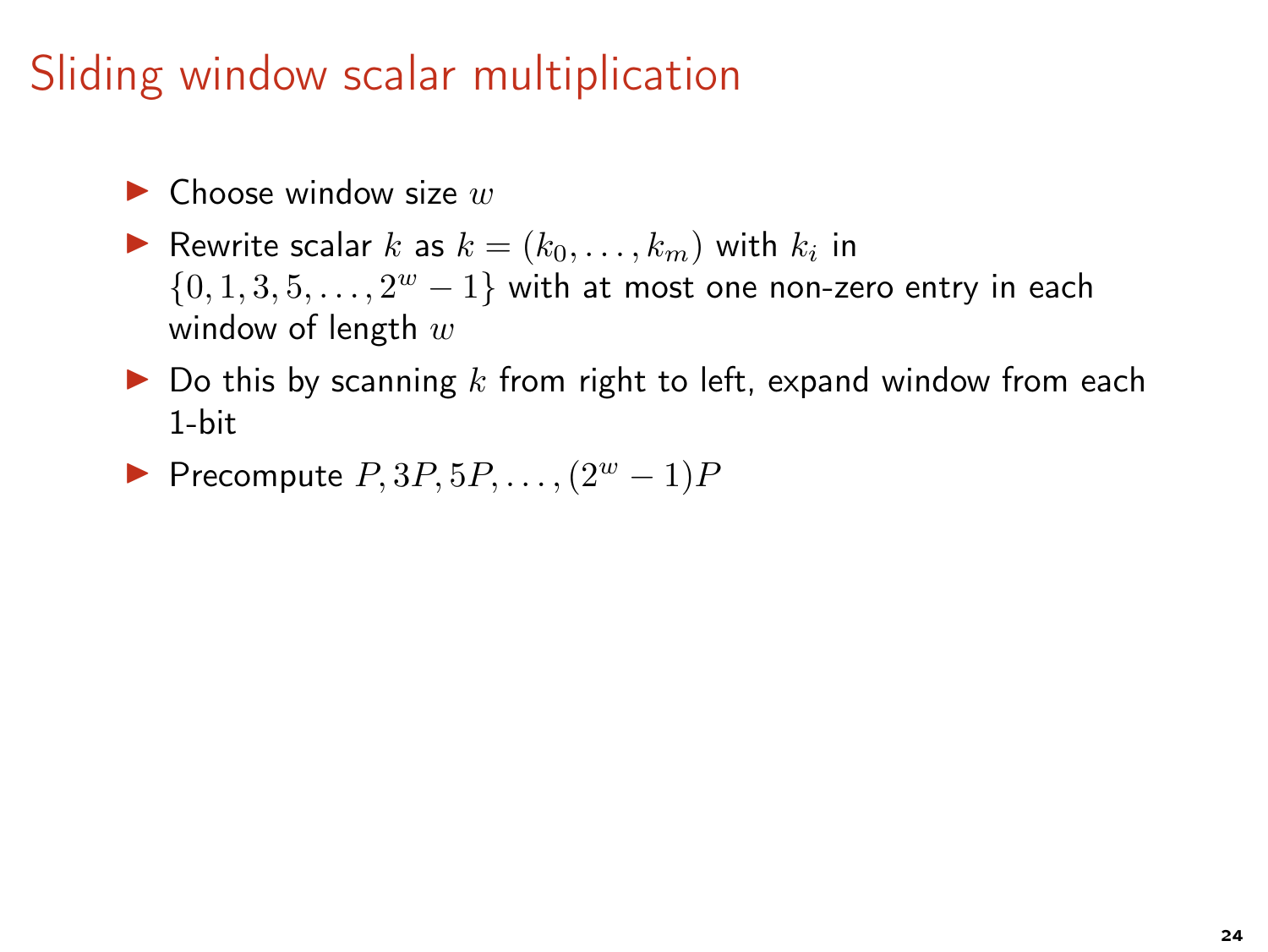# Sliding window scalar multiplication

- Choose window size $w$
- Rewrite scalar $k$ as $k = (k_0, \ldots, k_m)$ with $k_i$ in $\{0, 1, 3, 5, \ldots, 2^w - 1\}$ with at most one non-zero entry in each window of length $w$
- Do this by scanning $k$ from right to left, expand window from each 1-bit
- Precompute $P, 3P, 5P, \ldots, (2^w - 1)P$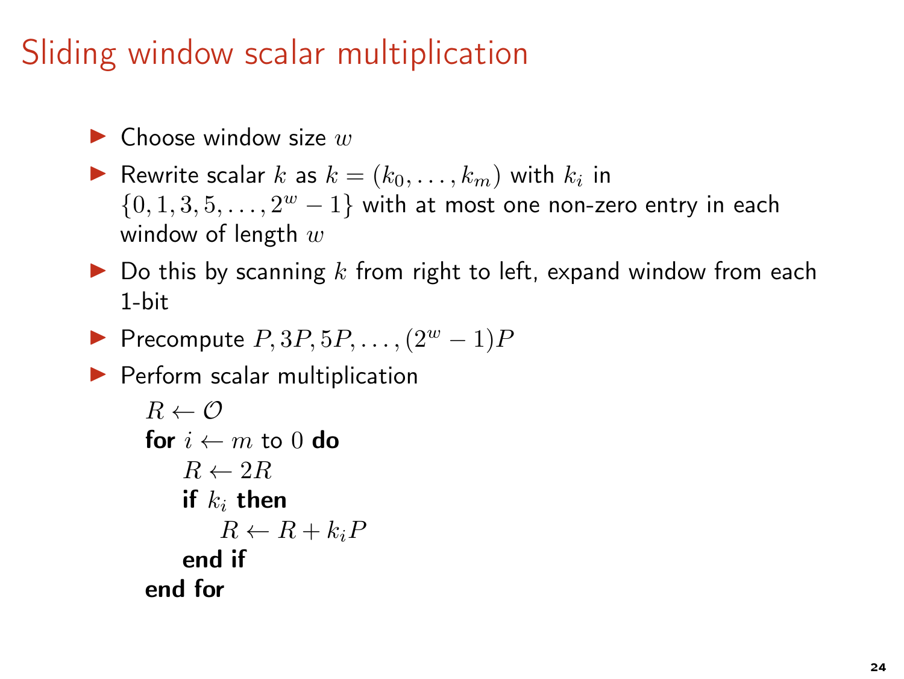# Sliding window scalar multiplication

- Choose window size $w$
- Rewrite scalar $k$ as $k = (k_0, \dots, k_m)$ with $k_i$ in $\{0, 1, 3, 5, \dots, 2^w - 1\}$ with at most one non-zero entry in each window of length $w$
- Do this by scanning $k$ from right to left, expand window from each 1-bit
- Precompute $P, 3P, 5P, \dots, (2^w - 1)P$
- Perform scalar multiplication

```
R ← O
for i ← m to 0 do
    R ← 2R
    if k_i then
        R ← R + k_i P
    end if
end for
```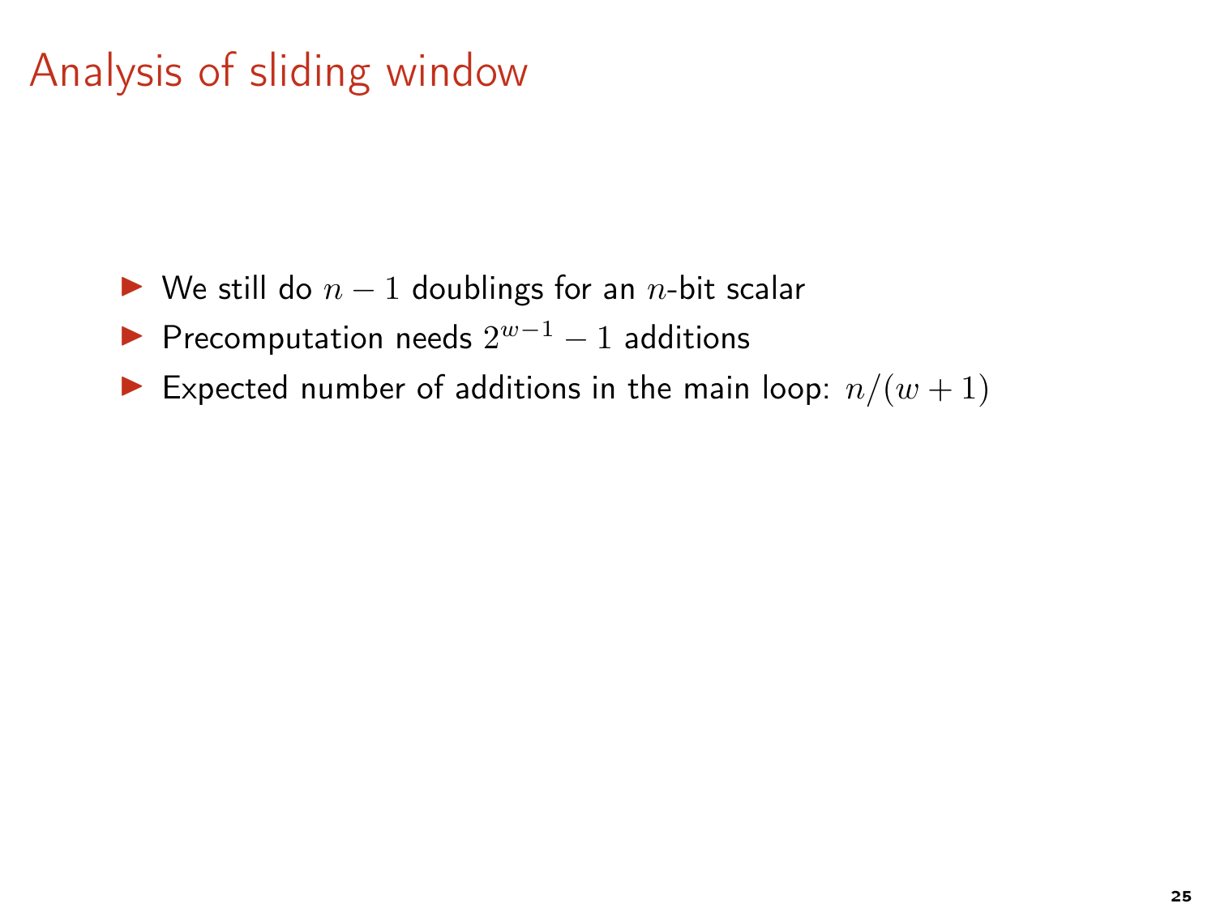# Analysis of sliding window

- We still do $n-1$ doublings for an $n$-bit scalar
- Precomputation needs $2^{w-1}-1$ additions
- Expected number of additions in the main loop: $n/(w+1)$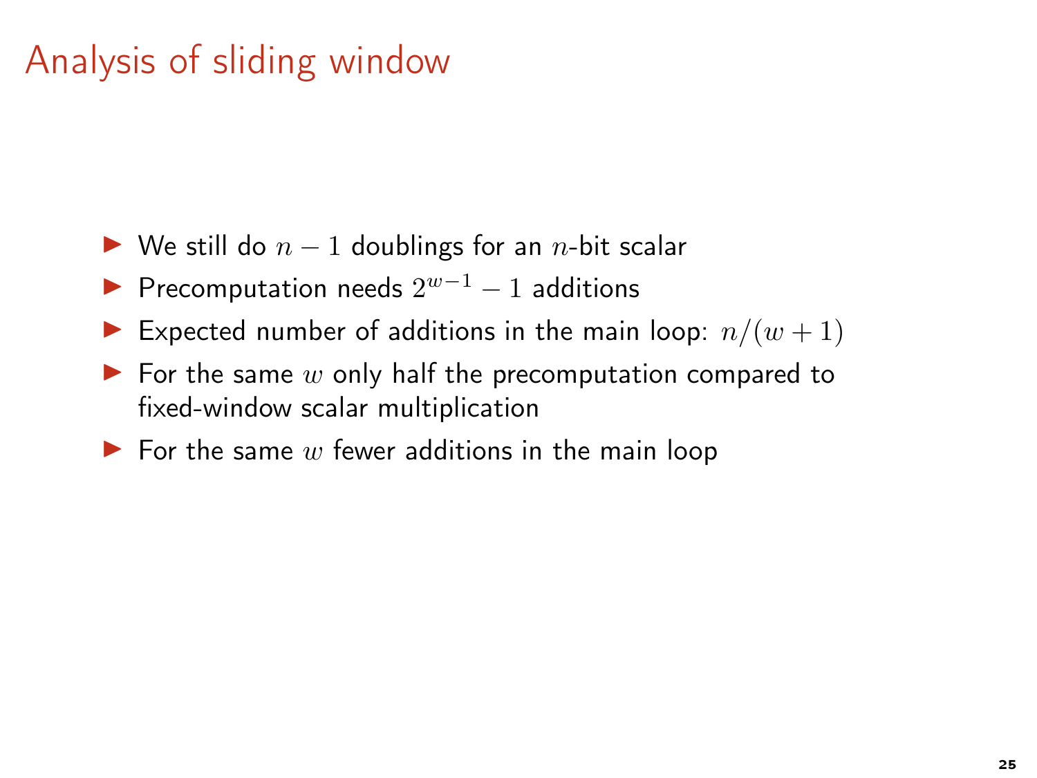# Analysis of sliding window

- We still do $n-1$ doublings for an $n$-bit scalar
- Precomputation needs $2^{w-1}-1$ additions
- Expected number of additions in the main loop: $n/(w+1)$
- For the same $w$ only half the precomputation compared to fixed-window scalar multiplication
- For the same $w$ fewer additions in the main loop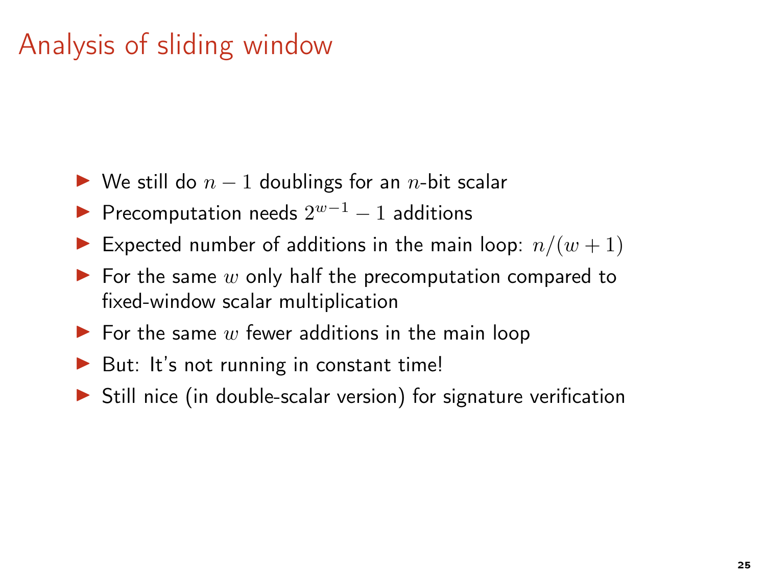# Analysis of sliding window

- We still do $n-1$ doublings for an $n$-bit scalar
- Precomputation needs $2^{w-1}-1$ additions
- Expected number of additions in the main loop: $n/(w+1)$
- For the same $w$ only half the precomputation compared to fixed-window scalar multiplication
- For the same $w$ fewer additions in the main loop
- But: It's not running in constant time!
- Still nice (in double-scalar version) for signature verification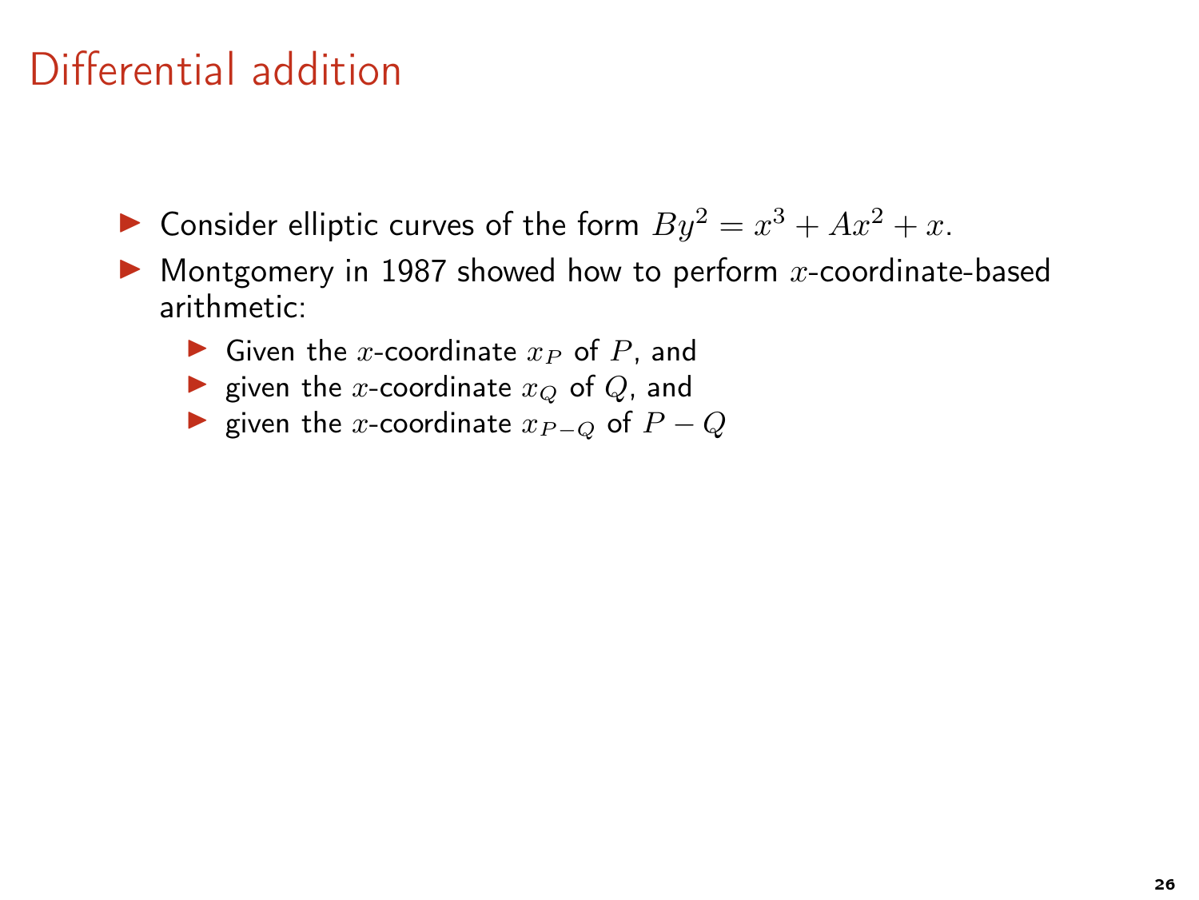# Differential addition

- Consider elliptic curves of the form $By^2 = x^3 + Ax^2 + x$.
- Montgomery in 1987 showed how to perform $x$-coordinate-based arithmetic:
  - Given the $x$-coordinate $x_P$ of $P$, and
  - given the $x$-coordinate $x_Q$ of $Q$, and
  - given the $x$-coordinate $x_{P-Q}$ of $P - Q$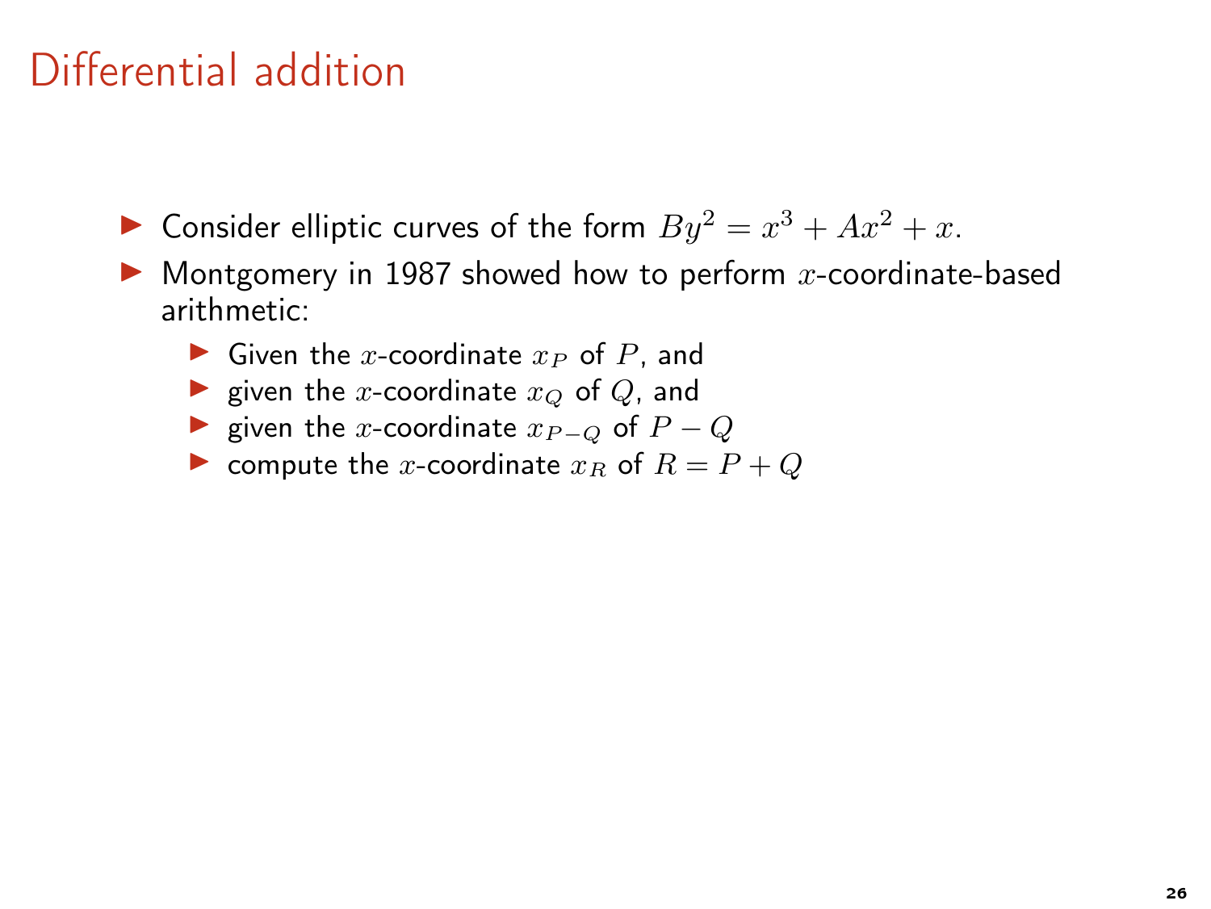# Differential addition

- Consider elliptic curves of the form $By^2 = x^3 + Ax^2 + x$.
- Montgomery in 1987 showed how to perform $x$-coordinate-based arithmetic:
  - Given the $x$-coordinate $x_P$ of $P$, and
  - given the $x$-coordinate $x_Q$ of $Q$, and
  - given the $x$-coordinate $x_{P-Q}$ of $P - Q$
  - compute the $x$-coordinate $x_R$ of $R = P + Q$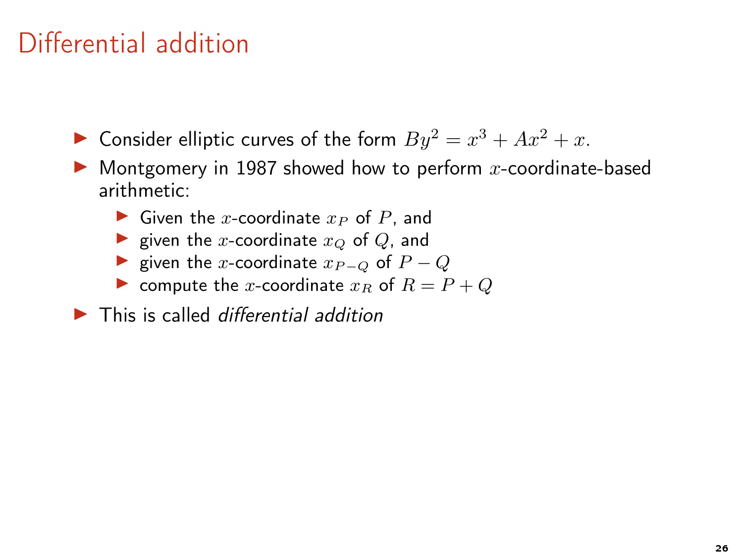# Differential addition

- Consider elliptic curves of the form $By^2 = x^3 + Ax^2 + x$.
- Montgomery in 1987 showed how to perform $x$-coordinate-based arithmetic:
  - Given the $x$-coordinate $x_P$ of $P$, and
  - given the $x$-coordinate $x_Q$ of $Q$, and
  - given the $x$-coordinate $x_{P-Q}$ of $P - Q$
  - compute the $x$-coordinate $x_R$ of $R = P + Q$
- This is called *differential addition*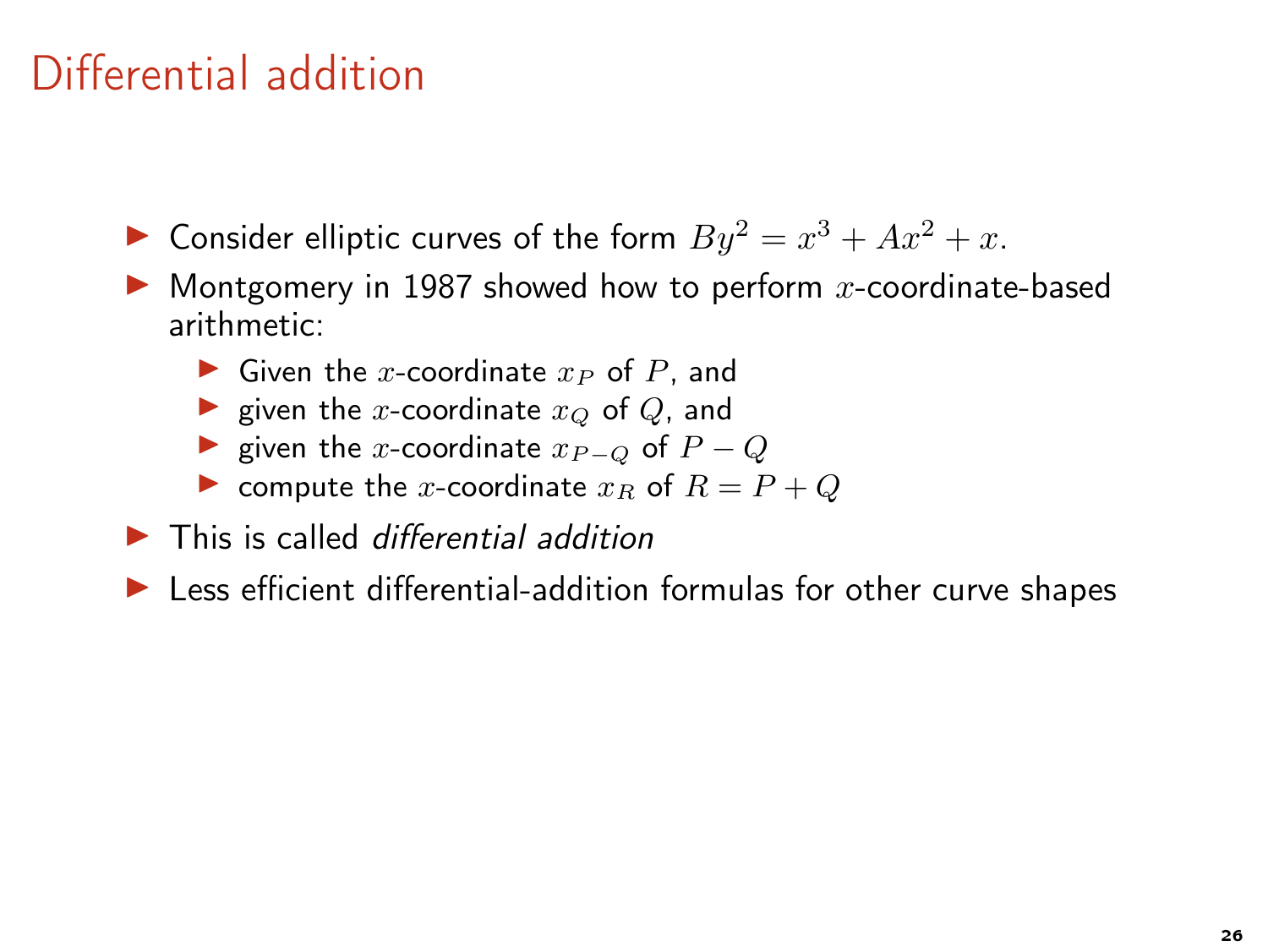# Differential addition

- Consider elliptic curves of the form $By^2 = x^3 + Ax^2 + x$.
- Montgomery in 1987 showed how to perform $x$-coordinate-based arithmetic:
  - Given the $x$-coordinate $x_P$ of $P$, and
  - given the $x$-coordinate $x_Q$ of $Q$, and
  - given the $x$-coordinate $x_{P-Q}$ of $P - Q$
  - compute the $x$-coordinate $x_R$ of $R = P + Q$
- This is called *differential addition*
- Less efficient differential-addition formulas for other curve shapes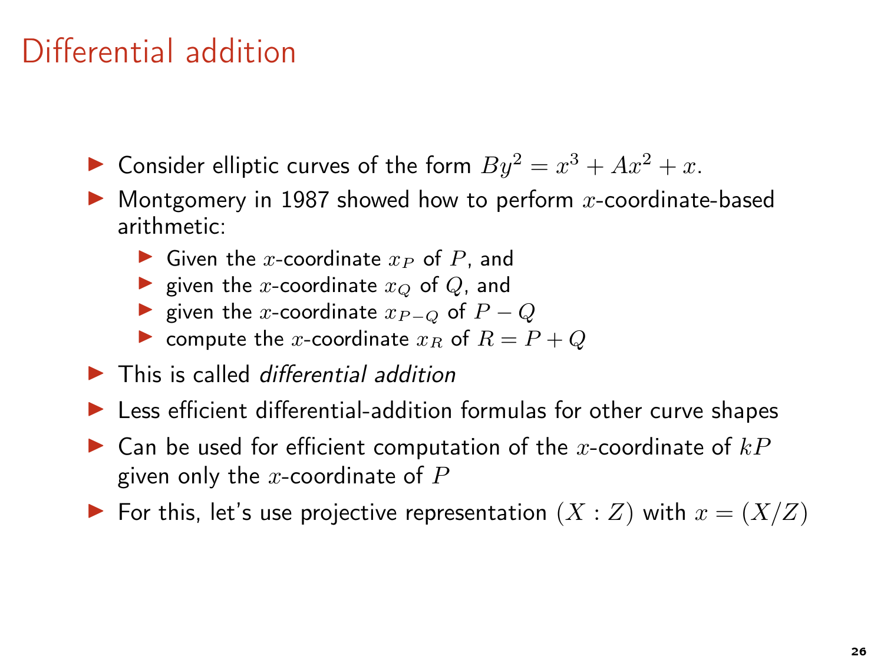# Differential addition

- Consider elliptic curves of the form $By^2 = x^3 + Ax^2 + x$.
- Montgomery in 1987 showed how to perform $x$-coordinate-based arithmetic:
  - Given the $x$-coordinate $x_P$ of $P$, and
  - given the $x$-coordinate $x_Q$ of $Q$, and
  - given the $x$-coordinate $x_{P-Q}$ of $P - Q$
  - compute the $x$-coordinate $x_R$ of $R = P + Q$
- This is called *differential addition*
- Less efficient differential-addition formulas for other curve shapes
- Can be used for efficient computation of the $x$-coordinate of $kP$ given only the $x$-coordinate of $P$
- For this, let's use projective representation $(X : Z)$ with $x = (X/Z)$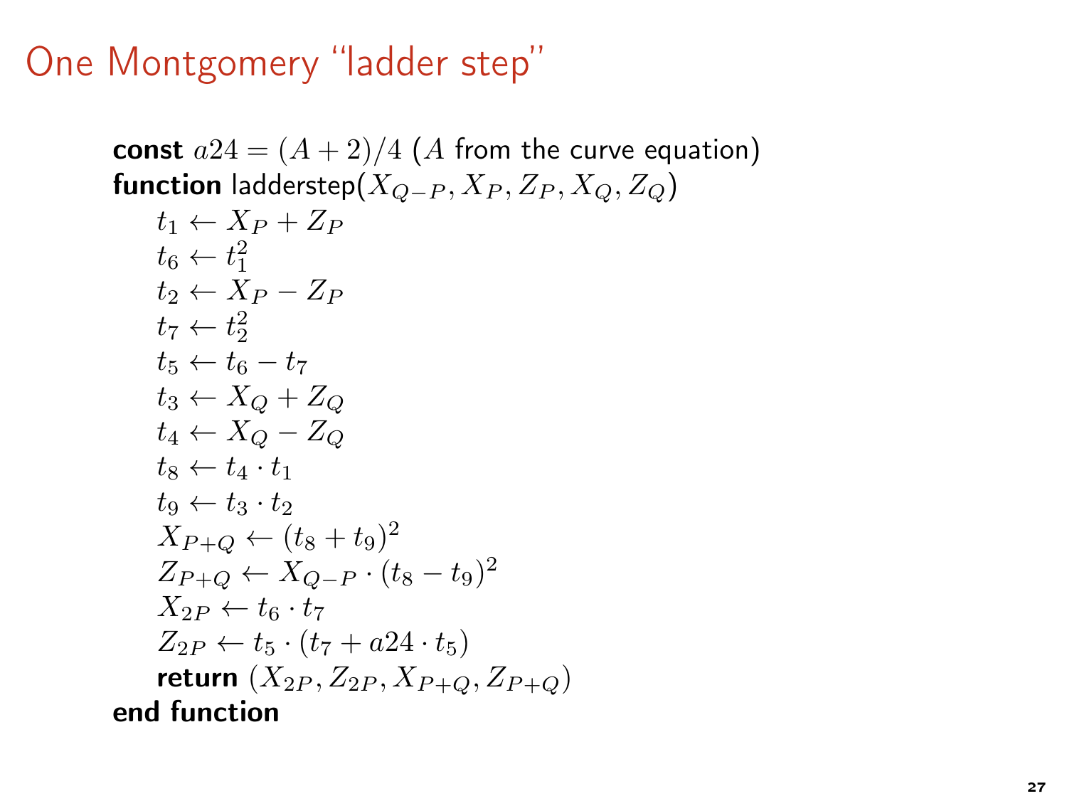# One Montgomery "ladder step"

**const** $a24 = (A + 2)/4$ ($A$ from the curve equation)
**function** ladderstep($X_{Q-P}, X_P, Z_P, X_Q, Z_Q$)

$t_1 \leftarrow X_P + Z_P$
$t_6 \leftarrow t_1^2$
$t_2 \leftarrow X_P - Z_P$
$t_7 \leftarrow t_2^2$
$t_5 \leftarrow t_6 - t_7$
$t_3 \leftarrow X_Q + Z_Q$
$t_4 \leftarrow X_Q - Z_Q$
$t_8 \leftarrow t_4 \cdot t_1$
$t_9 \leftarrow t_3 \cdot t_2$
$X_{P+Q} \leftarrow (t_8 + t_9)^2$
$Z_{P+Q} \leftarrow X_{Q-P} \cdot (t_8 - t_9)^2$
$X_{2P} \leftarrow t_6 \cdot t_7$
$Z_{2P} \leftarrow t_5 \cdot (t_7 + a24 \cdot t_5)$
**return** $(X_{2P}, Z_{2P}, X_{P+Q}, Z_{P+Q})$

**end function**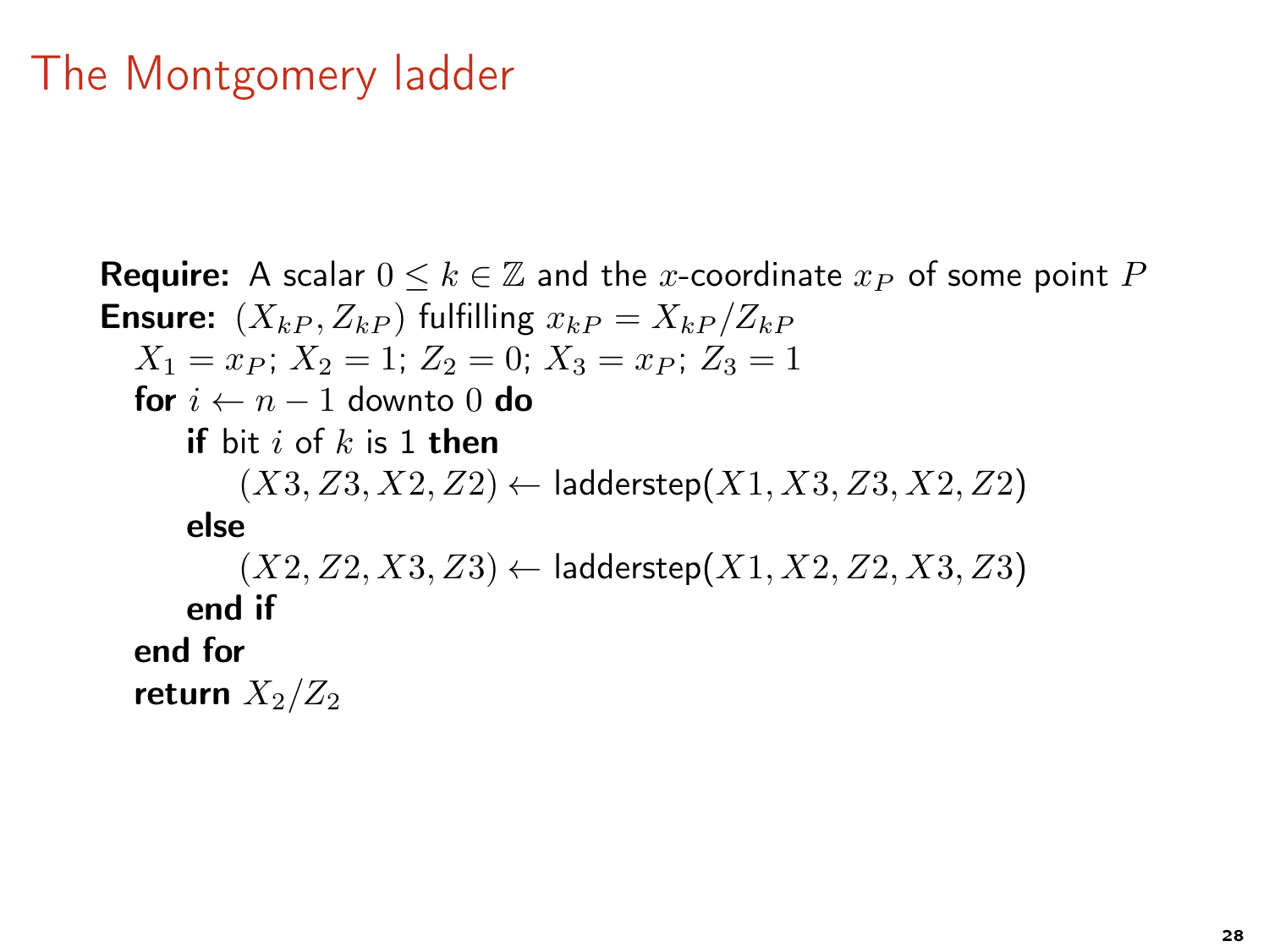# The Montgomery ladder

**Require:** A scalar $0 \leq k \in \mathbb{Z}$ and the $x$-coordinate $x_P$ of some point $P$
**Ensure:** $(X_{kP}, Z_{kP})$ fulfilling $x_{kP} = X_{kP}/Z_{kP}$

$X_1 = x_P$; $X_2 = 1$; $Z_2 = 0$; $X_3 = x_P$; $Z_3 = 1$
**for** $i \leftarrow n-1$ downto $0$ **do**
  **if** bit $i$ of $k$ is 1 **then**
    $(X3, Z3, X2, Z2) \leftarrow$ ladderstep$(X1, X3, Z3, X2, Z2)$
  **else**
    $(X2, Z2, X3, Z3) \leftarrow$ ladderstep$(X1, X2, Z2, X3, Z3)$
  **end if**
**end for**
**return** $X_2/Z_2$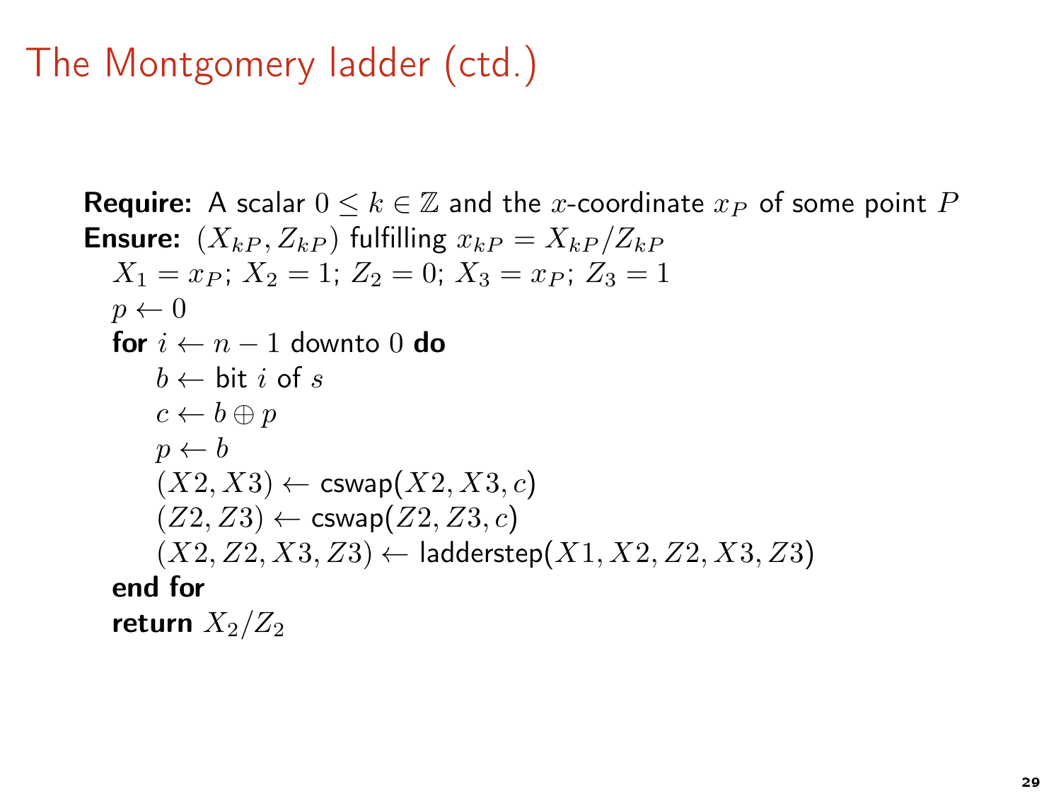# The Montgomery ladder (ctd.)

**Require:** A scalar $0 \leq k \in \mathbb{Z}$ and the $x$-coordinate $x_P$ of some point $P$

**Ensure:** $(X_{kP}, Z_{kP})$ fulfilling $x_{kP} = X_{kP}/Z_{kP}$

$X_1 = x_P$; $X_2 = 1$; $Z_2 = 0$; $X_3 = x_P$; $Z_3 = 1$

$p \leftarrow 0$

**for** $i \leftarrow n - 1$ downto $0$ **do**

  $b \leftarrow$ bit $i$ of $s$

  $c \leftarrow b \oplus p$

  $p \leftarrow b$

  $(X2, X3) \leftarrow$ cswap$(X2, X3, c)$

  $(Z2, Z3) \leftarrow$ cswap$(Z2, Z3, c)$

  $(X2, Z2, X3, Z3) \leftarrow$ ladderstep$(X1, X2, Z2, X3, Z3)$

**end for**

**return** $X_2/Z_2$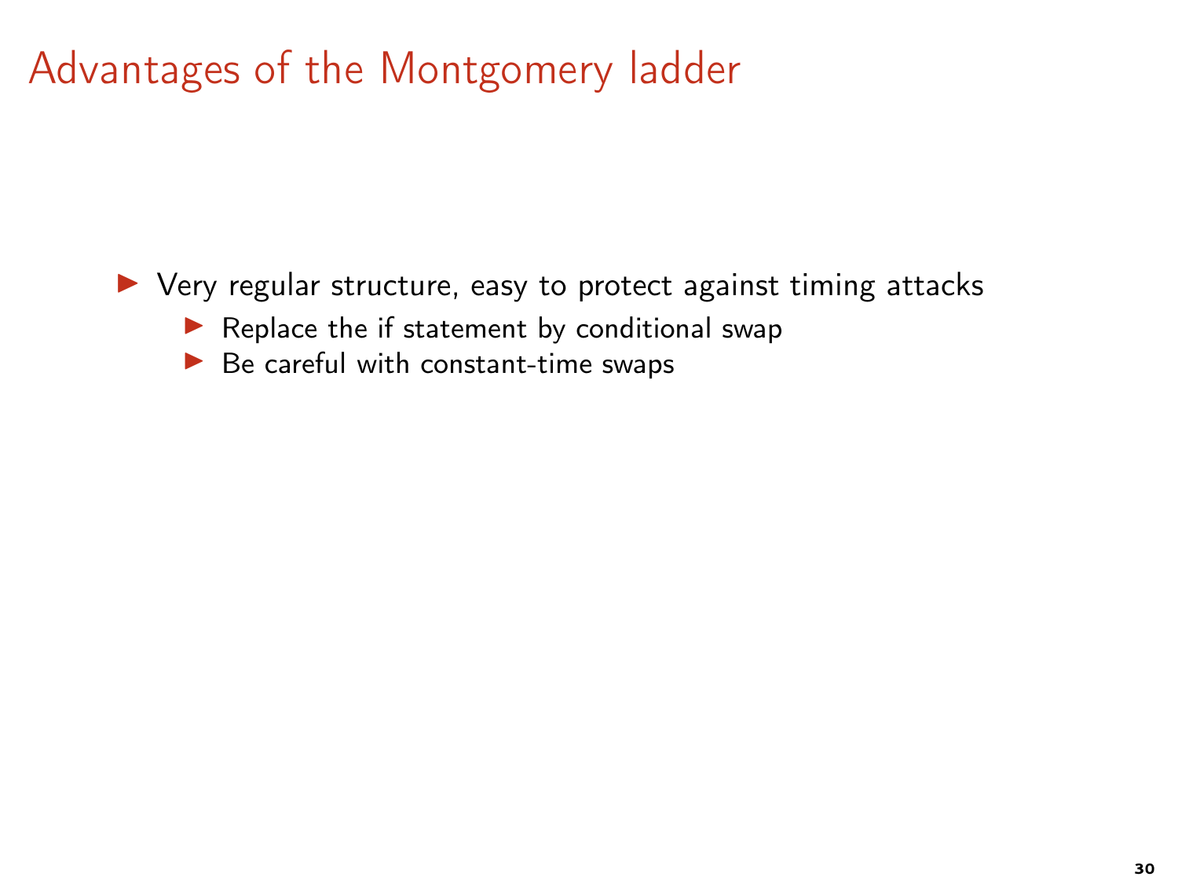# Advantages of the Montgomery ladder

- Very regular structure, easy to protect against timing attacks
  - Replace the if statement by conditional swap
  - Be careful with constant-time swaps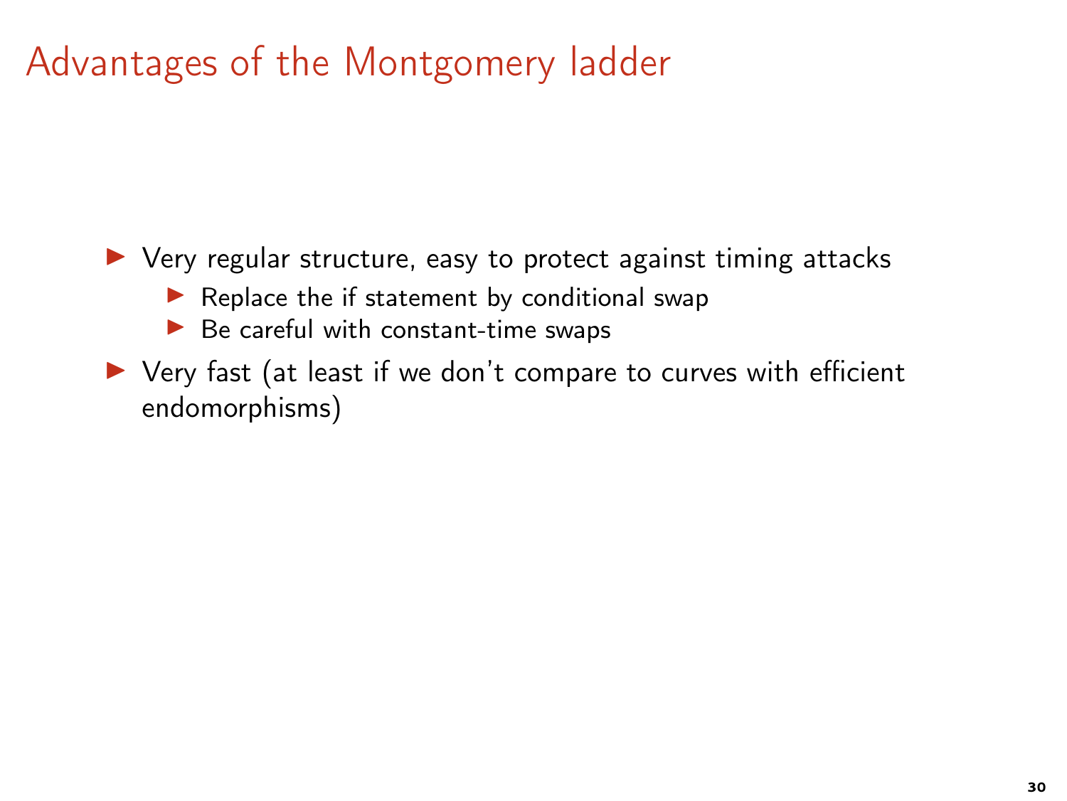# Advantages of the Montgomery ladder

- Very regular structure, easy to protect against timing attacks
  - Replace the if statement by conditional swap
  - Be careful with constant-time swaps
- Very fast (at least if we don't compare to curves with efficient endomorphisms)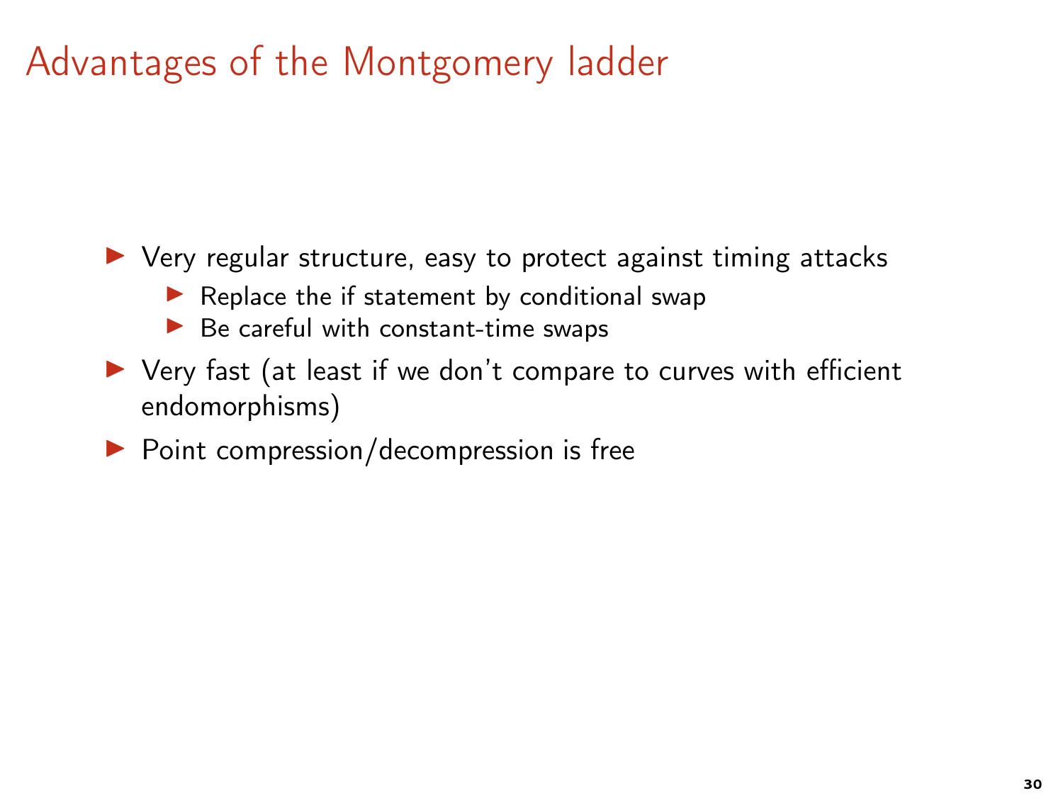# Advantages of the Montgomery ladder

- Very regular structure, easy to protect against timing attacks
  - Replace the if statement by conditional swap
  - Be careful with constant-time swaps
- Very fast (at least if we don't compare to curves with efficient endomorphisms)
- Point compression/decompression is free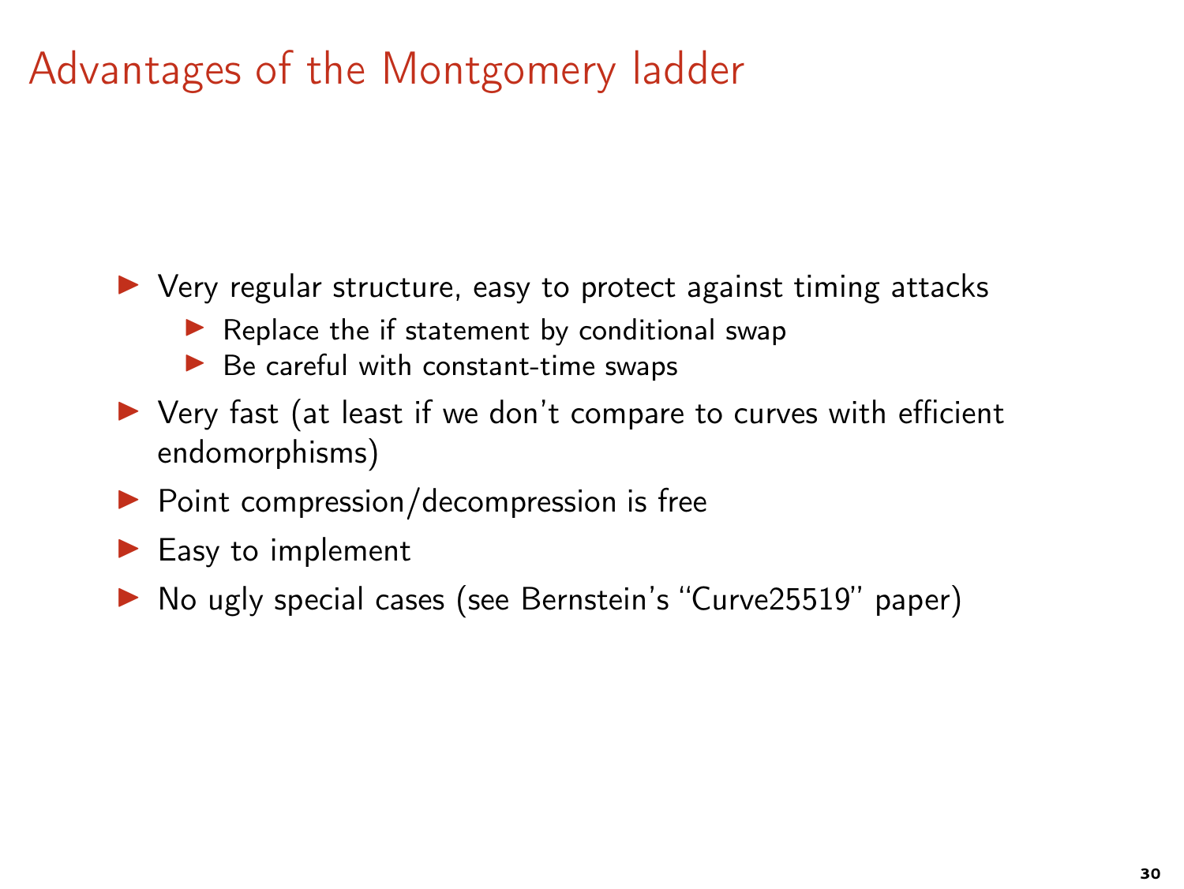# Advantages of the Montgomery ladder

- Very regular structure, easy to protect against timing attacks
  - Replace the if statement by conditional swap
  - Be careful with constant-time swaps
- Very fast (at least if we don't compare to curves with efficient endomorphisms)
- Point compression/decompression is free
- Easy to implement
- No ugly special cases (see Bernstein's "Curve25519" paper)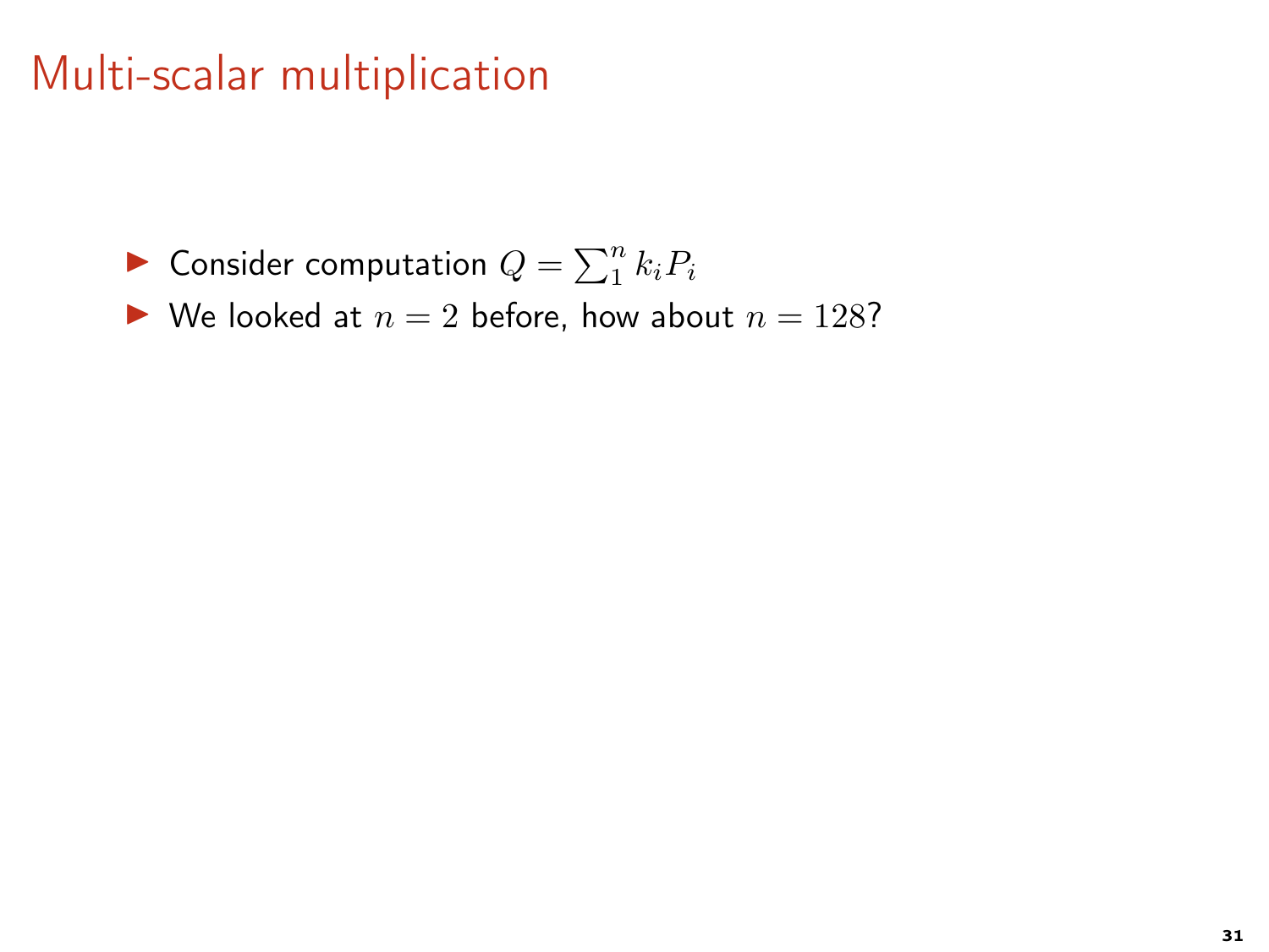# Multi-scalar multiplication

- Consider computation $Q = \sum_1^n k_i P_i$
- We looked at $n = 2$ before, how about $n = 128$?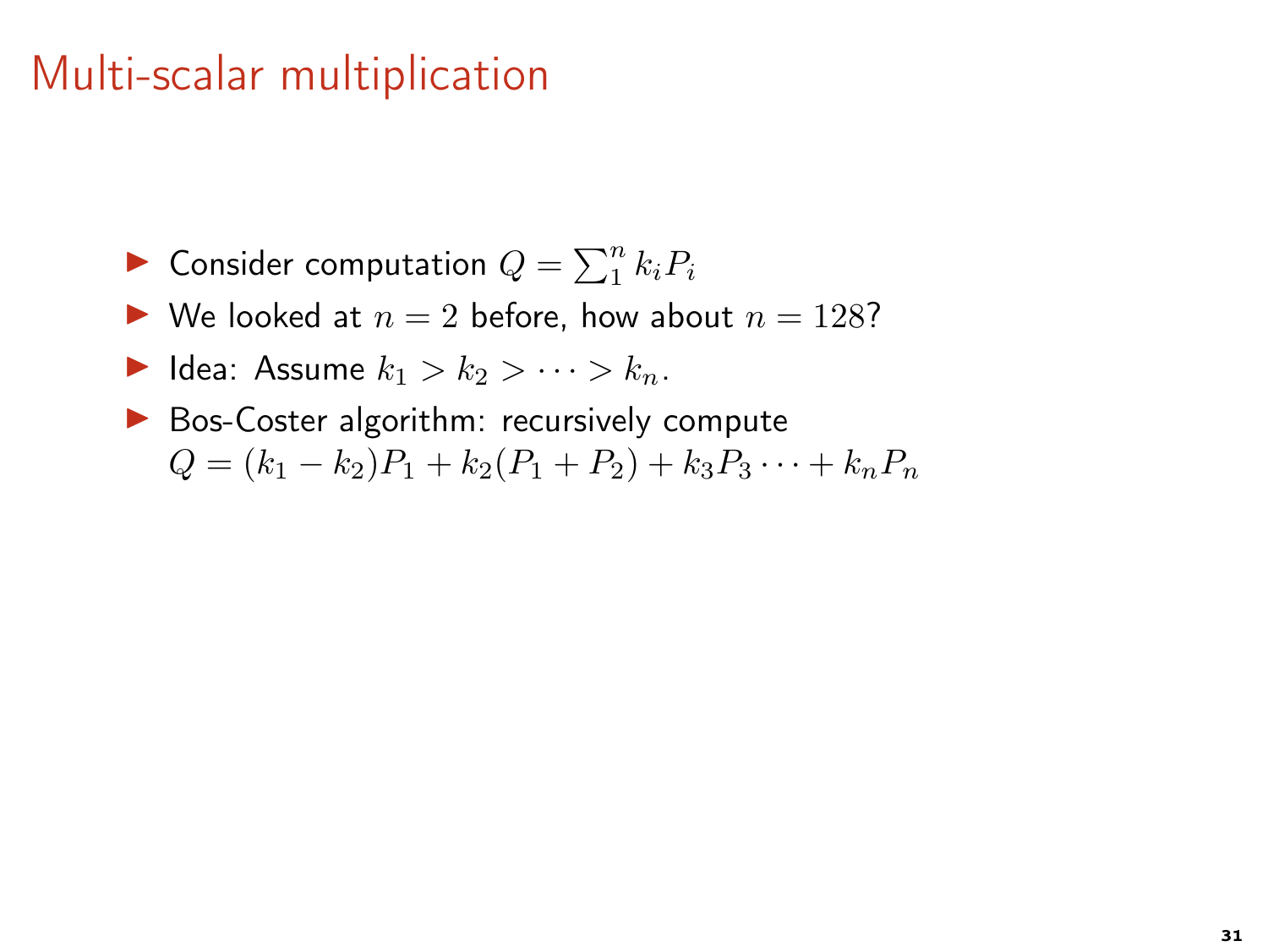# Multi-scalar multiplication

- Consider computation $Q = \sum_1^n k_i P_i$
- We looked at $n = 2$ before, how about $n = 128$?
- Idea: Assume $k_1 > k_2 > \cdots > k_n$.
- Bos-Coster algorithm: recursively compute
  $Q = (k_1 - k_2)P_1 + k_2(P_1 + P_2) + k_3 P_3 \cdots + k_n P_n$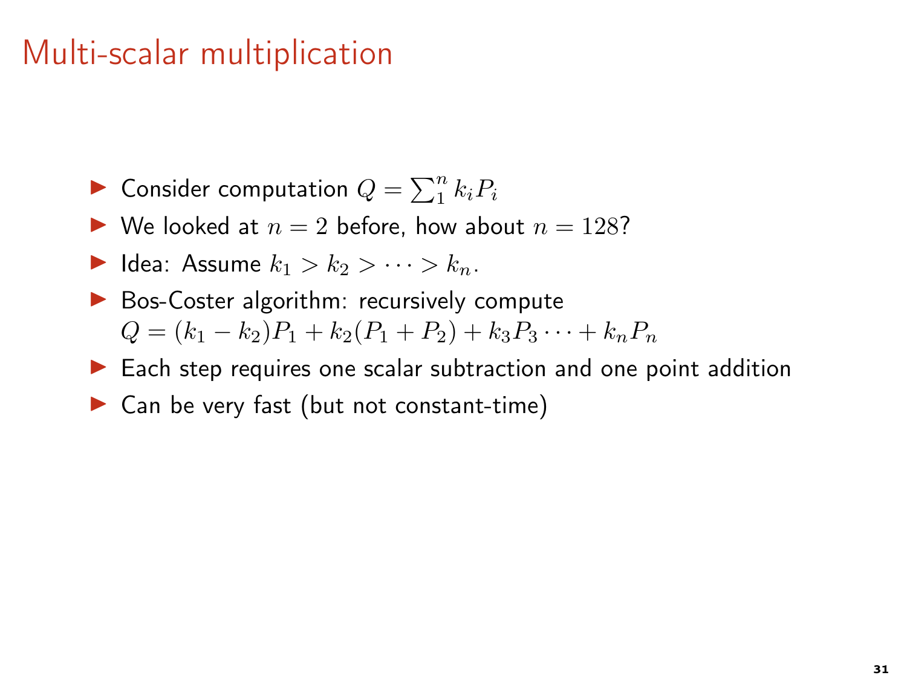# Multi-scalar multiplication

- Consider computation $Q = \sum_1^n k_i P_i$
- We looked at $n = 2$ before, how about $n = 128$?
- Idea: Assume $k_1 > k_2 > \cdots > k_n$.
- Bos-Coster algorithm: recursively compute $Q = (k_1 - k_2)P_1 + k_2(P_1 + P_2) + k_3 P_3 \cdots + k_n P_n$
- Each step requires one scalar subtraction and one point addition
- Can be very fast (but not constant-time)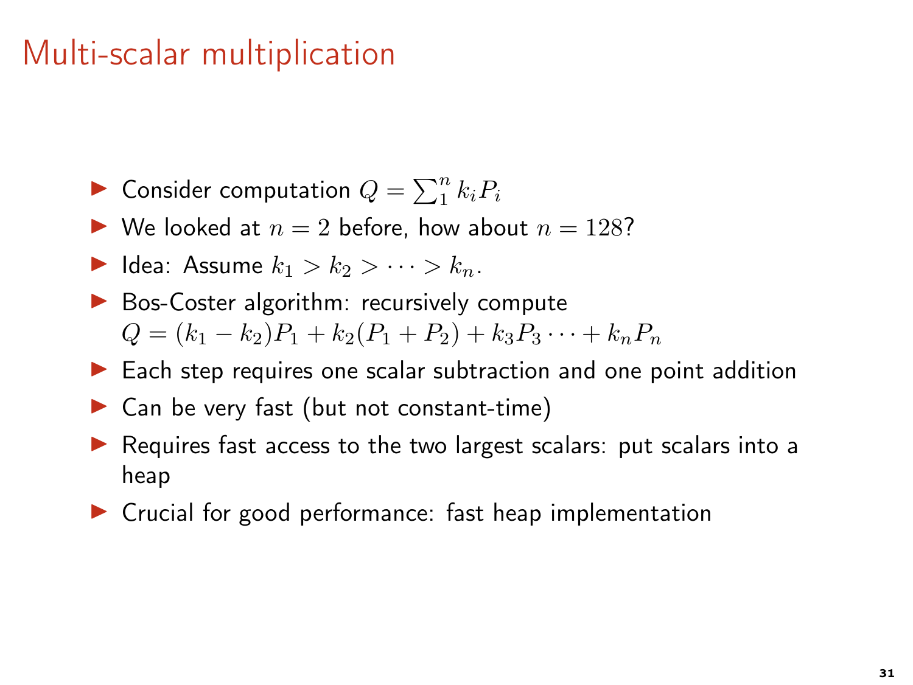# Multi-scalar multiplication

- Consider computation $Q = \sum_1^n k_i P_i$
- We looked at $n = 2$ before, how about $n = 128$?
- Idea: Assume $k_1 > k_2 > \cdots > k_n$.
- Bos-Coster algorithm: recursively compute $Q = (k_1 - k_2)P_1 + k_2(P_1 + P_2) + k_3 P_3 \cdots + k_n P_n$
- Each step requires one scalar subtraction and one point addition
- Can be very fast (but not constant-time)
- Requires fast access to the two largest scalars: put scalars into a heap
- Crucial for good performance: fast heap implementation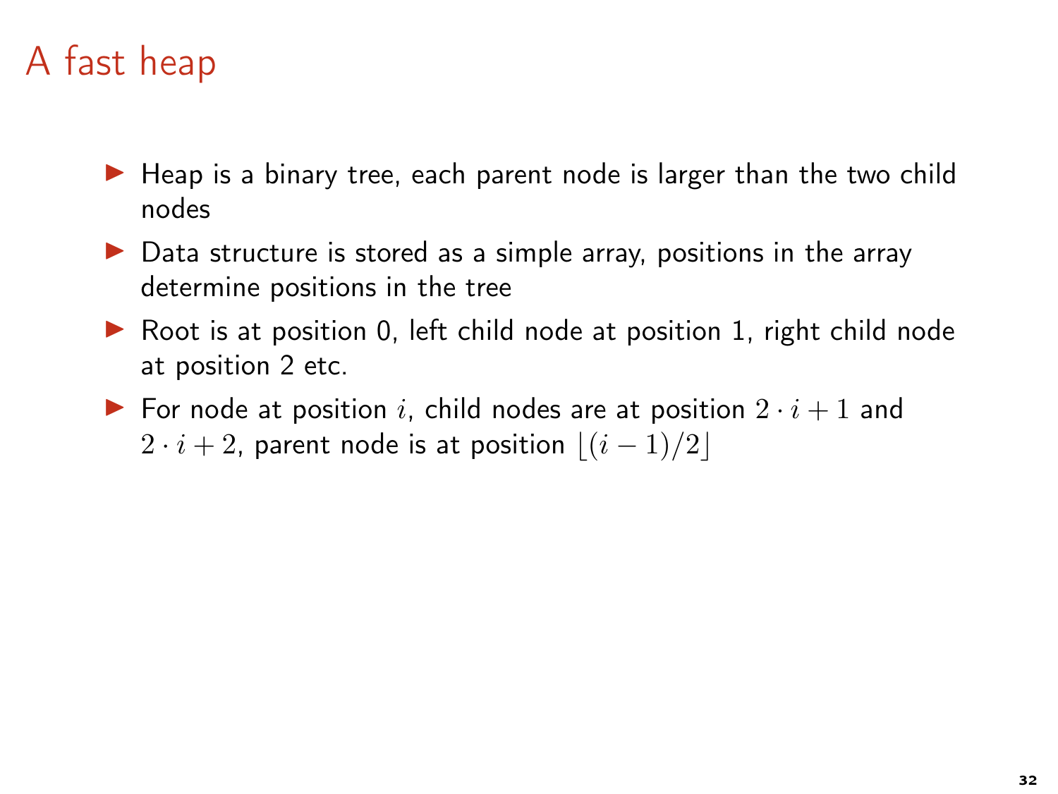# A fast heap

- Heap is a binary tree, each parent node is larger than the two child nodes
- Data structure is stored as a simple array, positions in the array determine positions in the tree
- Root is at position 0, left child node at position 1, right child node at position 2 etc.
- For node at position $i$, child nodes are at position $2 \cdot i + 1$ and $2 \cdot i + 2$, parent node is at position $\lfloor (i-1)/2 \rfloor$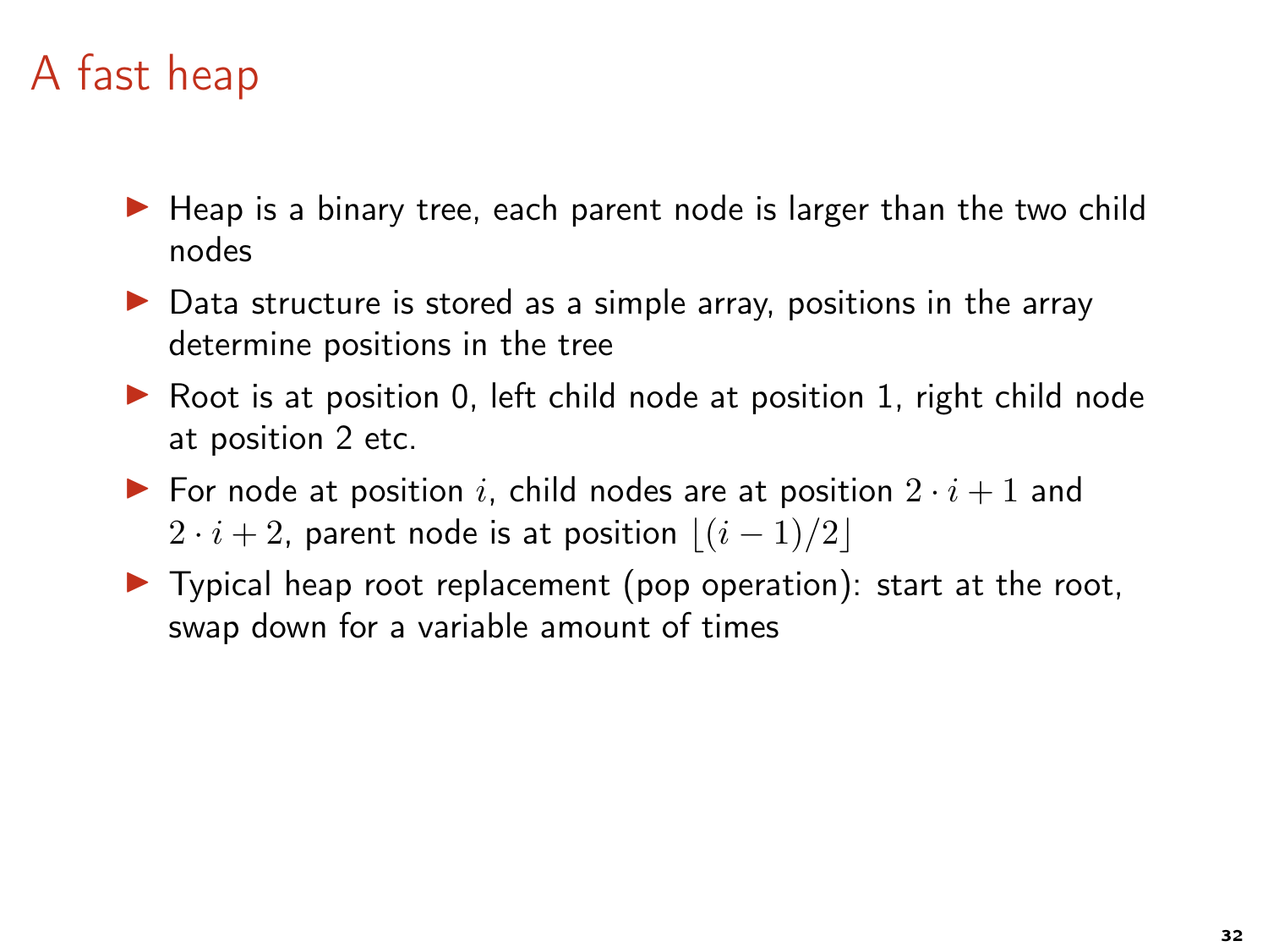# A fast heap

- Heap is a binary tree, each parent node is larger than the two child nodes
- Data structure is stored as a simple array, positions in the array determine positions in the tree
- Root is at position 0, left child node at position 1, right child node at position 2 etc.
- For node at position $i$, child nodes are at position $2 \cdot i + 1$ and $2 \cdot i + 2$, parent node is at position $\lfloor (i-1)/2 \rfloor$
- Typical heap root replacement (pop operation): start at the root, swap down for a variable amount of times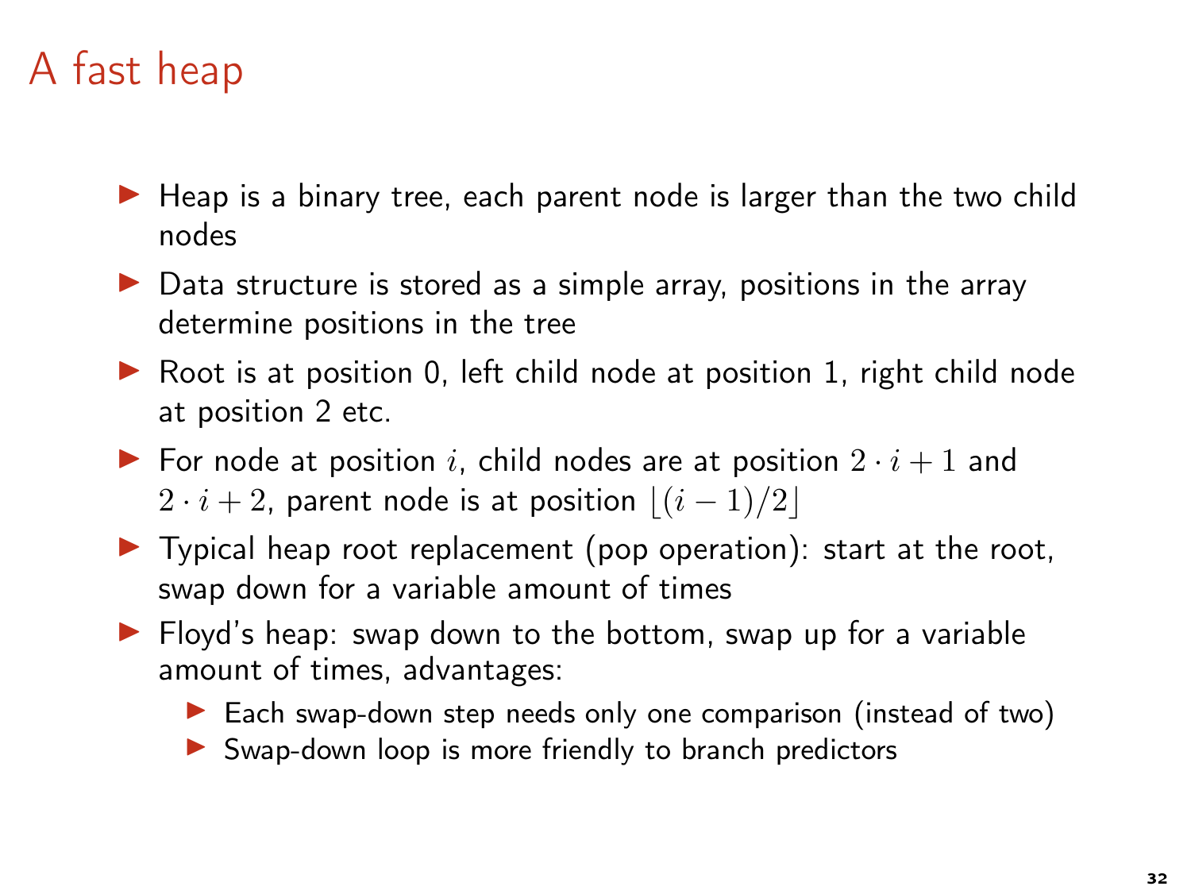# A fast heap

- Heap is a binary tree, each parent node is larger than the two child nodes
- Data structure is stored as a simple array, positions in the array determine positions in the tree
- Root is at position 0, left child node at position 1, right child node at position 2 etc.
- For node at position $i$, child nodes are at position $2 \cdot i + 1$ and $2 \cdot i + 2$, parent node is at position $\lfloor (i-1)/2 \rfloor$
- Typical heap root replacement (pop operation): start at the root, swap down for a variable amount of times
- Floyd's heap: swap down to the bottom, swap up for a variable amount of times, advantages:
  - Each swap-down step needs only one comparison (instead of two)
  - Swap-down loop is more friendly to branch predictors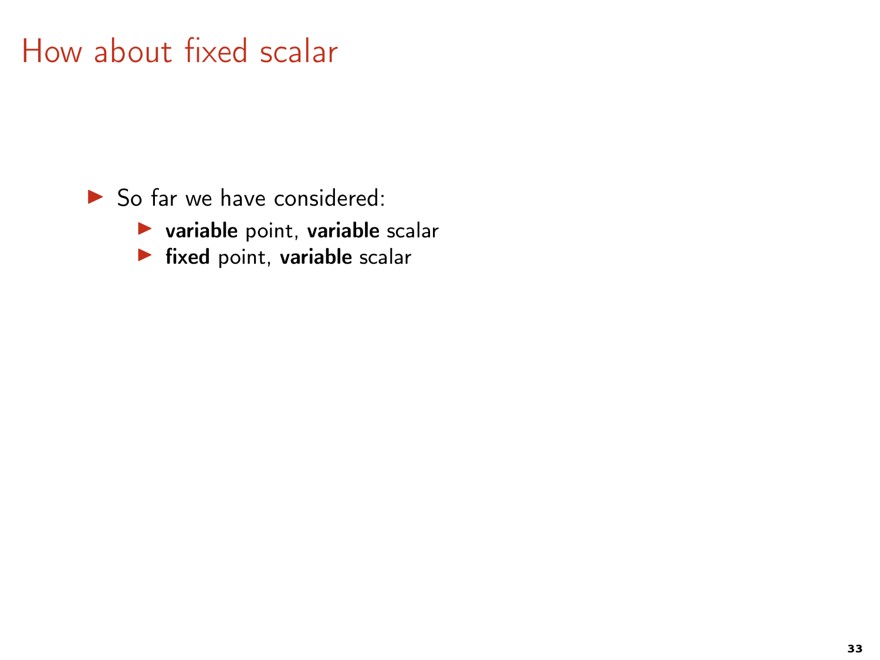# How about fixed scalar

- So far we have considered:
  - **variable** point, **variable** scalar
  - **fixed** point, **variable** scalar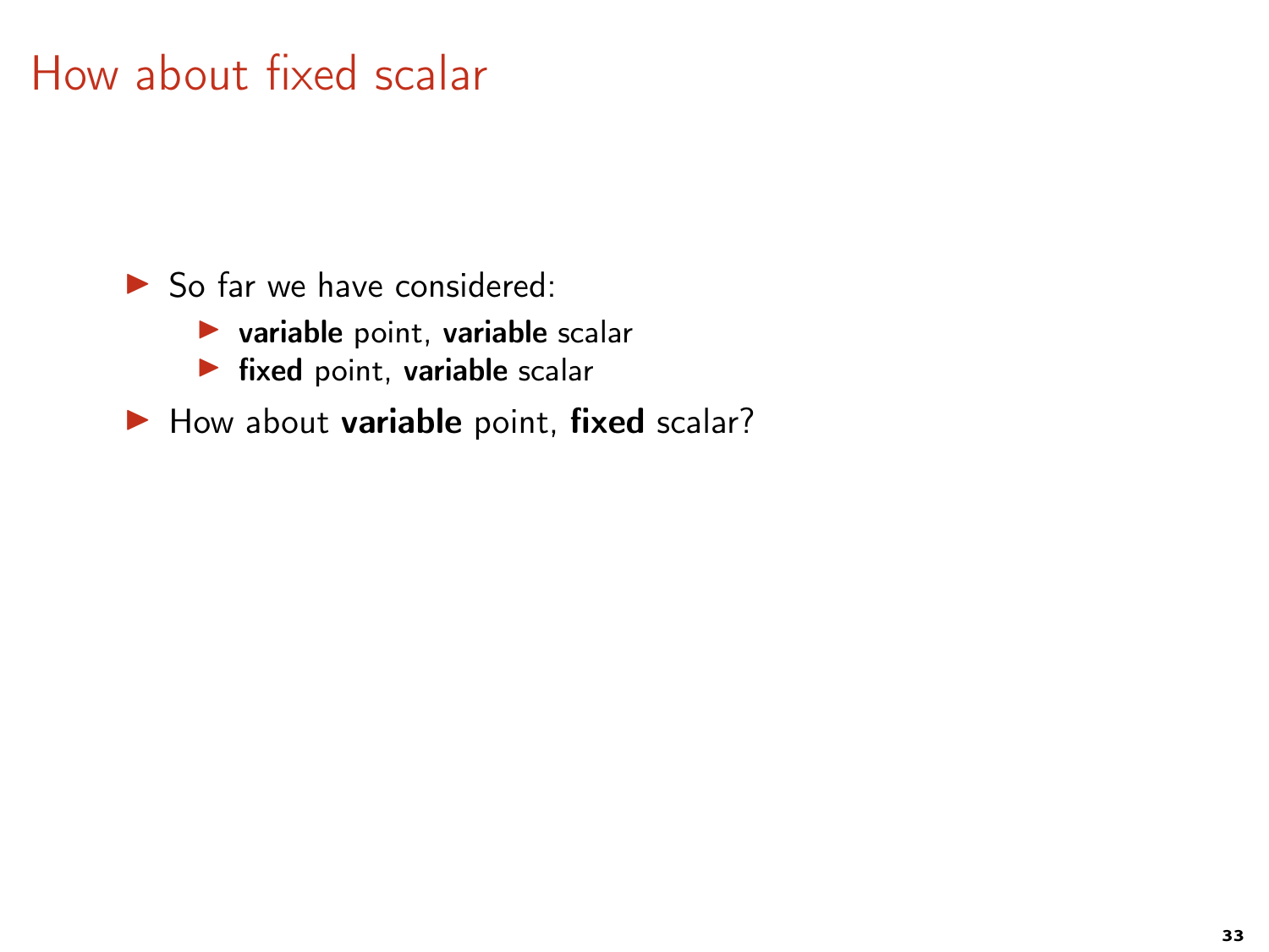# How about fixed scalar

- So far we have considered:
  - **variable** point, **variable** scalar
  - **fixed** point, **variable** scalar
- How about **variable** point, **fixed** scalar?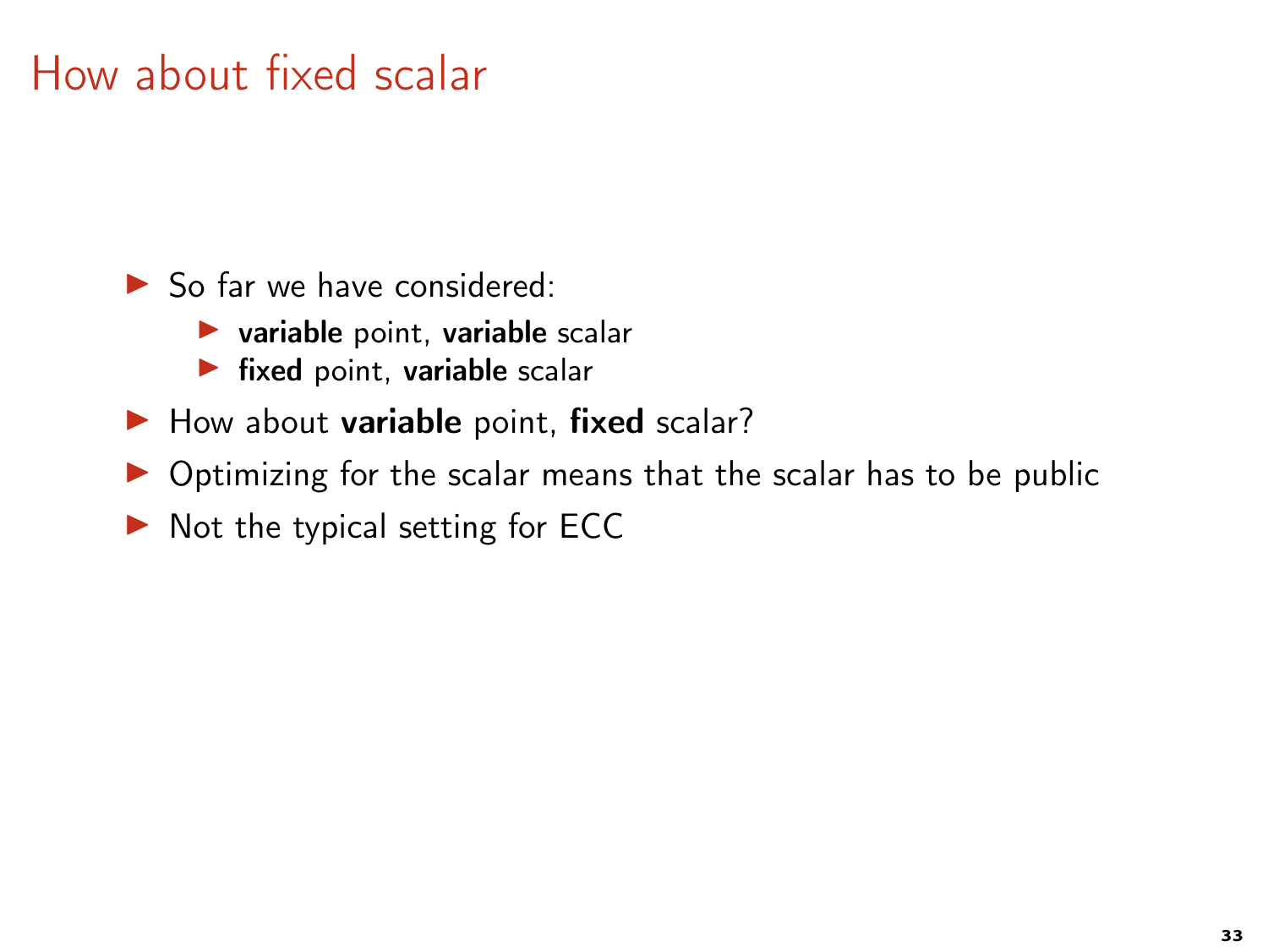# How about fixed scalar

- So far we have considered:
  - **variable** point, **variable** scalar
  - **fixed** point, **variable** scalar
- How about **variable** point, **fixed** scalar?
- Optimizing for the scalar means that the scalar has to be public
- Not the typical setting for ECC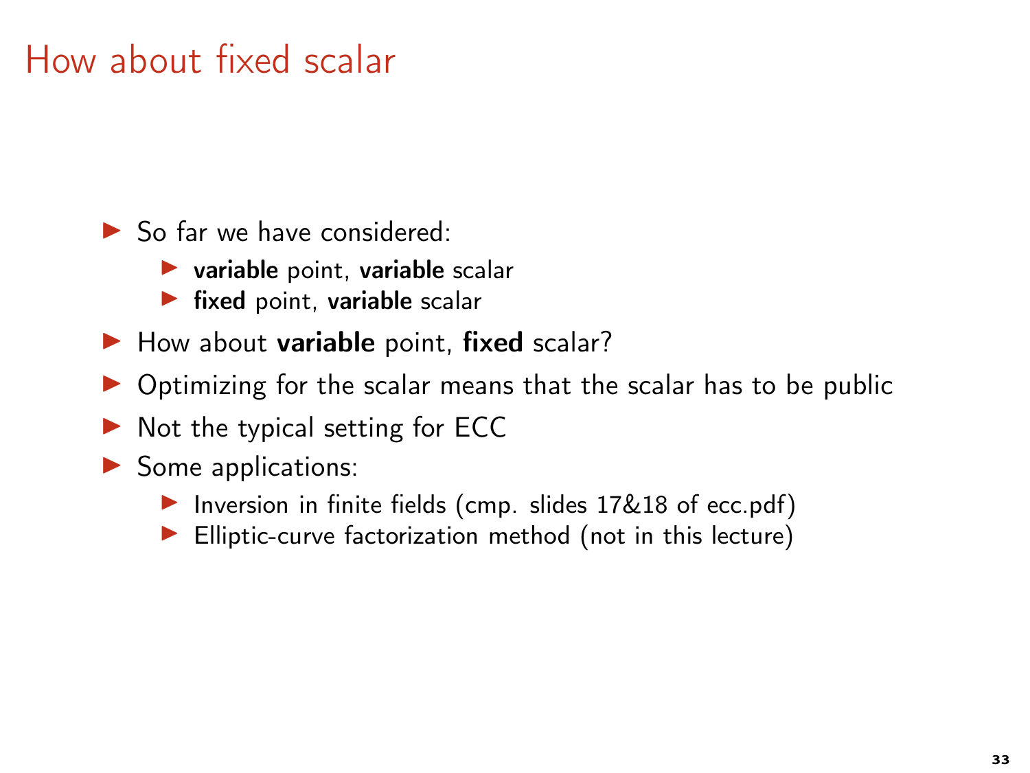# How about fixed scalar

- So far we have considered:
  - **variable** point, **variable** scalar
  - **fixed** point, **variable** scalar
- How about **variable** point, **fixed** scalar?
- Optimizing for the scalar means that the scalar has to be public
- Not the typical setting for ECC
- Some applications:
  - Inversion in finite fields (cmp. slides 17&18 of ecc.pdf)
  - Elliptic-curve factorization method (not in this lecture)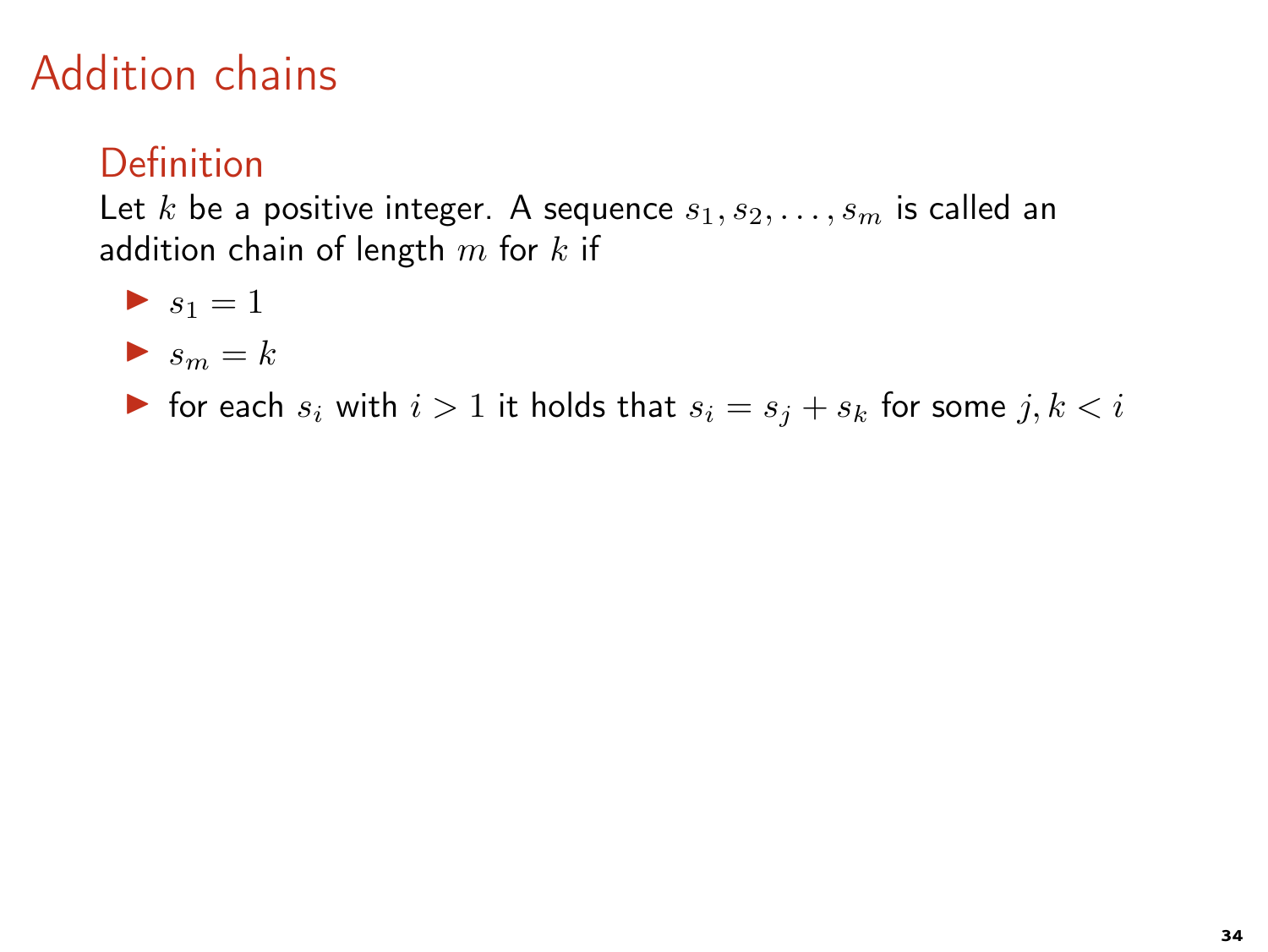# Addition chains

## Definition

Let $k$ be a positive integer. A sequence $s_1, s_2, \ldots, s_m$ is called an addition chain of length $m$ for $k$ if

- $s_1 = 1$
- $s_m = k$
- for each $s_i$ with $i > 1$ it holds that $s_i = s_j + s_k$ for some $j, k < i$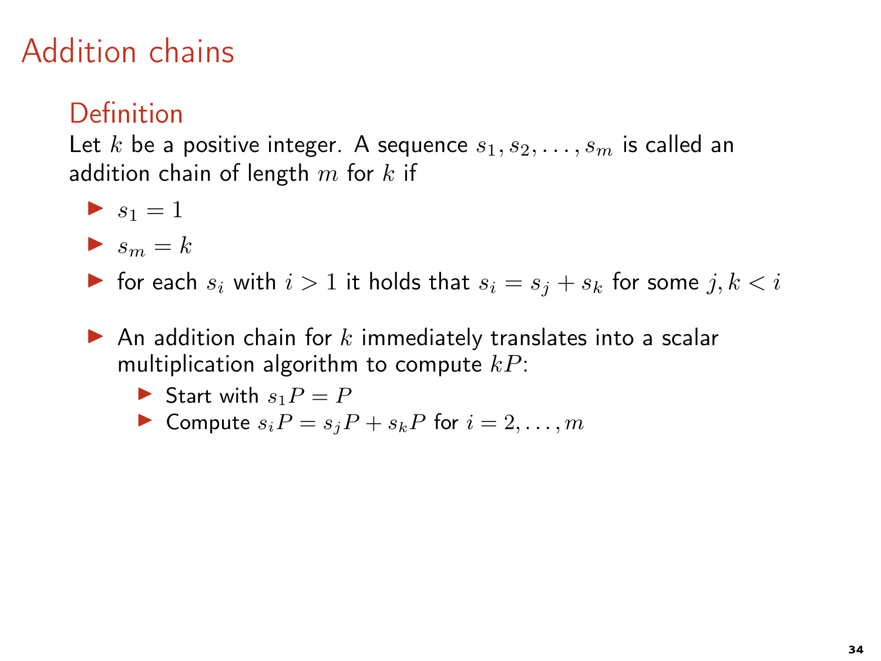# Addition chains

## Definition

Let $k$ be a positive integer. A sequence $s_1, s_2, \ldots, s_m$ is called an addition chain of length $m$ for $k$ if

- $s_1 = 1$
- $s_m = k$
- for each $s_i$ with $i > 1$ it holds that $s_i = s_j + s_k$ for some $j, k < i$

- An addition chain for $k$ immediately translates into a scalar multiplication algorithm to compute $kP$:
  - Start with $s_1 P = P$
  - Compute $s_i P = s_j P + s_k P$ for $i = 2, \ldots, m$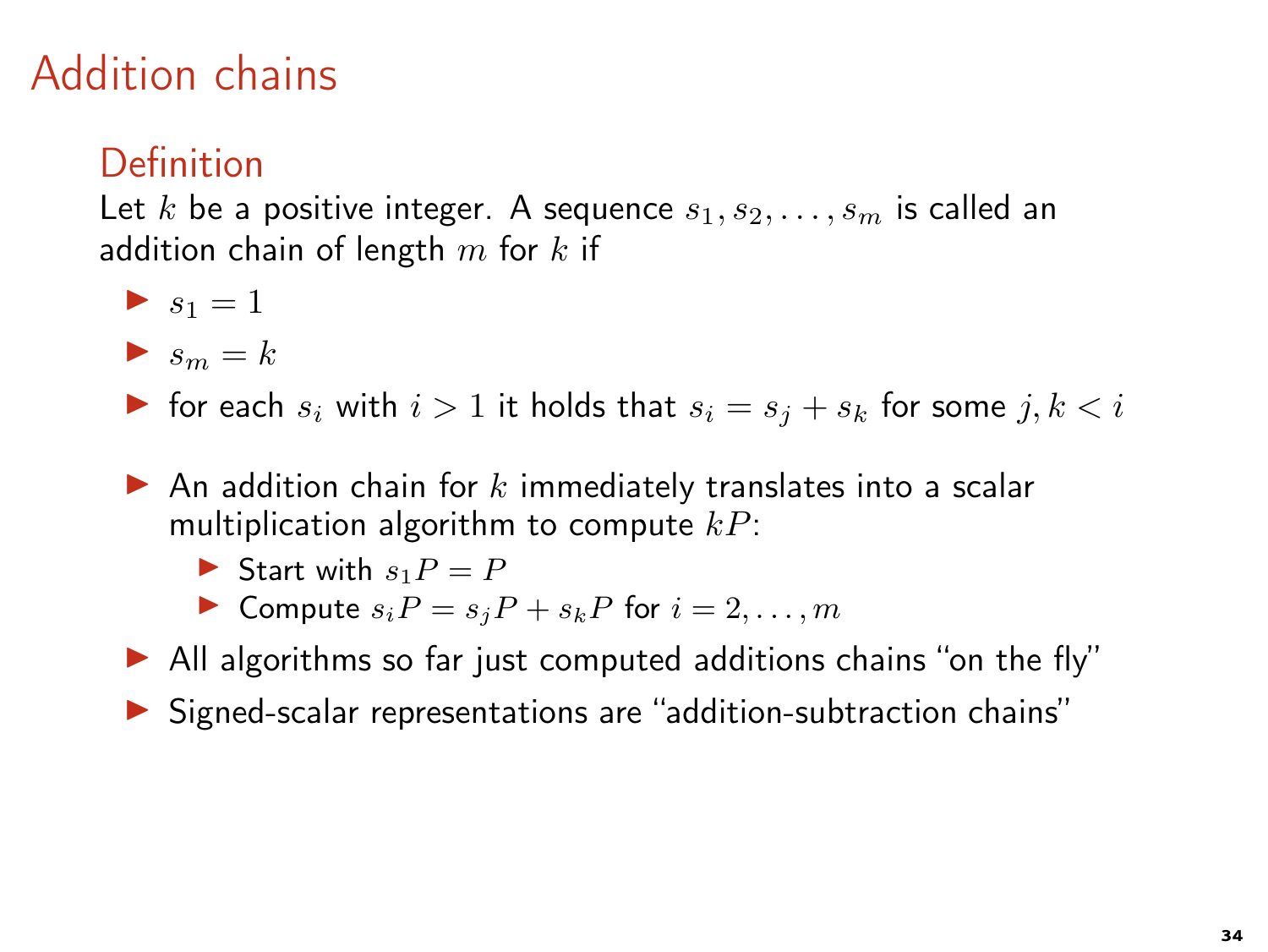# Addition chains

## Definition

Let $k$ be a positive integer. A sequence $s_1, s_2, \ldots, s_m$ is called an addition chain of length $m$ for $k$ if

- $s_1 = 1$
- $s_m = k$
- for each $s_i$ with $i > 1$ it holds that $s_i = s_j + s_k$ for some $j, k < i$

- An addition chain for $k$ immediately translates into a scalar multiplication algorithm to compute $kP$:
  - Start with $s_1 P = P$
  - Compute $s_i P = s_j P + s_k P$ for $i = 2, \ldots, m$
- All algorithms so far just computed additions chains "on the fly"
- Signed-scalar representations are "addition-subtraction chains"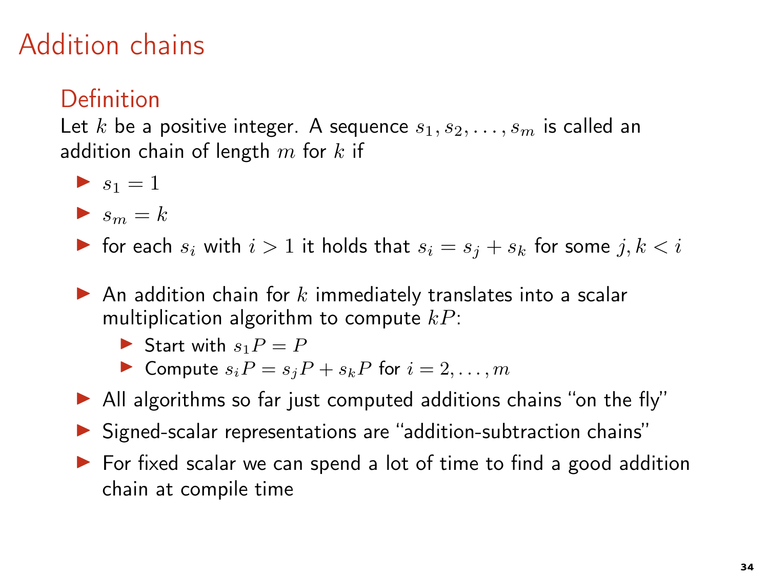# Addition chains

## Definition

Let $k$ be a positive integer. A sequence $s_1, s_2, \ldots, s_m$ is called an addition chain of length $m$ for $k$ if

- $s_1 = 1$
- $s_m = k$
- for each $s_i$ with $i > 1$ it holds that $s_i = s_j + s_k$ for some $j, k < i$

- An addition chain for $k$ immediately translates into a scalar multiplication algorithm to compute $kP$:
  - Start with $s_1 P = P$
  - Compute $s_i P = s_j P + s_k P$ for $i = 2, \ldots, m$
- All algorithms so far just computed additions chains "on the fly"
- Signed-scalar representations are "addition-subtraction chains"
- For fixed scalar we can spend a lot of time to find a good addition chain at compile time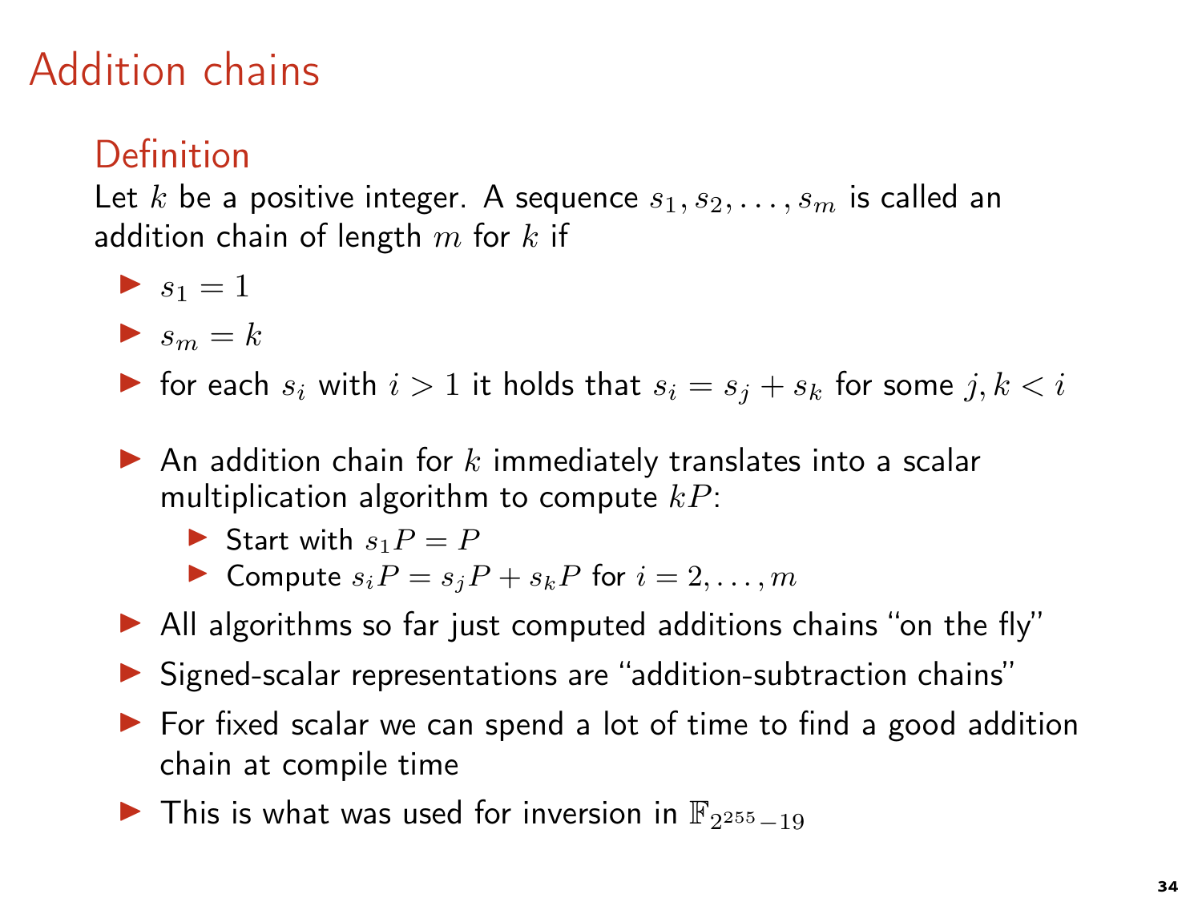# Addition chains

## Definition

Let $k$ be a positive integer. A sequence $s_1, s_2, \ldots, s_m$ is called an addition chain of length $m$ for $k$ if

- $s_1 = 1$
- $s_m = k$
- for each $s_i$ with $i > 1$ it holds that $s_i = s_j + s_k$ for some $j, k < i$

- An addition chain for $k$ immediately translates into a scalar multiplication algorithm to compute $kP$:
  - Start with $s_1 P = P$
  - Compute $s_i P = s_j P + s_k P$ for $i = 2, \ldots, m$
- All algorithms so far just computed additions chains "on the fly"
- Signed-scalar representations are "addition-subtraction chains"
- For fixed scalar we can spend a lot of time to find a good addition chain at compile time
- This is what was used for inversion in $\mathbb{F}_{2^{255}-19}$